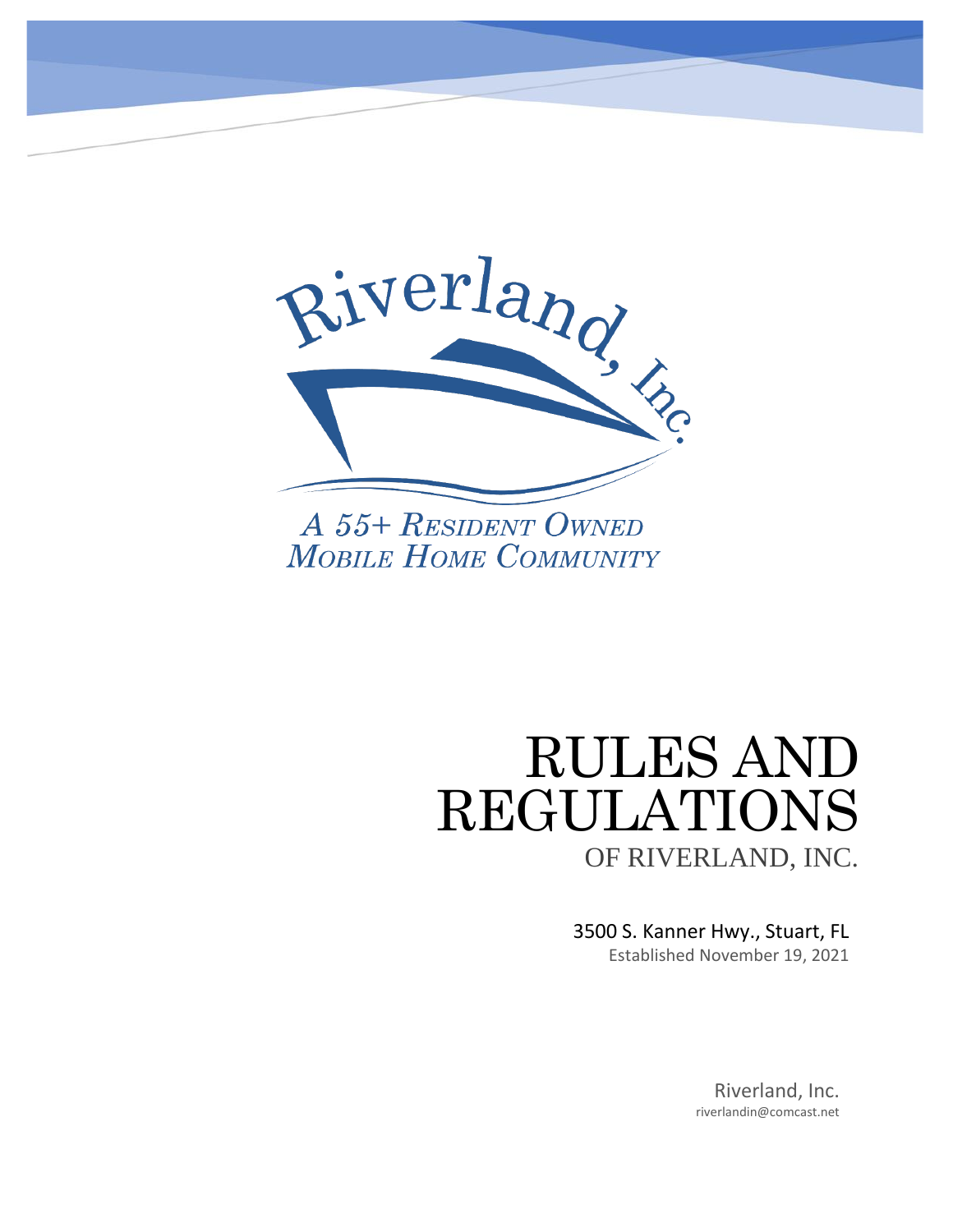Riverland, Inc.

*A 55+ Resident Owned Mobile Home Community*

# RULES AND REGULATIONS

## OF RIVERLAND, INC.

3500 S. Kanner Hwy., Stuart, FL

Established November 19, 2021

Riverland, Inc.

riverlandin@comcast.net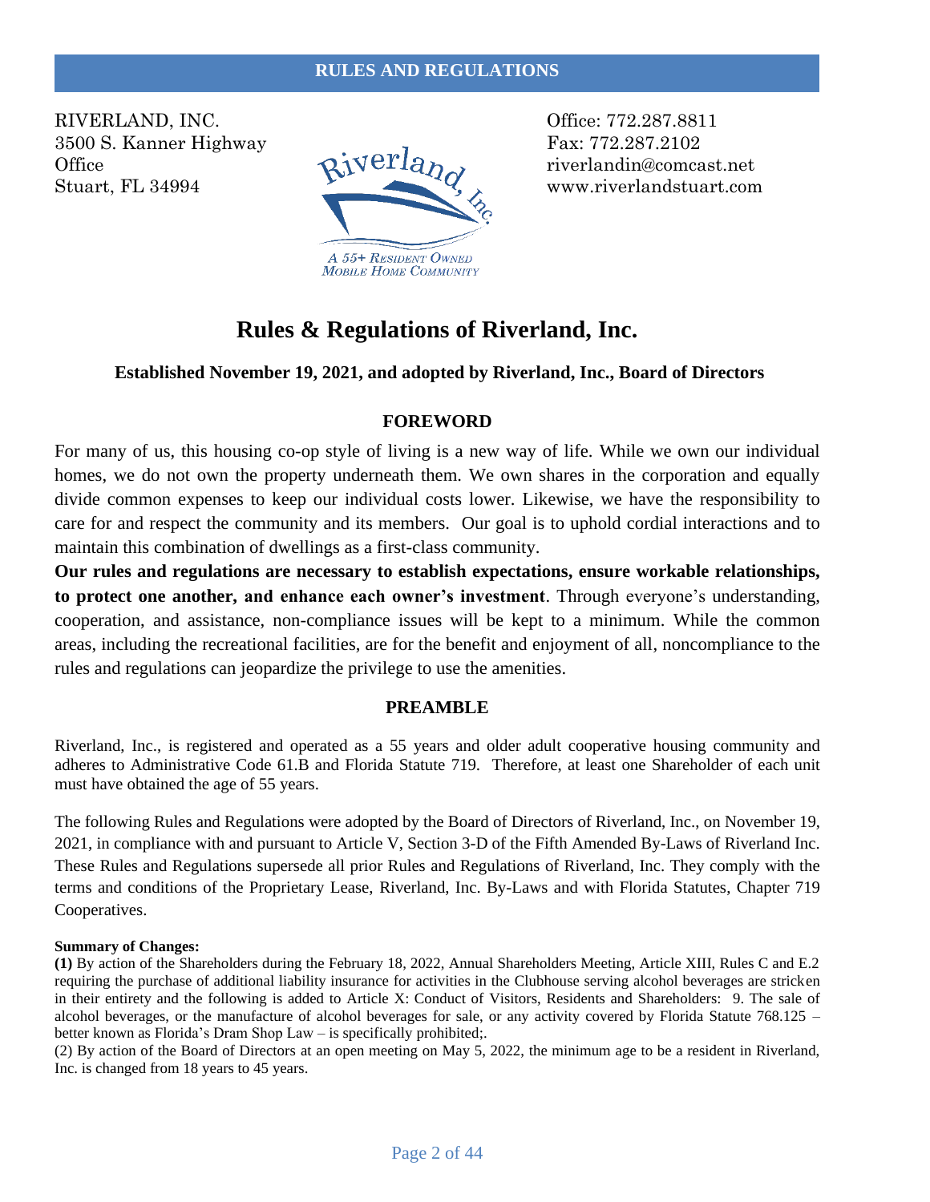RULES AND REGULATIONS

RIVERLAND, INC.
3500 S. Kanner Highway
Office
Stuart, FL 34994

Office: 772.287.8811
Fax: 772.287.2102
riverlandin@comcast.net
www.riverlandstuart.com

Riverland, Inc.
A 55+ RESIDENT OWNED MOBILE HOME COMMUNITY

# Rules & Regulations of Riverland, Inc.

**Established November 19, 2021, and adopted by Riverland, Inc., Board of Directors**

## FOREWORD

For many of us, this housing co-op style of living is a new way of life. While we own our individual homes, we do not own the property underneath them. We own shares in the corporation and equally divide common expenses to keep our individual costs lower. Likewise, we have the responsibility to care for and respect the community and its members. Our goal is to uphold cordial interactions and to maintain this combination of dwellings as a first-class community.

**Our rules and regulations are necessary to establish expectations, ensure workable relationships, to protect one another, and enhance each owner's investment**. Through everyone's understanding, cooperation, and assistance, non-compliance issues will be kept to a minimum. While the common areas, including the recreational facilities, are for the benefit and enjoyment of all, noncompliance to the rules and regulations can jeopardize the privilege to use the amenities.

## PREAMBLE

Riverland, Inc., is registered and operated as a 55 years and older adult cooperative housing community and adheres to Administrative Code 61.B and Florida Statute 719. Therefore, at least one Shareholder of each unit must have obtained the age of 55 years.

The following Rules and Regulations were adopted by the Board of Directors of Riverland, Inc., on November 19, 2021, in compliance with and pursuant to Article V, Section 3-D of the Fifth Amended By-Laws of Riverland Inc. These Rules and Regulations supersede all prior Rules and Regulations of Riverland, Inc. They comply with the terms and conditions of the Proprietary Lease, Riverland, Inc. By-Laws and with Florida Statutes, Chapter 719 Cooperatives.

**Summary of Changes:**

**(1)** By action of the Shareholders during the February 18, 2022, Annual Shareholders Meeting, Article XIII, Rules C and E.2 requiring the purchase of additional liability insurance for activities in the Clubhouse serving alcohol beverages are stricken in their entirety and the following is added to Article X: Conduct of Visitors, Residents and Shareholders: 9. The sale of alcohol beverages, or the manufacture of alcohol beverages for sale, or any activity covered by Florida Statute 768.125 – better known as Florida's Dram Shop Law – is specifically prohibited;.

(2) By action of the Board of Directors at an open meeting on May 5, 2022, the minimum age to be a resident in Riverland, Inc. is changed from 18 years to 45 years.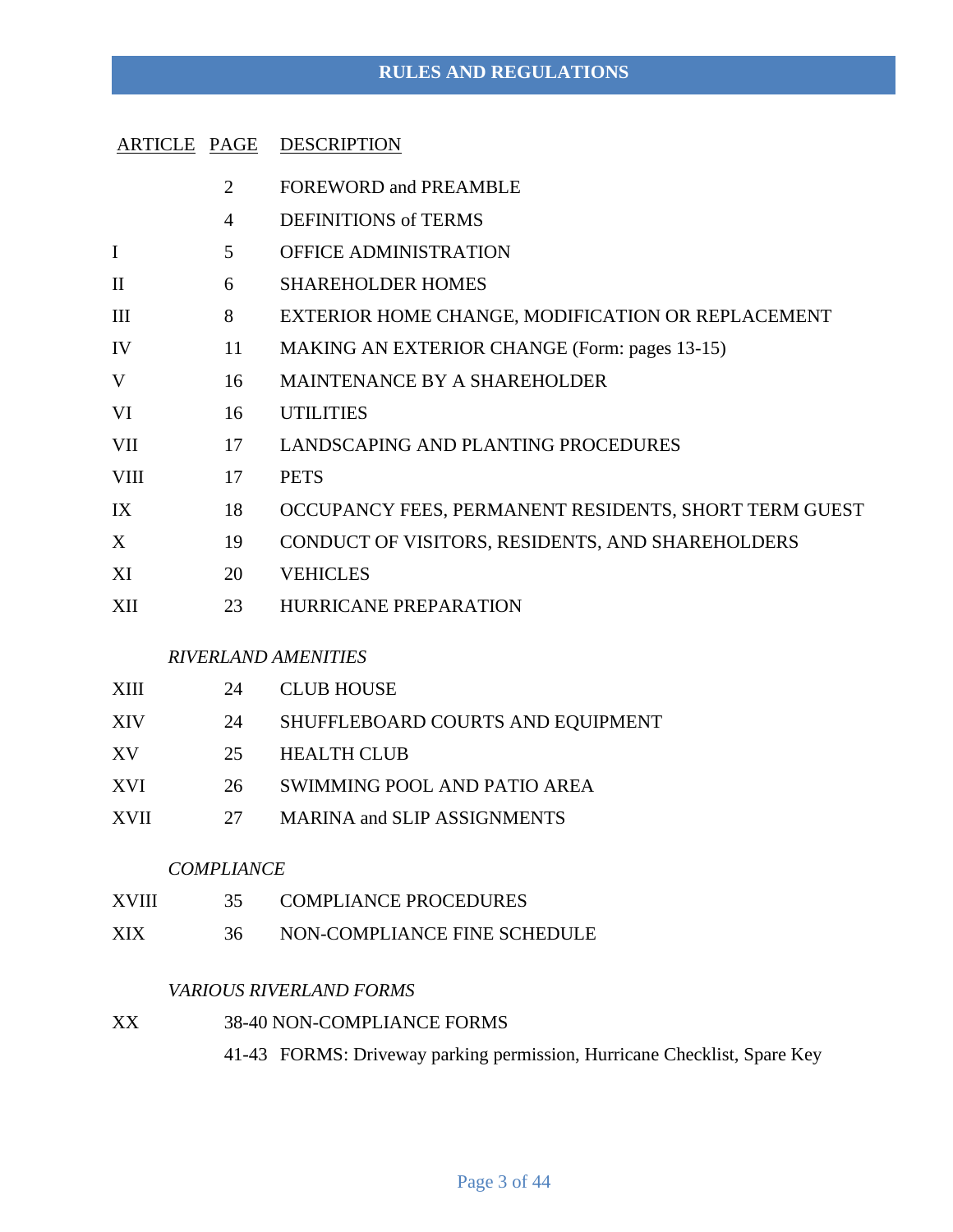# RULES AND REGULATIONS

| ARTICLE | PAGE | DESCRIPTION |
|---|---|---|
| | 2 | FOREWORD and PREAMBLE |
| | 4 | DEFINITIONS of TERMS |
| I | 5 | OFFICE ADMINISTRATION |
| II | 6 | SHAREHOLDER HOMES |
| III | 8 | EXTERIOR HOME CHANGE, MODIFICATION OR REPLACEMENT |
| IV | 11 | MAKING AN EXTERIOR CHANGE (Form: pages 13-15) |
| V | 16 | MAINTENANCE BY A SHAREHOLDER |
| VI | 16 | UTILITIES |
| VII | 17 | LANDSCAPING AND PLANTING PROCEDURES |
| VIII | 17 | PETS |
| IX | 18 | OCCUPANCY FEES, PERMANENT RESIDENTS, SHORT TERM GUEST |
| X | 19 | CONDUCT OF VISITORS, RESIDENTS, AND SHAREHOLDERS |
| XI | 20 | VEHICLES |
| XII | 23 | HURRICANE PREPARATION |
| | *RIVERLAND AMENITIES* | |
| XIII | 24 | CLUB HOUSE |
| XIV | 24 | SHUFFLEBOARD COURTS AND EQUIPMENT |
| XV | 25 | HEALTH CLUB |
| XVI | 26 | SWIMMING POOL AND PATIO AREA |
| XVII | 27 | MARINA and SLIP ASSIGNMENTS |
| | *COMPLIANCE* | |
| XVIII | 35 | COMPLIANCE PROCEDURES |
| XIX | 36 | NON-COMPLIANCE FINE SCHEDULE |
| | *VARIOUS RIVERLAND FORMS* | |
| XX | 38-40 | NON-COMPLIANCE FORMS |
| | 41-43 | FORMS: Driveway parking permission, Hurricane Checklist, Spare Key |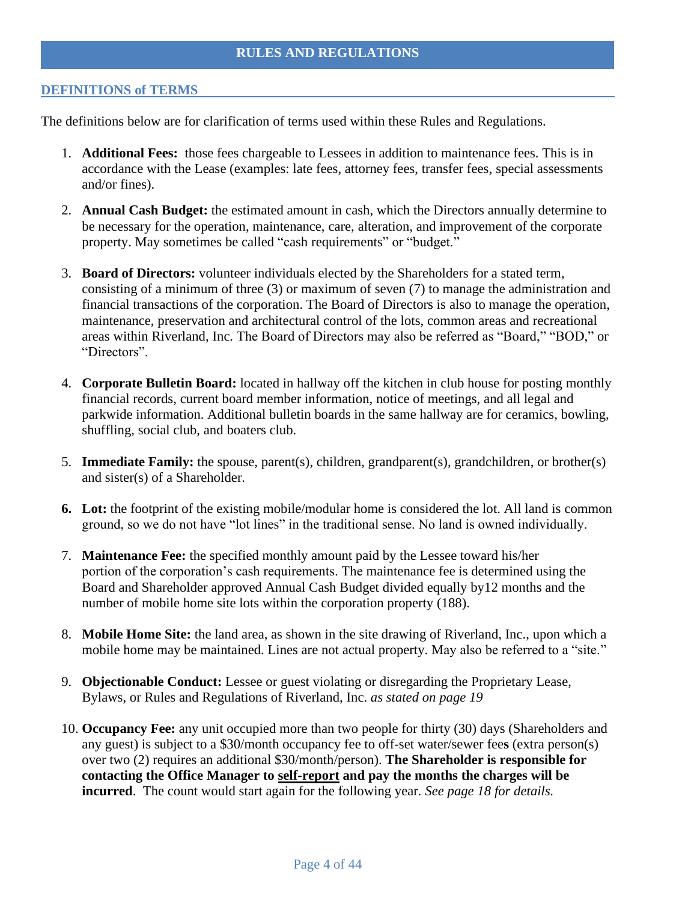# RULES AND REGULATIONS

## DEFINITIONS of TERMS

The definitions below are for clarification of terms used within these Rules and Regulations.

1. **Additional Fees:** those fees chargeable to Lessees in addition to maintenance fees. This is in accordance with the Lease (examples: late fees, attorney fees, transfer fees, special assessments and/or fines).

2. **Annual Cash Budget:** the estimated amount in cash, which the Directors annually determine to be necessary for the operation, maintenance, care, alteration, and improvement of the corporate property. May sometimes be called "cash requirements" or "budget."

3. **Board of Directors:** volunteer individuals elected by the Shareholders for a stated term, consisting of a minimum of three (3) or maximum of seven (7) to manage the administration and financial transactions of the corporation. The Board of Directors is also to manage the operation, maintenance, preservation and architectural control of the lots, common areas and recreational areas within Riverland, Inc. The Board of Directors may also be referred as "Board," "BOD," or "Directors".

4. **Corporate Bulletin Board:** located in hallway off the kitchen in club house for posting monthly financial records, current board member information, notice of meetings, and all legal and parkwide information. Additional bulletin boards in the same hallway are for ceramics, bowling, shuffling, social club, and boaters club.

5. **Immediate Family:** the spouse, parent(s), children, grandparent(s), grandchildren, or brother(s) and sister(s) of a Shareholder.

6. **Lot:** the footprint of the existing mobile/modular home is considered the lot. All land is common ground, so we do not have "lot lines" in the traditional sense. No land is owned individually.

7. **Maintenance Fee:** the specified monthly amount paid by the Lessee toward his/her portion of the corporation's cash requirements. The maintenance fee is determined using the Board and Shareholder approved Annual Cash Budget divided equally by12 months and the number of mobile home site lots within the corporation property (188).

8. **Mobile Home Site:** the land area, as shown in the site drawing of Riverland, Inc., upon which a mobile home may be maintained. Lines are not actual property. May also be referred to a "site."

9. **Objectionable Conduct:** Lessee or guest violating or disregarding the Proprietary Lease, Bylaws, or Rules and Regulations of Riverland, Inc. *as stated on page 19*

10. **Occupancy Fee:** any unit occupied more than two people for thirty (30) days (Shareholders and any guest) is subject to a $30/month occupancy fee to off-set water/sewer fees (extra person(s) over two (2) requires an additional $30/month/person). **The Shareholder is responsible for contacting the Office Manager to <u>self-report</u> and pay the months the charges will be incurred**. The count would start again for the following year. *See page 18 for details.*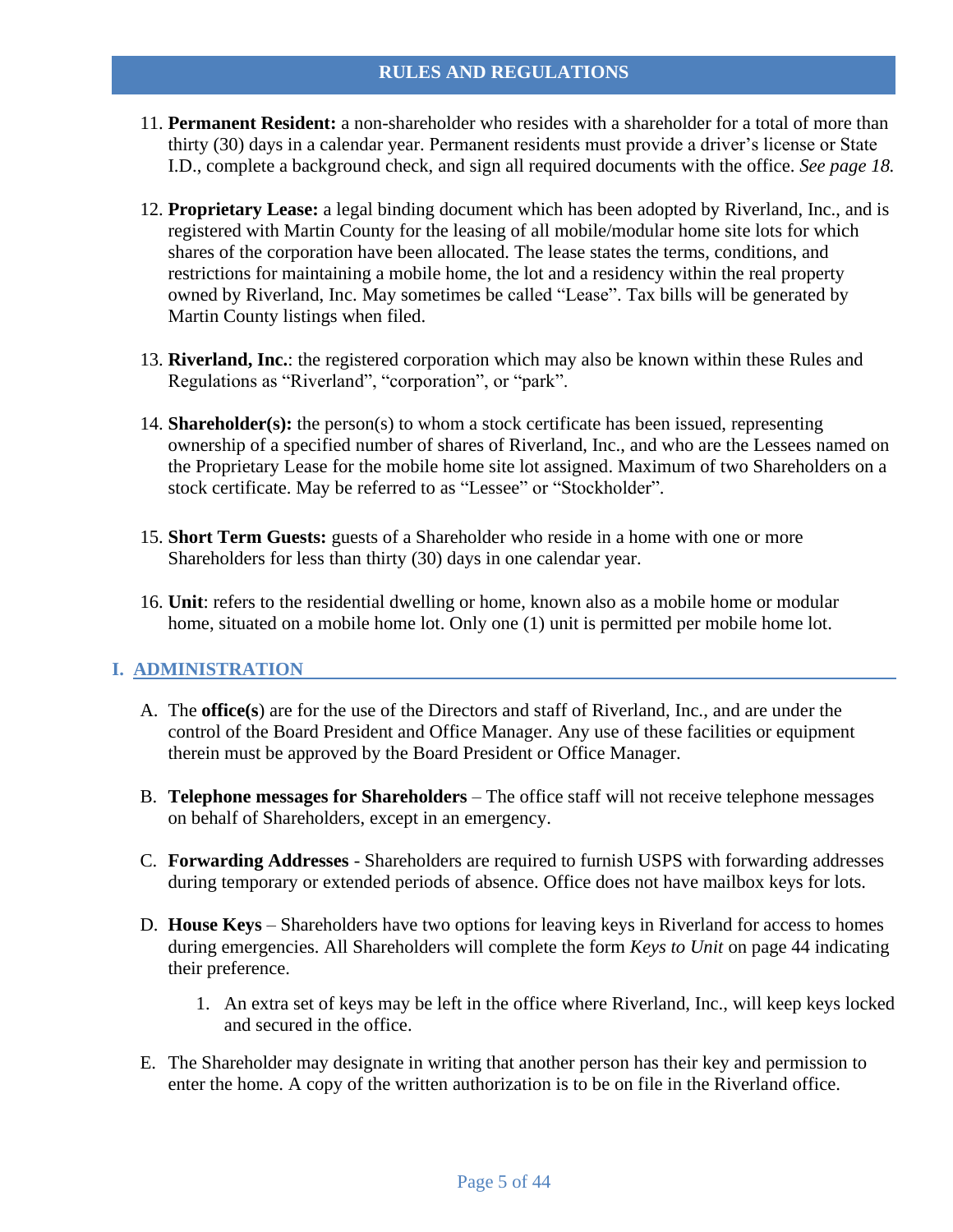11. **Permanent Resident:** a non-shareholder who resides with a shareholder for a total of more than thirty (30) days in a calendar year. Permanent residents must provide a driver's license or State I.D., complete a background check, and sign all required documents with the office. *See page 18.*

12. **Proprietary Lease:** a legal binding document which has been adopted by Riverland, Inc., and is registered with Martin County for the leasing of all mobile/modular home site lots for which shares of the corporation have been allocated. The lease states the terms, conditions, and restrictions for maintaining a mobile home, the lot and a residency within the real property owned by Riverland, Inc. May sometimes be called "Lease". Tax bills will be generated by Martin County listings when filed.

13. **Riverland, Inc.**: the registered corporation which may also be known within these Rules and Regulations as "Riverland", "corporation", or "park".

14. **Shareholder(s):** the person(s) to whom a stock certificate has been issued, representing ownership of a specified number of shares of Riverland, Inc., and who are the Lessees named on the Proprietary Lease for the mobile home site lot assigned. Maximum of two Shareholders on a stock certificate. May be referred to as "Lessee" or "Stockholder".

15. **Short Term Guests:** guests of a Shareholder who reside in a home with one or more Shareholders for less than thirty (30) days in one calendar year.

16. **Unit**: refers to the residential dwelling or home, known also as a mobile home or modular home, situated on a mobile home lot. Only one (1) unit is permitted per mobile home lot.

## I. ADMINISTRATION

A. The **office(s**) are for the use of the Directors and staff of Riverland, Inc., and are under the control of the Board President and Office Manager. Any use of these facilities or equipment therein must be approved by the Board President or Office Manager.

B. **Telephone messages for Shareholders** – The office staff will not receive telephone messages on behalf of Shareholders, except in an emergency.

C. **Forwarding Addresses** - Shareholders are required to furnish USPS with forwarding addresses during temporary or extended periods of absence. Office does not have mailbox keys for lots.

D. **House Keys** – Shareholders have two options for leaving keys in Riverland for access to homes during emergencies. All Shareholders will complete the form *Keys to Unit* on page 44 indicating their preference.

    1. An extra set of keys may be left in the office where Riverland, Inc., will keep keys locked and secured in the office.

E. The Shareholder may designate in writing that another person has their key and permission to enter the home. A copy of the written authorization is to be on file in the Riverland office.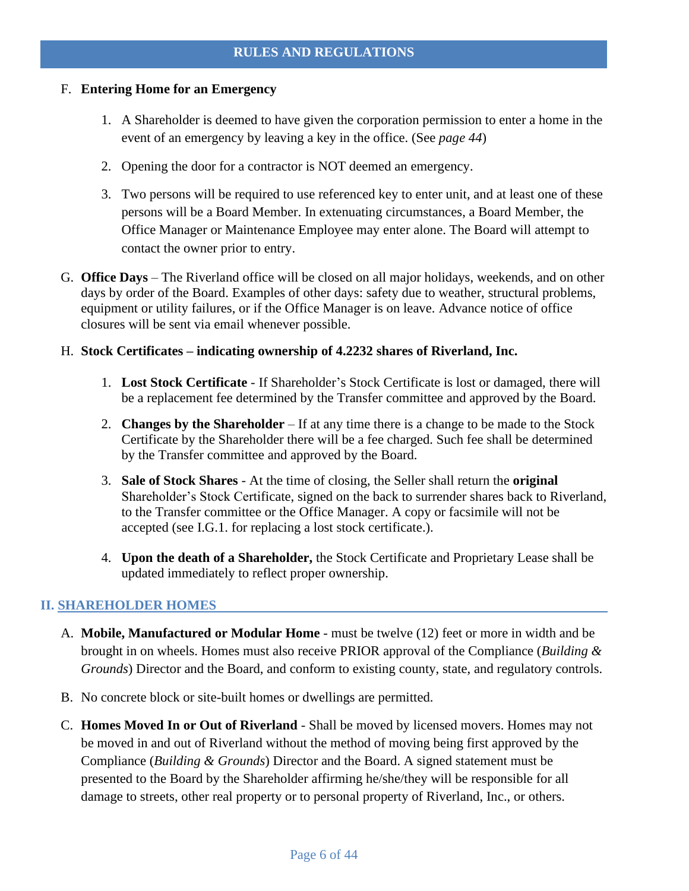## RULES AND REGULATIONS

F. **Entering Home for an Emergency**

1. A Shareholder is deemed to have given the corporation permission to enter a home in the event of an emergency by leaving a key in the office. (See *page 44*)
2. Opening the door for a contractor is NOT deemed an emergency.
3. Two persons will be required to use referenced key to enter unit, and at least one of these persons will be a Board Member. In extenuating circumstances, a Board Member, the Office Manager or Maintenance Employee may enter alone. The Board will attempt to contact the owner prior to entry.

G. **Office Days** – The Riverland office will be closed on all major holidays, weekends, and on other days by order of the Board. Examples of other days: safety due to weather, structural problems, equipment or utility failures, or if the Office Manager is on leave. Advance notice of office closures will be sent via email whenever possible.

H. **Stock Certificates – indicating ownership of 4.2232 shares of Riverland, Inc.**

1. **Lost Stock Certificate** - If Shareholder's Stock Certificate is lost or damaged, there will be a replacement fee determined by the Transfer committee and approved by the Board.
2. **Changes by the Shareholder** – If at any time there is a change to be made to the Stock Certificate by the Shareholder there will be a fee charged. Such fee shall be determined by the Transfer committee and approved by the Board.
3. **Sale of Stock Shares** - At the time of closing, the Seller shall return the **original** Shareholder's Stock Certificate, signed on the back to surrender shares back to Riverland, to the Transfer committee or the Office Manager. A copy or facsimile will not be accepted (see I.G.1. for replacing a lost stock certificate.).
4. **Upon the death of a Shareholder,** the Stock Certificate and Proprietary Lease shall be updated immediately to reflect proper ownership.

## II. SHAREHOLDER HOMES

A. **Mobile, Manufactured or Modular Home** - must be twelve (12) feet or more in width and be brought in on wheels. Homes must also receive PRIOR approval of the Compliance (*Building & Grounds*) Director and the Board, and conform to existing county, state, and regulatory controls.

B. No concrete block or site-built homes or dwellings are permitted.

C. **Homes Moved In or Out of Riverland** - Shall be moved by licensed movers. Homes may not be moved in and out of Riverland without the method of moving being first approved by the Compliance (*Building & Grounds*) Director and the Board. A signed statement must be presented to the Board by the Shareholder affirming he/she/they will be responsible for all damage to streets, other real property or to personal property of Riverland, Inc., or others.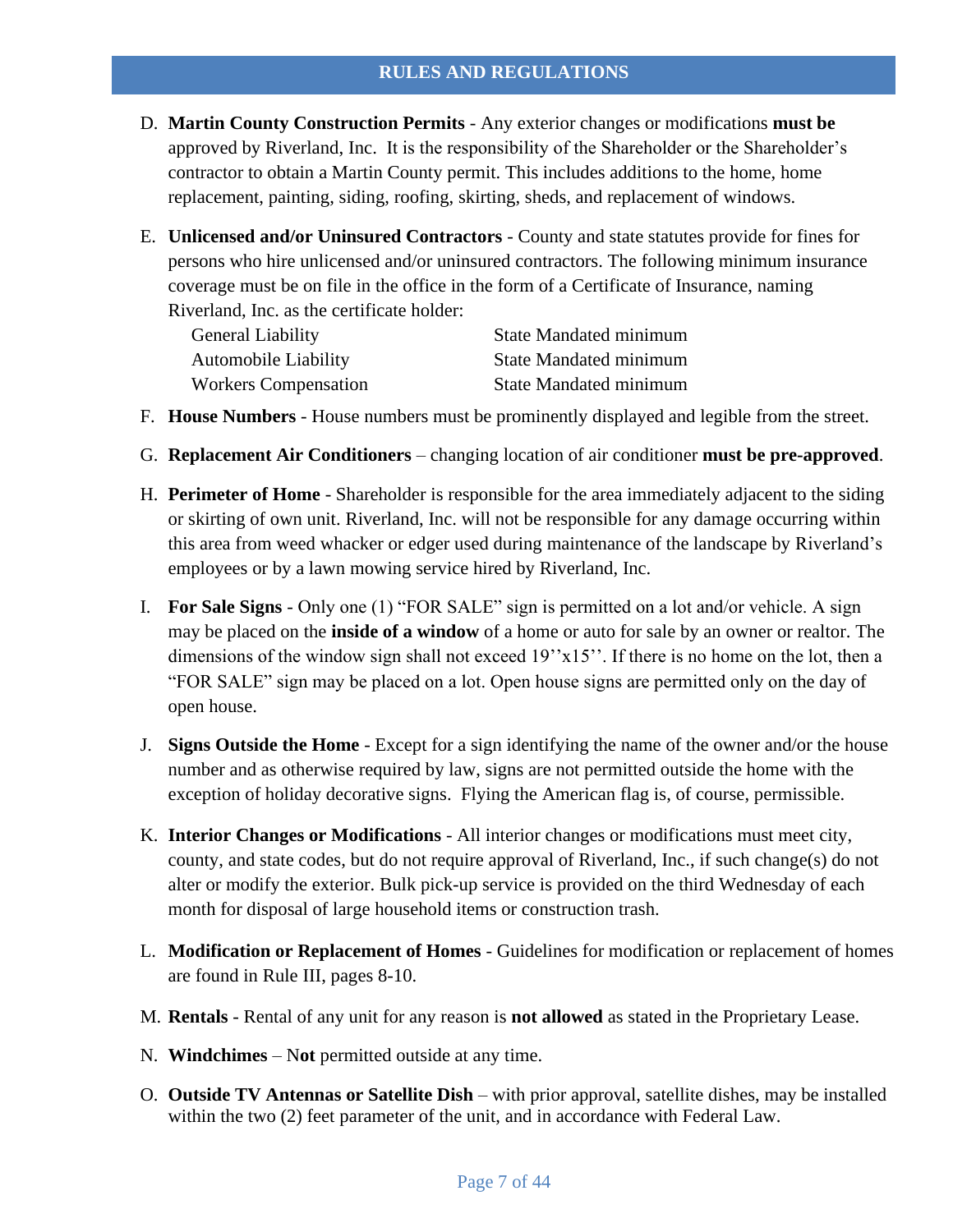## RULES AND REGULATIONS

D. **Martin County Construction Permits** - Any exterior changes or modifications **must be** approved by Riverland, Inc. It is the responsibility of the Shareholder or the Shareholder's contractor to obtain a Martin County permit. This includes additions to the home, home replacement, painting, siding, roofing, skirting, sheds, and replacement of windows.

E. **Unlicensed and/or Uninsured Contractors** - County and state statutes provide for fines for persons who hire unlicensed and/or uninsured contractors. The following minimum insurance coverage must be on file in the office in the form of a Certificate of Insurance, naming Riverland, Inc. as the certificate holder:

| | |
|---|---|
| General Liability | State Mandated minimum |
| Automobile Liability | State Mandated minimum |
| Workers Compensation | State Mandated minimum |

F. **House Numbers** - House numbers must be prominently displayed and legible from the street.

G. **Replacement Air Conditioners** – changing location of air conditioner **must be pre-approved**.

H. **Perimeter of Home** - Shareholder is responsible for the area immediately adjacent to the siding or skirting of own unit. Riverland, Inc. will not be responsible for any damage occurring within this area from weed whacker or edger used during maintenance of the landscape by Riverland's employees or by a lawn mowing service hired by Riverland, Inc.

I. **For Sale Signs** - Only one (1) "FOR SALE" sign is permitted on a lot and/or vehicle. A sign may be placed on the **inside of a window** of a home or auto for sale by an owner or realtor. The dimensions of the window sign shall not exceed 19''x15''. If there is no home on the lot, then a "FOR SALE" sign may be placed on a lot. Open house signs are permitted only on the day of open house.

J. **Signs Outside the Home** - Except for a sign identifying the name of the owner and/or the house number and as otherwise required by law, signs are not permitted outside the home with the exception of holiday decorative signs. Flying the American flag is, of course, permissible.

K. **Interior Changes or Modifications** - All interior changes or modifications must meet city, county, and state codes, but do not require approval of Riverland, Inc., if such change(s) do not alter or modify the exterior. Bulk pick-up service is provided on the third Wednesday of each month for disposal of large household items or construction trash.

L. **Modification or Replacement of Homes** - Guidelines for modification or replacement of homes are found in Rule III, pages 8-10.

M. **Rentals** - Rental of any unit for any reason is **not allowed** as stated in the Proprietary Lease.

N. **Windchimes** – N**ot** permitted outside at any time.

O. **Outside TV Antennas or Satellite Dish** – with prior approval, satellite dishes, may be installed within the two (2) feet parameter of the unit, and in accordance with Federal Law.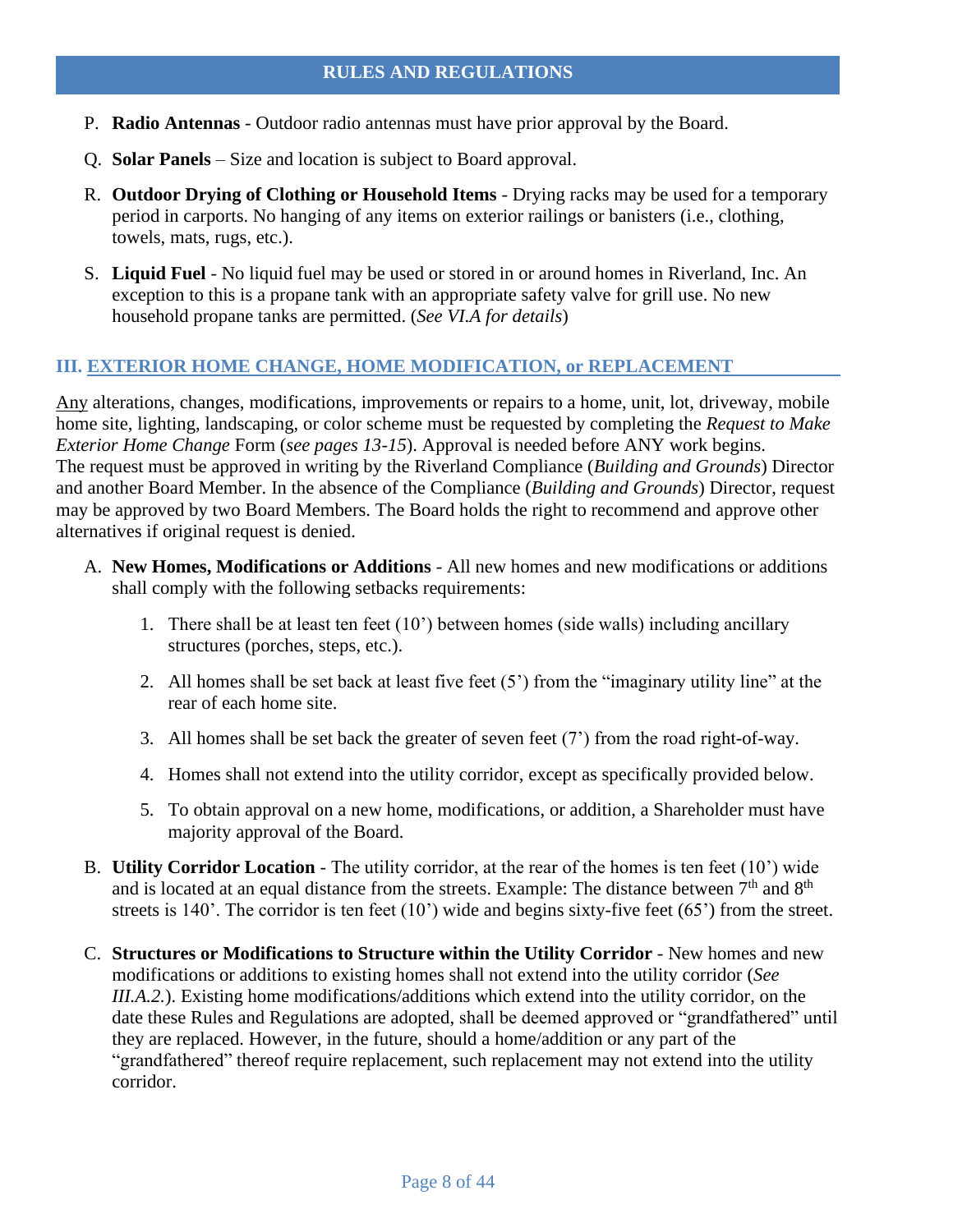P. **Radio Antennas** - Outdoor radio antennas must have prior approval by the Board.

Q. **Solar Panels** – Size and location is subject to Board approval.

R. **Outdoor Drying of Clothing or Household Items** - Drying racks may be used for a temporary period in carports. No hanging of any items on exterior railings or banisters (i.e., clothing, towels, mats, rugs, etc.).

S. **Liquid Fuel** - No liquid fuel may be used or stored in or around homes in Riverland, Inc. An exception to this is a propane tank with an appropriate safety valve for grill use. No new household propane tanks are permitted. (*See VI.A for details*)

## III. EXTERIOR HOME CHANGE, HOME MODIFICATION, or REPLACEMENT

Any alterations, changes, modifications, improvements or repairs to a home, unit, lot, driveway, mobile home site, lighting, landscaping, or color scheme must be requested by completing the *Request to Make Exterior Home Change* Form (*see pages 13-15*). Approval is needed before ANY work begins. The request must be approved in writing by the Riverland Compliance (*Building and Grounds*) Director and another Board Member. In the absence of the Compliance (*Building and Grounds*) Director, request may be approved by two Board Members. The Board holds the right to recommend and approve other alternatives if original request is denied.

A. **New Homes, Modifications or Additions** - All new homes and new modifications or additions shall comply with the following setbacks requirements:

   1. There shall be at least ten feet (10') between homes (side walls) including ancillary structures (porches, steps, etc.).

   2. All homes shall be set back at least five feet (5') from the "imaginary utility line" at the rear of each home site.

   3. All homes shall be set back the greater of seven feet (7') from the road right-of-way.

   4. Homes shall not extend into the utility corridor, except as specifically provided below.

   5. To obtain approval on a new home, modifications, or addition, a Shareholder must have majority approval of the Board.

B. **Utility Corridor Location** - The utility corridor, at the rear of the homes is ten feet (10') wide and is located at an equal distance from the streets. Example: The distance between 7th and 8th streets is 140'. The corridor is ten feet (10') wide and begins sixty-five feet (65') from the street.

C. **Structures or Modifications to Structure within the Utility Corridor** - New homes and new modifications or additions to existing homes shall not extend into the utility corridor (*See III.A.2.*). Existing home modifications/additions which extend into the utility corridor, on the date these Rules and Regulations are adopted, shall be deemed approved or "grandfathered" until they are replaced. However, in the future, should a home/addition or any part of the "grandfathered" thereof require replacement, such replacement may not extend into the utility corridor.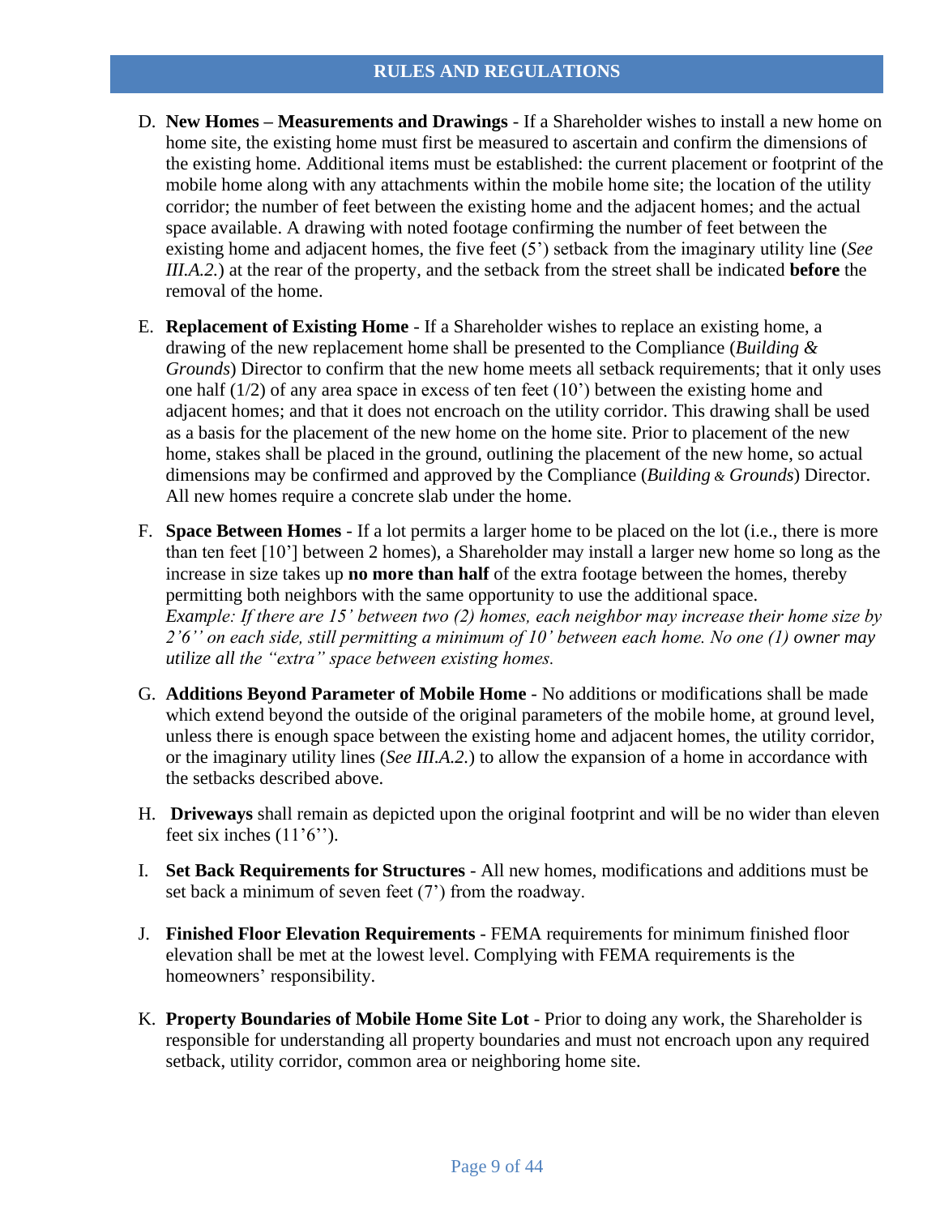## RULES AND REGULATIONS

D. **New Homes – Measurements and Drawings** - If a Shareholder wishes to install a new home on home site, the existing home must first be measured to ascertain and confirm the dimensions of the existing home. Additional items must be established: the current placement or footprint of the mobile home along with any attachments within the mobile home site; the location of the utility corridor; the number of feet between the existing home and the adjacent homes; and the actual space available. A drawing with noted footage confirming the number of feet between the existing home and adjacent homes, the five feet (5') setback from the imaginary utility line (*See III.A.2.*) at the rear of the property, and the setback from the street shall be indicated **before** the removal of the home.

E. **Replacement of Existing Home** - If a Shareholder wishes to replace an existing home, a drawing of the new replacement home shall be presented to the Compliance (*Building & Grounds*) Director to confirm that the new home meets all setback requirements; that it only uses one half (1/2) of any area space in excess of ten feet (10') between the existing home and adjacent homes; and that it does not encroach on the utility corridor. This drawing shall be used as a basis for the placement of the new home on the home site. Prior to placement of the new home, stakes shall be placed in the ground, outlining the placement of the new home, so actual dimensions may be confirmed and approved by the Compliance (*Building & Grounds*) Director. All new homes require a concrete slab under the home.

F. **Space Between Homes** - If a lot permits a larger home to be placed on the lot (i.e., there is more than ten feet [10'] between 2 homes), a Shareholder may install a larger new home so long as the increase in size takes up **no more than half** of the extra footage between the homes, thereby permitting both neighbors with the same opportunity to use the additional space.
*Example: If there are 15' between two (2) homes, each neighbor may increase their home size by 2'6'' on each side, still permitting a minimum of 10' between each home. No one (1) owner may utilize all the "extra" space between existing homes.*

G. **Additions Beyond Parameter of Mobile Home** - No additions or modifications shall be made which extend beyond the outside of the original parameters of the mobile home, at ground level, unless there is enough space between the existing home and adjacent homes, the utility corridor, or the imaginary utility lines (*See III.A.2.*) to allow the expansion of a home in accordance with the setbacks described above.

H. **Driveways** shall remain as depicted upon the original footprint and will be no wider than eleven feet six inches (11'6'').

I. **Set Back Requirements for Structures** - All new homes, modifications and additions must be set back a minimum of seven feet (7') from the roadway.

J. **Finished Floor Elevation Requirements** - FEMA requirements for minimum finished floor elevation shall be met at the lowest level. Complying with FEMA requirements is the homeowners' responsibility.

K. **Property Boundaries of Mobile Home Site Lot** - Prior to doing any work, the Shareholder is responsible for understanding all property boundaries and must not encroach upon any required setback, utility corridor, common area or neighboring home site.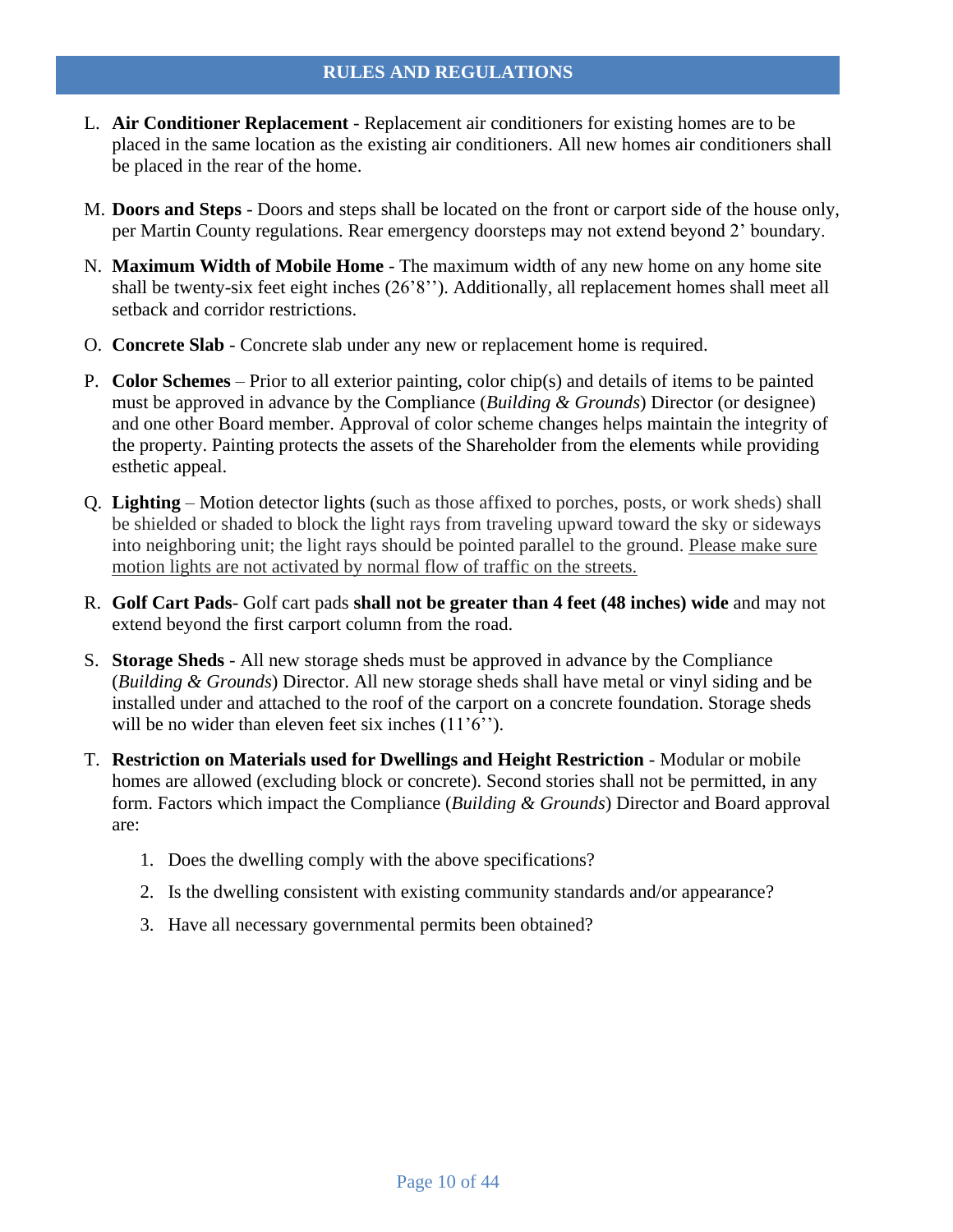## RULES AND REGULATIONS

L. **Air Conditioner Replacement** - Replacement air conditioners for existing homes are to be placed in the same location as the existing air conditioners. All new homes air conditioners shall be placed in the rear of the home.

M. **Doors and Steps** - Doors and steps shall be located on the front or carport side of the house only, per Martin County regulations. Rear emergency doorsteps may not extend beyond 2' boundary.

N. **Maximum Width of Mobile Home** - The maximum width of any new home on any home site shall be twenty-six feet eight inches (26'8''). Additionally, all replacement homes shall meet all setback and corridor restrictions.

O. **Concrete Slab** - Concrete slab under any new or replacement home is required.

P. **Color Schemes** – Prior to all exterior painting, color chip(s) and details of items to be painted must be approved in advance by the Compliance (*Building & Grounds*) Director (or designee) and one other Board member. Approval of color scheme changes helps maintain the integrity of the property. Painting protects the assets of the Shareholder from the elements while providing esthetic appeal.

Q. **Lighting** – Motion detector lights (such as those affixed to porches, posts, or work sheds) shall be shielded or shaded to block the light rays from traveling upward toward the sky or sideways into neighboring unit; the light rays should be pointed parallel to the ground. <u>Please make sure motion lights are not activated by normal flow of traffic on the streets.</u>

R. **Golf Cart Pads**- Golf cart pads **shall not be greater than 4 feet (48 inches) wide** and may not extend beyond the first carport column from the road.

S. **Storage Sheds** - All new storage sheds must be approved in advance by the Compliance (*Building & Grounds*) Director. All new storage sheds shall have metal or vinyl siding and be installed under and attached to the roof of the carport on a concrete foundation. Storage sheds will be no wider than eleven feet six inches (11'6'').

T. **Restriction on Materials used for Dwellings and Height Restriction** - Modular or mobile homes are allowed (excluding block or concrete). Second stories shall not be permitted, in any form. Factors which impact the Compliance (*Building & Grounds*) Director and Board approval are:

   1. Does the dwelling comply with the above specifications?
   2. Is the dwelling consistent with existing community standards and/or appearance?
   3. Have all necessary governmental permits been obtained?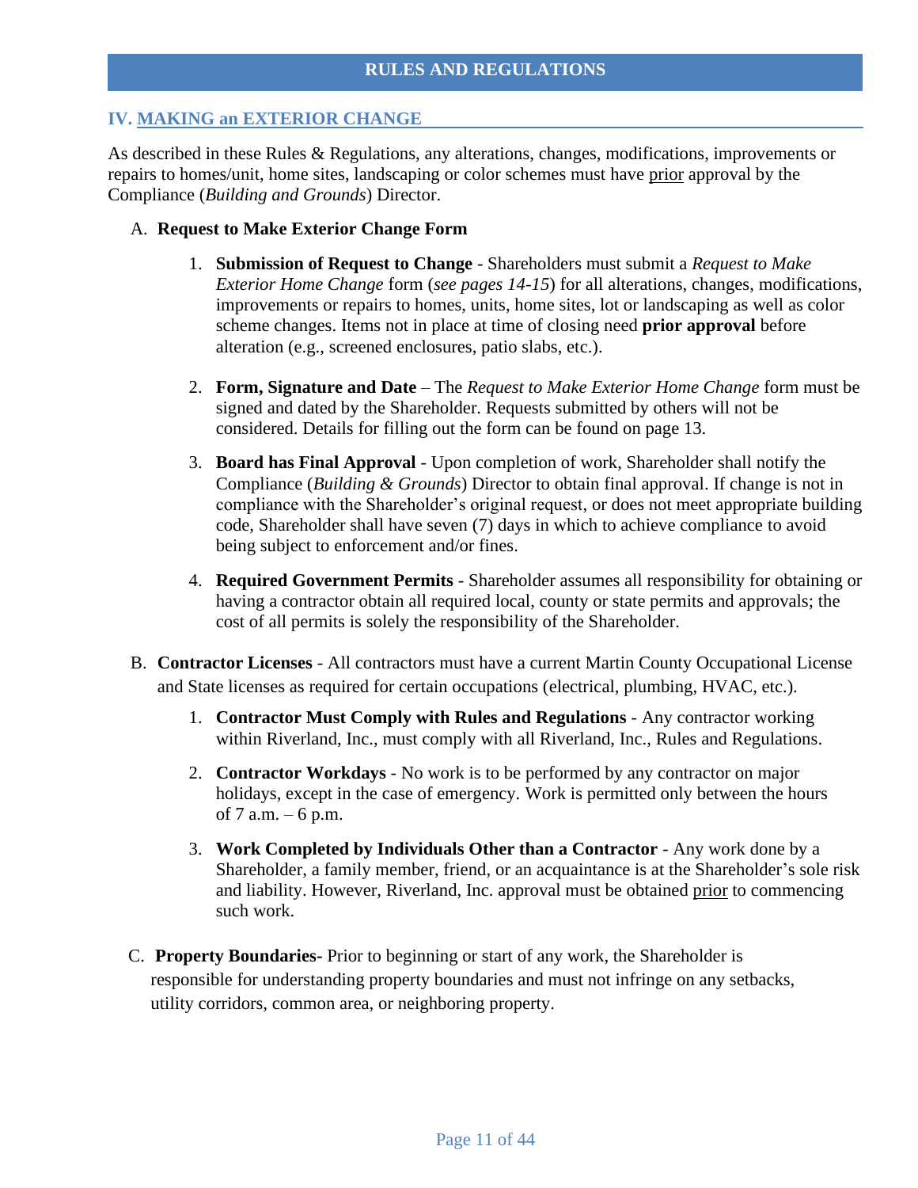# RULES AND REGULATIONS

## IV. MAKING an EXTERIOR CHANGE

As described in these Rules & Regulations, any alterations, changes, modifications, improvements or repairs to homes/unit, home sites, landscaping or color schemes must have prior approval by the Compliance (*Building and Grounds*) Director.

### A. Request to Make Exterior Change Form

1. **Submission of Request to Change** - Shareholders must submit a *Request to Make Exterior Home Change* form (*see pages 14-15*) for all alterations, changes, modifications, improvements or repairs to homes, units, home sites, lot or landscaping as well as color scheme changes. Items not in place at time of closing need **prior approval** before alteration (e.g., screened enclosures, patio slabs, etc.).

2. **Form, Signature and Date** – The *Request to Make Exterior Home Change* form must be signed and dated by the Shareholder. Requests submitted by others will not be considered. Details for filling out the form can be found on page 13.

3. **Board has Final Approval** - Upon completion of work, Shareholder shall notify the Compliance (*Building & Grounds*) Director to obtain final approval. If change is not in compliance with the Shareholder's original request, or does not meet appropriate building code, Shareholder shall have seven (7) days in which to achieve compliance to avoid being subject to enforcement and/or fines.

4. **Required Government Permits** - Shareholder assumes all responsibility for obtaining or having a contractor obtain all required local, county or state permits and approvals; the cost of all permits is solely the responsibility of the Shareholder.

### B. Contractor Licenses

**Contractor Licenses** - All contractors must have a current Martin County Occupational License and State licenses as required for certain occupations (electrical, plumbing, HVAC, etc.).

1. **Contractor Must Comply with Rules and Regulations** - Any contractor working within Riverland, Inc., must comply with all Riverland, Inc., Rules and Regulations.

2. **Contractor Workdays** - No work is to be performed by any contractor on major holidays, except in the case of emergency. Work is permitted only between the hours of 7 a.m. – 6 p.m.

3. **Work Completed by Individuals Other than a Contractor** - Any work done by a Shareholder, a family member, friend, or an acquaintance is at the Shareholder's sole risk and liability. However, Riverland, Inc. approval must be obtained prior to commencing such work.

### C. Property Boundaries

**Property Boundaries**- Prior to beginning or start of any work, the Shareholder is responsible for understanding property boundaries and must not infringe on any setbacks, utility corridors, common area, or neighboring property.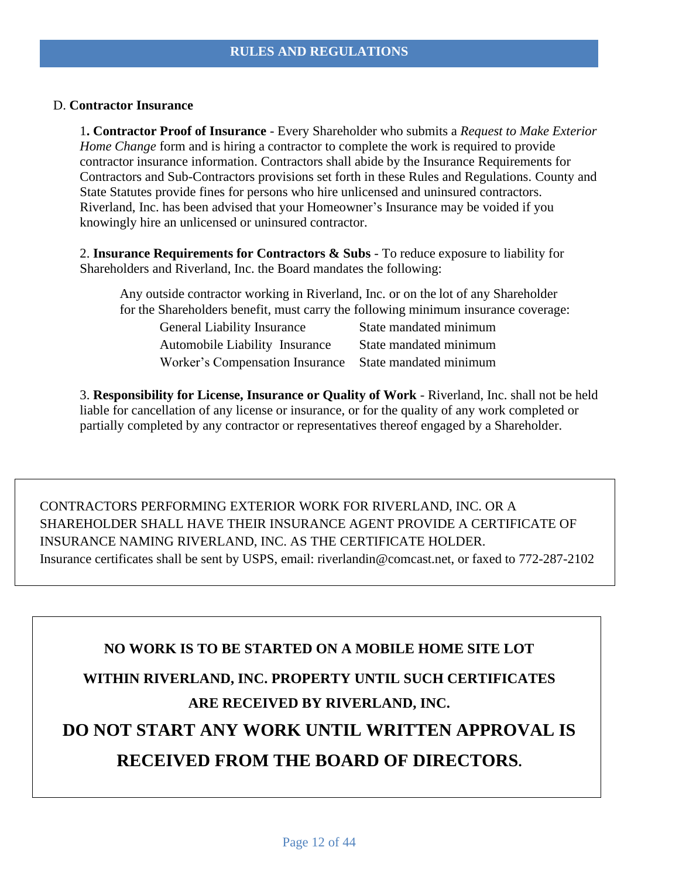## RULES AND REGULATIONS

### D. **Contractor Insurance**

1**. Contractor Proof of Insurance** - Every Shareholder who submits a *Request to Make Exterior Home Change* form and is hiring a contractor to complete the work is required to provide contractor insurance information. Contractors shall abide by the Insurance Requirements for Contractors and Sub-Contractors provisions set forth in these Rules and Regulations. County and State Statutes provide fines for persons who hire unlicensed and uninsured contractors. Riverland, Inc. has been advised that your Homeowner's Insurance may be voided if you knowingly hire an unlicensed or uninsured contractor.

2. **Insurance Requirements for Contractors & Subs** - To reduce exposure to liability for Shareholders and Riverland, Inc. the Board mandates the following:

Any outside contractor working in Riverland, Inc. or on the lot of any Shareholder for the Shareholders benefit, must carry the following minimum insurance coverage:

| | |
|---|---|
| General Liability Insurance | State mandated minimum |
| Automobile Liability Insurance | State mandated minimum |
| Worker's Compensation Insurance | State mandated minimum |

3. **Responsibility for License, Insurance or Quality of Work** - Riverland, Inc. shall not be held liable for cancellation of any license or insurance, or for the quality of any work completed or partially completed by any contractor or representatives thereof engaged by a Shareholder.

CONTRACTORS PERFORMING EXTERIOR WORK FOR RIVERLAND, INC. OR A SHAREHOLDER SHALL HAVE THEIR INSURANCE AGENT PROVIDE A CERTIFICATE OF INSURANCE NAMING RIVERLAND, INC. AS THE CERTIFICATE HOLDER.
Insurance certificates shall be sent by USPS, email: riverlandin@comcast.net, or faxed to 772-287-2102

**NO WORK IS TO BE STARTED ON A MOBILE HOME SITE LOT WITHIN RIVERLAND, INC. PROPERTY UNTIL SUCH CERTIFICATES ARE RECEIVED BY RIVERLAND, INC.**

**DO NOT START ANY WORK UNTIL WRITTEN APPROVAL IS RECEIVED FROM THE BOARD OF DIRECTORS.**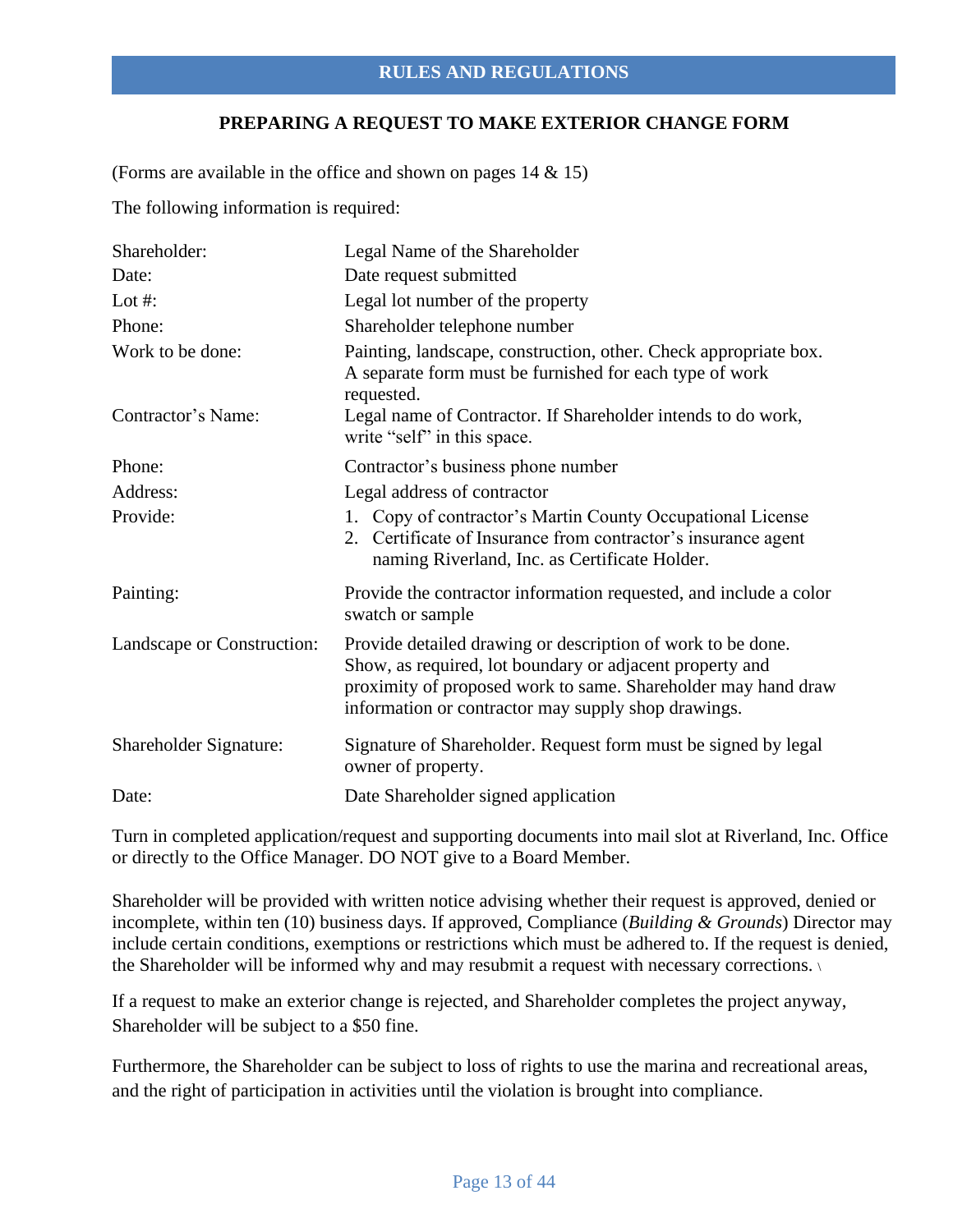## RULES AND REGULATIONS

### PREPARING A REQUEST TO MAKE EXTERIOR CHANGE FORM

(Forms are available in the office and shown on pages 14 & 15)

The following information is required:

| | |
|---|---|
| Shareholder: | Legal Name of the Shareholder |
| Date: | Date request submitted |
| Lot #: | Legal lot number of the property |
| Phone: | Shareholder telephone number |
| Work to be done: | Painting, landscape, construction, other. Check appropriate box. A separate form must be furnished for each type of work requested. |
| Contractor's Name: | Legal name of Contractor. If Shareholder intends to do work, write "self" in this space. |
| Phone: | Contractor's business phone number |
| Address: | Legal address of contractor |
| Provide: | 1. Copy of contractor's Martin County Occupational License<br>2. Certificate of Insurance from contractor's insurance agent naming Riverland, Inc. as Certificate Holder. |
| Painting: | Provide the contractor information requested, and include a color swatch or sample |
| Landscape or Construction: | Provide detailed drawing or description of work to be done. Show, as required, lot boundary or adjacent property and proximity of proposed work to same. Shareholder may hand draw information or contractor may supply shop drawings. |
| Shareholder Signature: | Signature of Shareholder. Request form must be signed by legal owner of property. |
| Date: | Date Shareholder signed application |

Turn in completed application/request and supporting documents into mail slot at Riverland, Inc. Office or directly to the Office Manager. DO NOT give to a Board Member.

Shareholder will be provided with written notice advising whether their request is approved, denied or incomplete, within ten (10) business days. If approved, Compliance (*Building & Grounds*) Director may include certain conditions, exemptions or restrictions which must be adhered to. If the request is denied, the Shareholder will be informed why and may resubmit a request with necessary corrections.

If a request to make an exterior change is rejected, and Shareholder completes the project anyway, Shareholder will be subject to a $50 fine.

Furthermore, the Shareholder can be subject to loss of rights to use the marina and recreational areas, and the right of participation in activities until the violation is brought into compliance.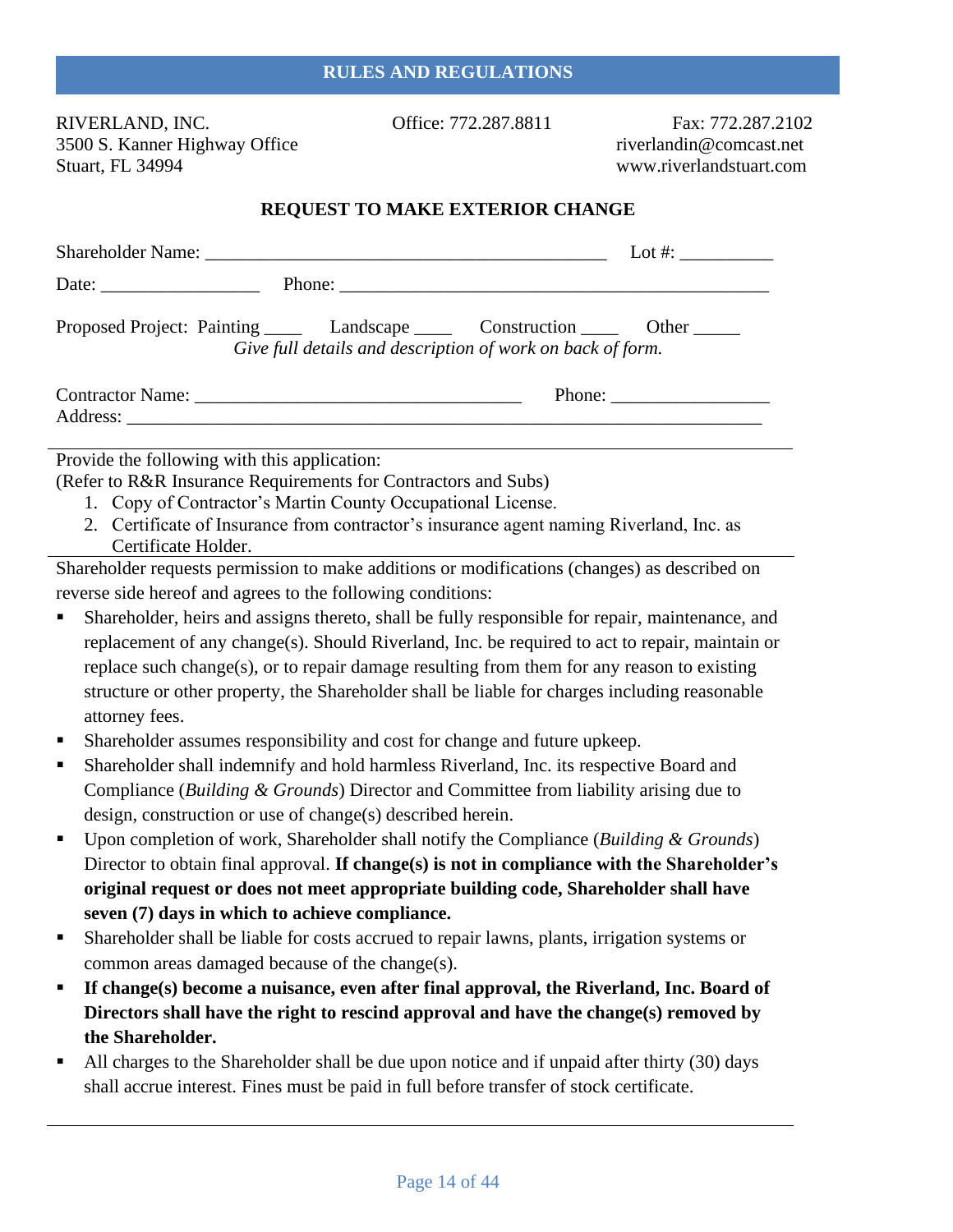## RULES AND REGULATIONS

RIVERLAND, INC.
3500 S. Kanner Highway Office
Stuart, FL 34994

Office: 772.287.8811

Fax: 772.287.2102
riverlandin@comcast.net
www.riverlandstuart.com

### REQUEST TO MAKE EXTERIOR CHANGE

Shareholder Name: ____________________________________________ Lot #: __________

Date: _________________ Phone: _______________________________________________

Proposed Project: Painting ____ Landscape ____ Construction ____ Other _____
*Give full details and description of work on back of form.*

Contractor Name: ___________________________________ Phone: _________________
Address: ______________________________________________________________________

---

Provide the following with this application:
(Refer to R&R Insurance Requirements for Contractors and Subs)

1. Copy of Contractor's Martin County Occupational License.
2. Certificate of Insurance from contractor's insurance agent naming Riverland, Inc. as Certificate Holder.

---

Shareholder requests permission to make additions or modifications (changes) as described on reverse side hereof and agrees to the following conditions:

- Shareholder, heirs and assigns thereto, shall be fully responsible for repair, maintenance, and replacement of any change(s). Should Riverland, Inc. be required to act to repair, maintain or replace such change(s), or to repair damage resulting from them for any reason to existing structure or other property, the Shareholder shall be liable for charges including reasonable attorney fees.
- Shareholder assumes responsibility and cost for change and future upkeep.
- Shareholder shall indemnify and hold harmless Riverland, Inc. its respective Board and Compliance (*Building & Grounds*) Director and Committee from liability arising due to design, construction or use of change(s) described herein.
- Upon completion of work, Shareholder shall notify the Compliance (*Building & Grounds*) Director to obtain final approval. **If change(s) is not in compliance with the Shareholder's original request or does not meet appropriate building code, Shareholder shall have seven (7) days in which to achieve compliance.**
- Shareholder shall be liable for costs accrued to repair lawns, plants, irrigation systems or common areas damaged because of the change(s).
- **If change(s) become a nuisance, even after final approval, the Riverland, Inc. Board of Directors shall have the right to rescind approval and have the change(s) removed by the Shareholder.**
- All charges to the Shareholder shall be due upon notice and if unpaid after thirty (30) days shall accrue interest. Fines must be paid in full before transfer of stock certificate.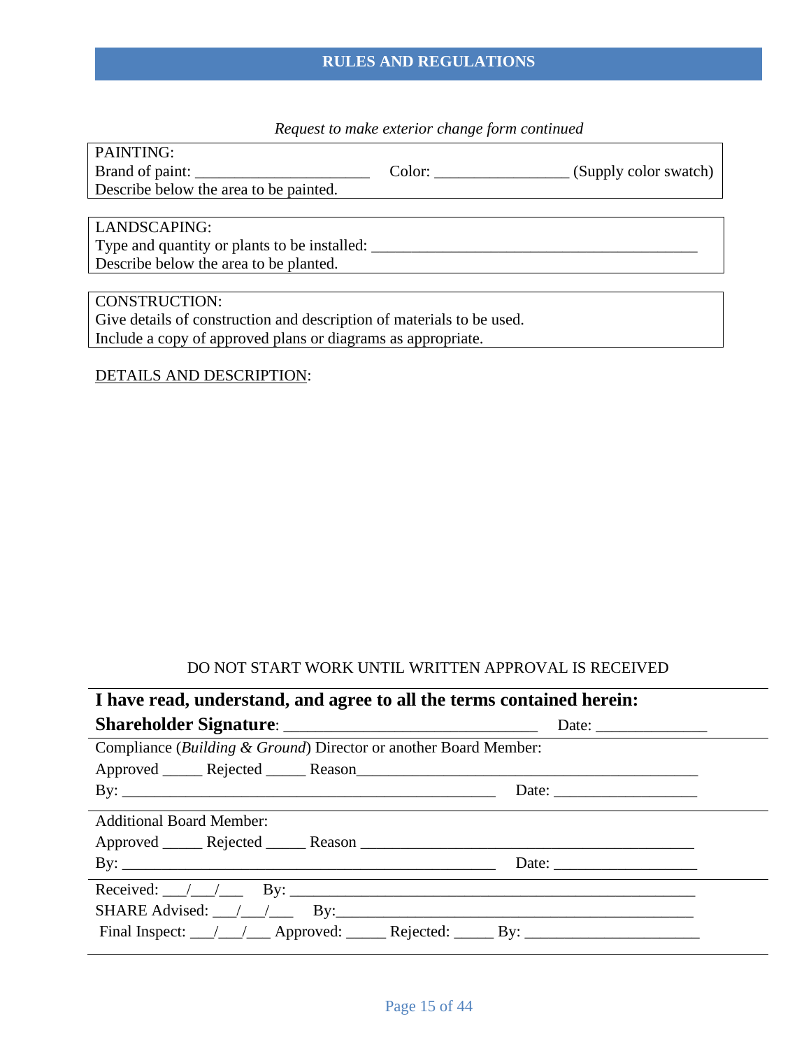## RULES AND REGULATIONS

*Request to make exterior change form continued*

PAINTING:
Brand of paint: ______________________ Color: ________________ (Supply color swatch)
Describe below the area to be painted.

LANDSCAPING:
Type and quantity or plants to be installed: __________________________________________
Describe below the area to be planted.

CONSTRUCTION:
Give details of construction and description of materials to be used.
Include a copy of approved plans or diagrams as appropriate.

DETAILS AND DESCRIPTION:

DO NOT START WORK UNTIL WRITTEN APPROVAL IS RECEIVED

**I have read, understand, and agree to all the terms contained herein:**
**Shareholder Signature**: ______________________________ Date: _____________

Compliance (*Building & Ground*) Director or another Board Member:
Approved _____ Rejected _____ Reason_____________________________________________
By: ________________________________________________ Date: __________________

Additional Board Member:
Approved _____ Rejected _____ Reason ____________________________________________
By: ________________________________________________ Date: __________________

Received: ___/___/___ By: _____________________________________________________
SHARE Advised: ___/___/___ By:_____________________________________________
Final Inspect: ___/___/___ Approved: _____ Rejected: _____ By: ______________________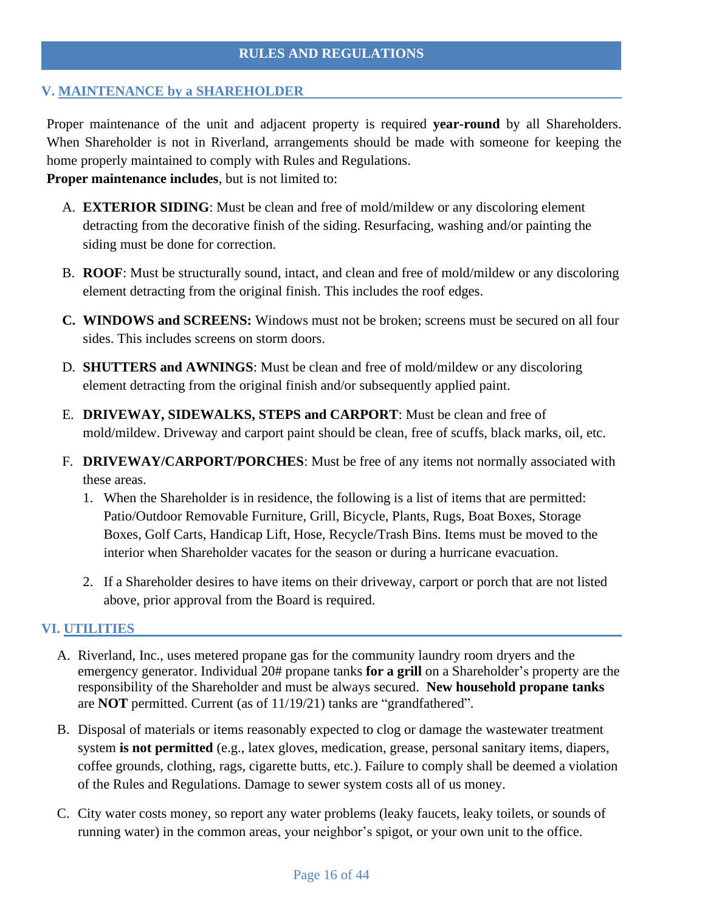# RULES AND REGULATIONS

## V. MAINTENANCE by a SHAREHOLDER

Proper maintenance of the unit and adjacent property is required **year-round** by all Shareholders. When Shareholder is not in Riverland, arrangements should be made with someone for keeping the home properly maintained to comply with Rules and Regulations.

**Proper maintenance includes**, but is not limited to:

A. **EXTERIOR SIDING**: Must be clean and free of mold/mildew or any discoloring element detracting from the decorative finish of the siding. Resurfacing, washing and/or painting the siding must be done for correction.

B. **ROOF**: Must be structurally sound, intact, and clean and free of mold/mildew or any discoloring element detracting from the original finish. This includes the roof edges.

**C. WINDOWS and SCREENS:** Windows must not be broken; screens must be secured on all four sides. This includes screens on storm doors.

D. **SHUTTERS and AWNINGS**: Must be clean and free of mold/mildew or any discoloring element detracting from the original finish and/or subsequently applied paint.

E. **DRIVEWAY, SIDEWALKS, STEPS and CARPORT**: Must be clean and free of mold/mildew. Driveway and carport paint should be clean, free of scuffs, black marks, oil, etc.

F. **DRIVEWAY/CARPORT/PORCHES**: Must be free of any items not normally associated with these areas.

1. When the Shareholder is in residence, the following is a list of items that are permitted: Patio/Outdoor Removable Furniture, Grill, Bicycle, Plants, Rugs, Boat Boxes, Storage Boxes, Golf Carts, Handicap Lift, Hose, Recycle/Trash Bins. Items must be moved to the interior when Shareholder vacates for the season or during a hurricane evacuation.

2. If a Shareholder desires to have items on their driveway, carport or porch that are not listed above, prior approval from the Board is required.

## VI. UTILITIES

A. Riverland, Inc., uses metered propane gas for the community laundry room dryers and the emergency generator. Individual 20# propane tanks **for a grill** on a Shareholder's property are the responsibility of the Shareholder and must be always secured. **New household propane tanks** are **NOT** permitted. Current (as of 11/19/21) tanks are "grandfathered".

B. Disposal of materials or items reasonably expected to clog or damage the wastewater treatment system **is not permitted** (e.g., latex gloves, medication, grease, personal sanitary items, diapers, coffee grounds, clothing, rags, cigarette butts, etc.). Failure to comply shall be deemed a violation of the Rules and Regulations. Damage to sewer system costs all of us money.

C. City water costs money, so report any water problems (leaky faucets, leaky toilets, or sounds of running water) in the common areas, your neighbor's spigot, or your own unit to the office.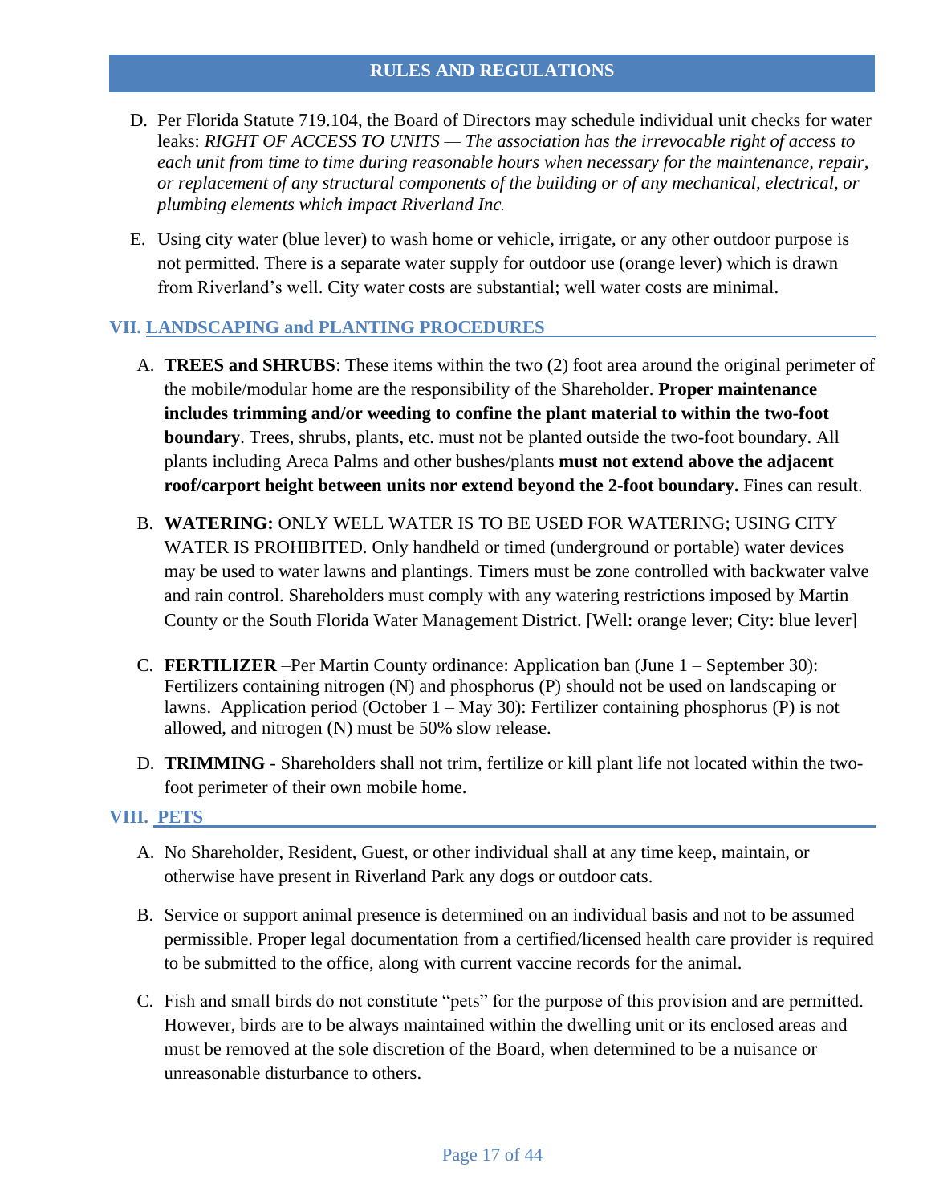D. Per Florida Statute 719.104, the Board of Directors may schedule individual unit checks for water leaks: *RIGHT OF ACCESS TO UNITS — The association has the irrevocable right of access to each unit from time to time during reasonable hours when necessary for the maintenance, repair, or replacement of any structural components of the building or of any mechanical, electrical, or plumbing elements which impact Riverland Inc.*

E. Using city water (blue lever) to wash home or vehicle, irrigate, or any other outdoor purpose is not permitted. There is a separate water supply for outdoor use (orange lever) which is drawn from Riverland's well. City water costs are substantial; well water costs are minimal.

## VII. LANDSCAPING and PLANTING PROCEDURES

A. **TREES and SHRUBS**: These items within the two (2) foot area around the original perimeter of the mobile/modular home are the responsibility of the Shareholder. **Proper maintenance includes trimming and/or weeding to confine the plant material to within the two-foot boundary**. Trees, shrubs, plants, etc. must not be planted outside the two-foot boundary. All plants including Areca Palms and other bushes/plants **must not extend above the adjacent roof/carport height between units nor extend beyond the 2-foot boundary.** Fines can result.

B. **WATERING:** ONLY WELL WATER IS TO BE USED FOR WATERING; USING CITY WATER IS PROHIBITED. Only handheld or timed (underground or portable) water devices may be used to water lawns and plantings. Timers must be zone controlled with backwater valve and rain control. Shareholders must comply with any watering restrictions imposed by Martin County or the South Florida Water Management District. [Well: orange lever; City: blue lever]

C. **FERTILIZER** –Per Martin County ordinance: Application ban (June 1 – September 30): Fertilizers containing nitrogen (N) and phosphorus (P) should not be used on landscaping or lawns. Application period (October 1 – May 30): Fertilizer containing phosphorus (P) is not allowed, and nitrogen (N) must be 50% slow release.

D. **TRIMMING** - Shareholders shall not trim, fertilize or kill plant life not located within the two-foot perimeter of their own mobile home.

## VIII. PETS

A. No Shareholder, Resident, Guest, or other individual shall at any time keep, maintain, or otherwise have present in Riverland Park any dogs or outdoor cats.

B. Service or support animal presence is determined on an individual basis and not to be assumed permissible. Proper legal documentation from a certified/licensed health care provider is required to be submitted to the office, along with current vaccine records for the animal.

C. Fish and small birds do not constitute "pets" for the purpose of this provision and are permitted. However, birds are to be always maintained within the dwelling unit or its enclosed areas and must be removed at the sole discretion of the Board, when determined to be a nuisance or unreasonable disturbance to others.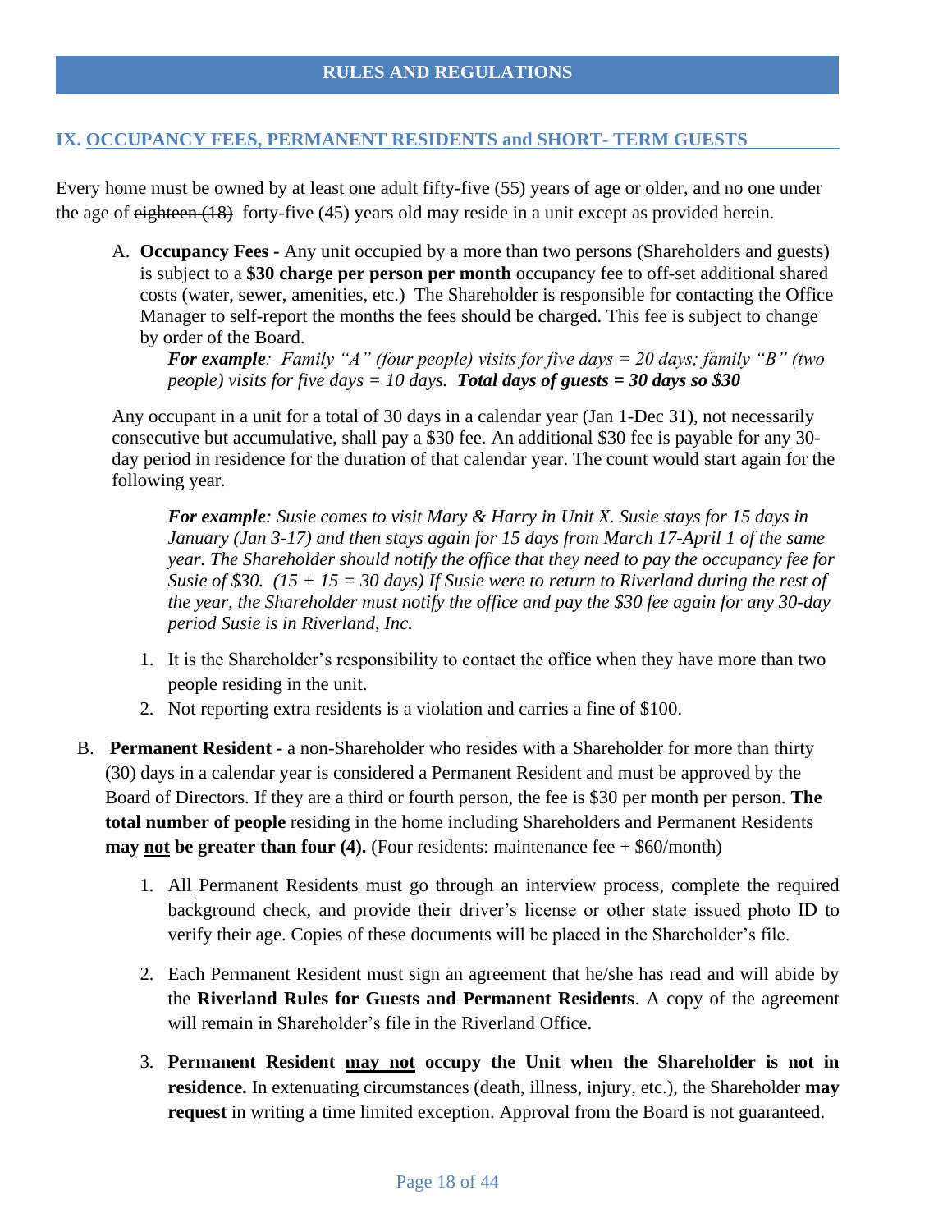## RULES AND REGULATIONS

### IX. OCCUPANCY FEES, PERMANENT RESIDENTS and SHORT- TERM GUESTS

Every home must be owned by at least one adult fifty-five (55) years of age or older, and no one under the age of ~~eighteen (18)~~ forty-five (45) years old may reside in a unit except as provided herein.

A. **Occupancy Fees -** Any unit occupied by a more than two persons (Shareholders and guests) is subject to a **$30 charge per person per month** occupancy fee to off-set additional shared costs (water, sewer, amenities, etc.) The Shareholder is responsible for contacting the Office Manager to self-report the months the fees should be charged. This fee is subject to change by order of the Board.

   ***For example**: Family "A" (four people) visits for five days = 20 days; family "B" (two people) visits for five days = 10 days.* ***Total days of guests = 30 days so $30***

   Any occupant in a unit for a total of 30 days in a calendar year (Jan 1-Dec 31), not necessarily consecutive but accumulative, shall pay a $30 fee. An additional $30 fee is payable for any 30-day period in residence for the duration of that calendar year. The count would start again for the following year.

   ***For example**: Susie comes to visit Mary & Harry in Unit X. Susie stays for 15 days in January (Jan 3-17) and then stays again for 15 days from March 17-April 1 of the same year. The Shareholder should notify the office that they need to pay the occupancy fee for Susie of $30. (15 + 15 = 30 days) If Susie were to return to Riverland during the rest of the year, the Shareholder must notify the office and pay the $30 fee again for any 30-day period Susie is in Riverland, Inc.*

   1. It is the Shareholder's responsibility to contact the office when they have more than two people residing in the unit.
   2. Not reporting extra residents is a violation and carries a fine of $100.

B. **Permanent Resident -** a non-Shareholder who resides with a Shareholder for more than thirty (30) days in a calendar year is considered a Permanent Resident and must be approved by the Board of Directors. If they are a third or fourth person, the fee is $30 per month per person. **The total number of people** residing in the home including Shareholders and Permanent Residents **may not be greater than four (4).** (Four residents: maintenance fee + $60/month)

   1. All Permanent Residents must go through an interview process, complete the required background check, and provide their driver's license or other state issued photo ID to verify their age. Copies of these documents will be placed in the Shareholder's file.

   2. Each Permanent Resident must sign an agreement that he/she has read and will abide by the **Riverland Rules for Guests and Permanent Residents**. A copy of the agreement will remain in Shareholder's file in the Riverland Office.

   3. **Permanent Resident may not occupy the Unit when the Shareholder is not in residence.** In extenuating circumstances (death, illness, injury, etc.), the Shareholder **may request** in writing a time limited exception. Approval from the Board is not guaranteed.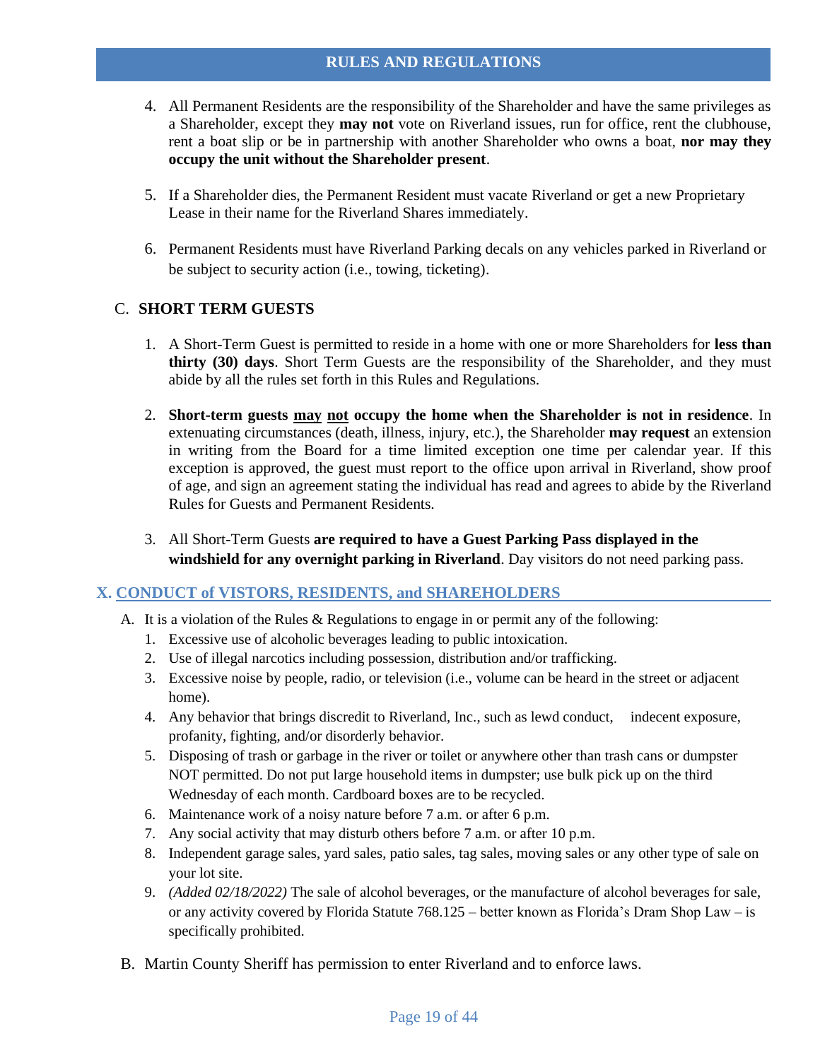4. All Permanent Residents are the responsibility of the Shareholder and have the same privileges as a Shareholder, except they **may not** vote on Riverland issues, run for office, rent the clubhouse, rent a boat slip or be in partnership with another Shareholder who owns a boat, **nor may they occupy the unit without the Shareholder present**.

5. If a Shareholder dies, the Permanent Resident must vacate Riverland or get a new Proprietary Lease in their name for the Riverland Shares immediately.

6. Permanent Residents must have Riverland Parking decals on any vehicles parked in Riverland or be subject to security action (i.e., towing, ticketing).

C. **SHORT TERM GUESTS**

1. A Short-Term Guest is permitted to reside in a home with one or more Shareholders for **less than thirty (30) days**. Short Term Guests are the responsibility of the Shareholder, and they must abide by all the rules set forth in this Rules and Regulations.

2. **Short-term guests <u>may</u> <u>not</u> occupy the home when the Shareholder is not in residence**. In extenuating circumstances (death, illness, injury, etc.), the Shareholder **may request** an extension in writing from the Board for a time limited exception one time per calendar year. If this exception is approved, the guest must report to the office upon arrival in Riverland, show proof of age, and sign an agreement stating the individual has read and agrees to abide by the Riverland Rules for Guests and Permanent Residents.

3. All Short-Term Guests **are required to have a Guest Parking Pass displayed in the windshield for any overnight parking in Riverland**. Day visitors do not need parking pass.

## X. CONDUCT of VISTORS, RESIDENTS, and SHAREHOLDERS

A. It is a violation of the Rules & Regulations to engage in or permit any of the following:
   1. Excessive use of alcoholic beverages leading to public intoxication.
   2. Use of illegal narcotics including possession, distribution and/or trafficking.
   3. Excessive noise by people, radio, or television (i.e., volume can be heard in the street or adjacent home).
   4. Any behavior that brings discredit to Riverland, Inc., such as lewd conduct, indecent exposure, profanity, fighting, and/or disorderly behavior.
   5. Disposing of trash or garbage in the river or toilet or anywhere other than trash cans or dumpster NOT permitted. Do not put large household items in dumpster; use bulk pick up on the third Wednesday of each month. Cardboard boxes are to be recycled.
   6. Maintenance work of a noisy nature before 7 a.m. or after 6 p.m.
   7. Any social activity that may disturb others before 7 a.m. or after 10 p.m.
   8. Independent garage sales, yard sales, patio sales, tag sales, moving sales or any other type of sale on your lot site.
   9. *(Added 02/18/2022)* The sale of alcohol beverages, or the manufacture of alcohol beverages for sale, or any activity covered by Florida Statute 768.125 – better known as Florida's Dram Shop Law – is specifically prohibited.

B. Martin County Sheriff has permission to enter Riverland and to enforce laws.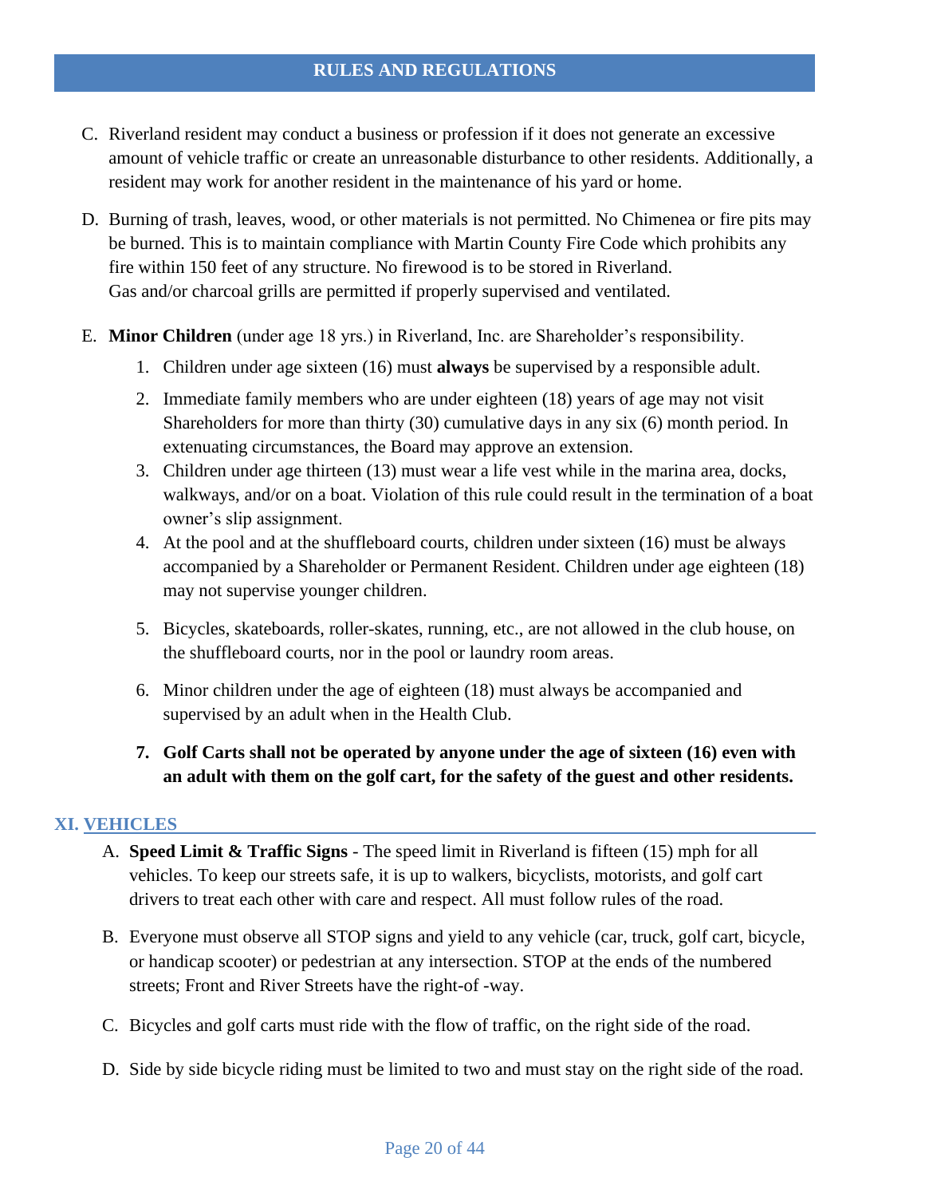C. Riverland resident may conduct a business or profession if it does not generate an excessive amount of vehicle traffic or create an unreasonable disturbance to other residents. Additionally, a resident may work for another resident in the maintenance of his yard or home.

D. Burning of trash, leaves, wood, or other materials is not permitted. No Chimenea or fire pits may be burned. This is to maintain compliance with Martin County Fire Code which prohibits any fire within 150 feet of any structure. No firewood is to be stored in Riverland. Gas and/or charcoal grills are permitted if properly supervised and ventilated.

E. **Minor Children** (under age 18 yrs.) in Riverland, Inc. are Shareholder's responsibility.

1. Children under age sixteen (16) must **always** be supervised by a responsible adult.
2. Immediate family members who are under eighteen (18) years of age may not visit Shareholders for more than thirty (30) cumulative days in any six (6) month period. In extenuating circumstances, the Board may approve an extension.
3. Children under age thirteen (13) must wear a life vest while in the marina area, docks, walkways, and/or on a boat. Violation of this rule could result in the termination of a boat owner's slip assignment.
4. At the pool and at the shuffleboard courts, children under sixteen (16) must be always accompanied by a Shareholder or Permanent Resident. Children under age eighteen (18) may not supervise younger children.
5. Bicycles, skateboards, roller-skates, running, etc., are not allowed in the club house, on the shuffleboard courts, nor in the pool or laundry room areas.
6. Minor children under the age of eighteen (18) must always be accompanied and supervised by an adult when in the Health Club.
7. **Golf Carts shall not be operated by anyone under the age of sixteen (16) even with an adult with them on the golf cart, for the safety of the guest and other residents.**

## XI. VEHICLES

A. **Speed Limit & Traffic Signs** - The speed limit in Riverland is fifteen (15) mph for all vehicles. To keep our streets safe, it is up to walkers, bicyclists, motorists, and golf cart drivers to treat each other with care and respect. All must follow rules of the road.

B. Everyone must observe all STOP signs and yield to any vehicle (car, truck, golf cart, bicycle, or handicap scooter) or pedestrian at any intersection. STOP at the ends of the numbered streets; Front and River Streets have the right-of -way.

C. Bicycles and golf carts must ride with the flow of traffic, on the right side of the road.

D. Side by side bicycle riding must be limited to two and must stay on the right side of the road.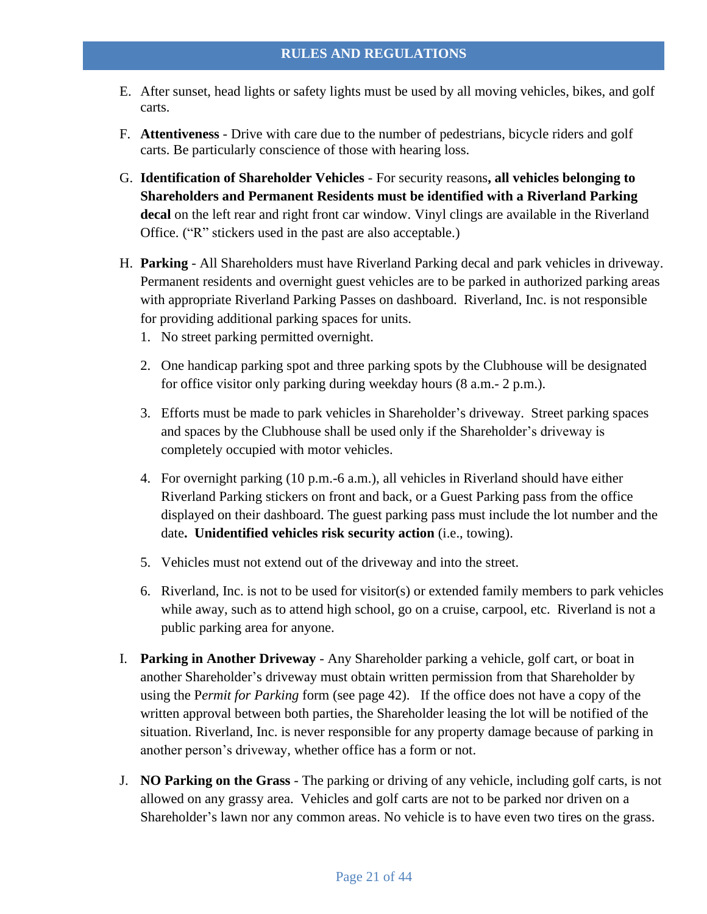## RULES AND REGULATIONS

E. After sunset, head lights or safety lights must be used by all moving vehicles, bikes, and golf carts.

F. **Attentiveness** - Drive with care due to the number of pedestrians, bicycle riders and golf carts. Be particularly conscience of those with hearing loss.

G. **Identification of Shareholder Vehicles** - For security reasons**, all vehicles belonging to Shareholders and Permanent Residents must be identified with a Riverland Parking decal** on the left rear and right front car window. Vinyl clings are available in the Riverland Office. ("R" stickers used in the past are also acceptable.)

H. **Parking** - All Shareholders must have Riverland Parking decal and park vehicles in driveway. Permanent residents and overnight guest vehicles are to be parked in authorized parking areas with appropriate Riverland Parking Passes on dashboard. Riverland, Inc. is not responsible for providing additional parking spaces for units.

   1. No street parking permitted overnight.
   2. One handicap parking spot and three parking spots by the Clubhouse will be designated for office visitor only parking during weekday hours (8 a.m.- 2 p.m.).
   3. Efforts must be made to park vehicles in Shareholder's driveway. Street parking spaces and spaces by the Clubhouse shall be used only if the Shareholder's driveway is completely occupied with motor vehicles.
   4. For overnight parking (10 p.m.-6 a.m.), all vehicles in Riverland should have either Riverland Parking stickers on front and back, or a Guest Parking pass from the office displayed on their dashboard. The guest parking pass must include the lot number and the date**. Unidentified vehicles risk security action** (i.e., towing).
   5. Vehicles must not extend out of the driveway and into the street.
   6. Riverland, Inc. is not to be used for visitor(s) or extended family members to park vehicles while away, such as to attend high school, go on a cruise, carpool, etc. Riverland is not a public parking area for anyone.

I. **Parking in Another Driveway** - Any Shareholder parking a vehicle, golf cart, or boat in another Shareholder's driveway must obtain written permission from that Shareholder by using the P*ermit for Parking* form (see page 42). If the office does not have a copy of the written approval between both parties, the Shareholder leasing the lot will be notified of the situation. Riverland, Inc. is never responsible for any property damage because of parking in another person's driveway, whether office has a form or not.

J. **NO Parking on the Grass** - The parking or driving of any vehicle, including golf carts, is not allowed on any grassy area. Vehicles and golf carts are not to be parked nor driven on a Shareholder's lawn nor any common areas. No vehicle is to have even two tires on the grass.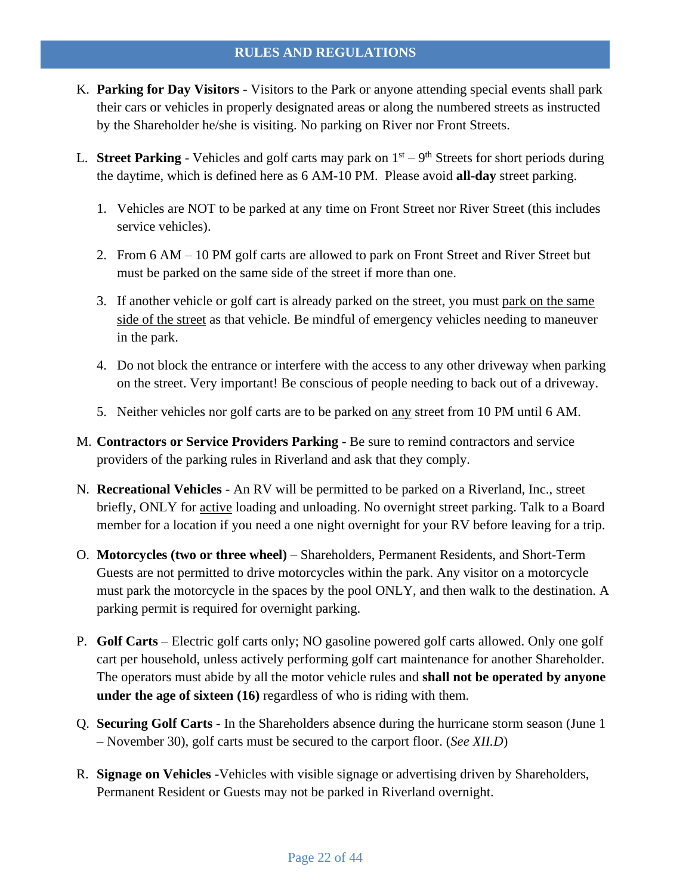## RULES AND REGULATIONS

K. **Parking for Day Visitors** - Visitors to the Park or anyone attending special events shall park their cars or vehicles in properly designated areas or along the numbered streets as instructed by the Shareholder he/she is visiting. No parking on River nor Front Streets.

L. **Street Parking** - Vehicles and golf carts may park on 1st – 9th Streets for short periods during the daytime, which is defined here as 6 AM-10 PM. Please avoid **all-day** street parking.

1. Vehicles are NOT to be parked at any time on Front Street nor River Street (this includes service vehicles).
2. From 6 AM – 10 PM golf carts are allowed to park on Front Street and River Street but must be parked on the same side of the street if more than one.
3. If another vehicle or golf cart is already parked on the street, you must <u>park on the same side of the street</u> as that vehicle. Be mindful of emergency vehicles needing to maneuver in the park.
4. Do not block the entrance or interfere with the access to any other driveway when parking on the street. Very important! Be conscious of people needing to back out of a driveway.
5. Neither vehicles nor golf carts are to be parked on <u>any</u> street from 10 PM until 6 AM.

M. **Contractors or Service Providers Parking** - Be sure to remind contractors and service providers of the parking rules in Riverland and ask that they comply.

N. **Recreational Vehicles** - An RV will be permitted to be parked on a Riverland, Inc., street briefly, ONLY for <u>active</u> loading and unloading. No overnight street parking. Talk to a Board member for a location if you need a one night overnight for your RV before leaving for a trip.

O. **Motorcycles (two or three wheel)** – Shareholders, Permanent Residents, and Short-Term Guests are not permitted to drive motorcycles within the park. Any visitor on a motorcycle must park the motorcycle in the spaces by the pool ONLY, and then walk to the destination. A parking permit is required for overnight parking.

P. **Golf Carts** – Electric golf carts only; NO gasoline powered golf carts allowed. Only one golf cart per household, unless actively performing golf cart maintenance for another Shareholder. The operators must abide by all the motor vehicle rules and **shall not be operated by anyone under the age of sixteen (16)** regardless of who is riding with them.

Q. **Securing Golf Carts** - In the Shareholders absence during the hurricane storm season (June 1 – November 30), golf carts must be secured to the carport floor. (*See XII.D*)

R. **Signage on Vehicles** -Vehicles with visible signage or advertising driven by Shareholders, Permanent Resident or Guests may not be parked in Riverland overnight.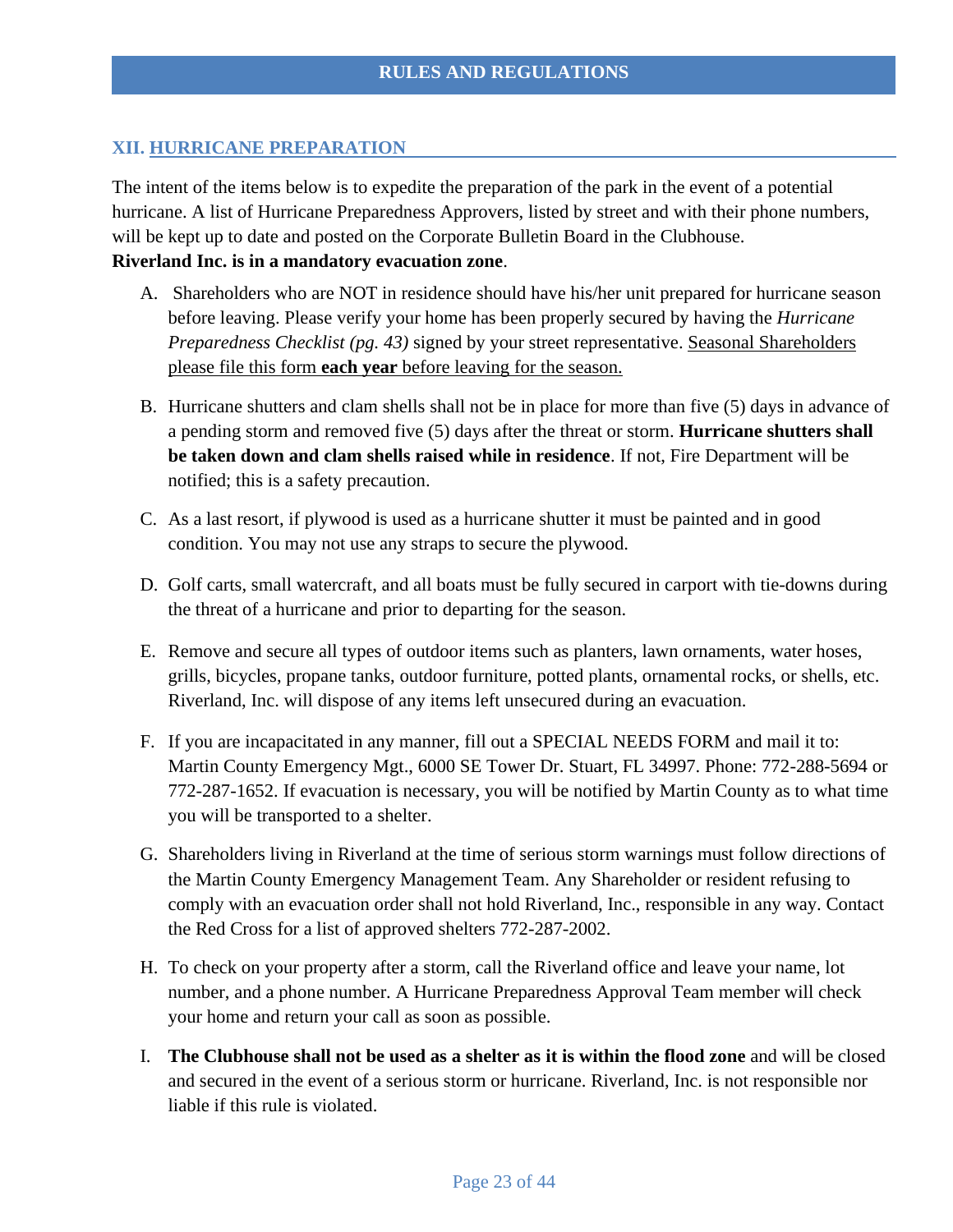# RULES AND REGULATIONS

## XII. HURRICANE PREPARATION

The intent of the items below is to expedite the preparation of the park in the event of a potential hurricane. A list of Hurricane Preparedness Approvers, listed by street and with their phone numbers, will be kept up to date and posted on the Corporate Bulletin Board in the Clubhouse.
**Riverland Inc. is in a mandatory evacuation zone**.

A. Shareholders who are NOT in residence should have his/her unit prepared for hurricane season before leaving. Please verify your home has been properly secured by having the *Hurricane Preparedness Checklist (pg. 43)* signed by your street representative. <u>Seasonal Shareholders please file this form **each year** before leaving for the season.</u>

B. Hurricane shutters and clam shells shall not be in place for more than five (5) days in advance of a pending storm and removed five (5) days after the threat or storm. **Hurricane shutters shall be taken down and clam shells raised while in residence**. If not, Fire Department will be notified; this is a safety precaution.

C. As a last resort, if plywood is used as a hurricane shutter it must be painted and in good condition. You may not use any straps to secure the plywood.

D. Golf carts, small watercraft, and all boats must be fully secured in carport with tie-downs during the threat of a hurricane and prior to departing for the season.

E. Remove and secure all types of outdoor items such as planters, lawn ornaments, water hoses, grills, bicycles, propane tanks, outdoor furniture, potted plants, ornamental rocks, or shells, etc. Riverland, Inc. will dispose of any items left unsecured during an evacuation.

F. If you are incapacitated in any manner, fill out a SPECIAL NEEDS FORM and mail it to: Martin County Emergency Mgt., 6000 SE Tower Dr. Stuart, FL 34997. Phone: 772-288-5694 or 772-287-1652. If evacuation is necessary, you will be notified by Martin County as to what time you will be transported to a shelter.

G. Shareholders living in Riverland at the time of serious storm warnings must follow directions of the Martin County Emergency Management Team. Any Shareholder or resident refusing to comply with an evacuation order shall not hold Riverland, Inc., responsible in any way. Contact the Red Cross for a list of approved shelters 772-287-2002.

H. To check on your property after a storm, call the Riverland office and leave your name, lot number, and a phone number. A Hurricane Preparedness Approval Team member will check your home and return your call as soon as possible.

I. **The Clubhouse shall not be used as a shelter as it is within the flood zone** and will be closed and secured in the event of a serious storm or hurricane. Riverland, Inc. is not responsible nor liable if this rule is violated.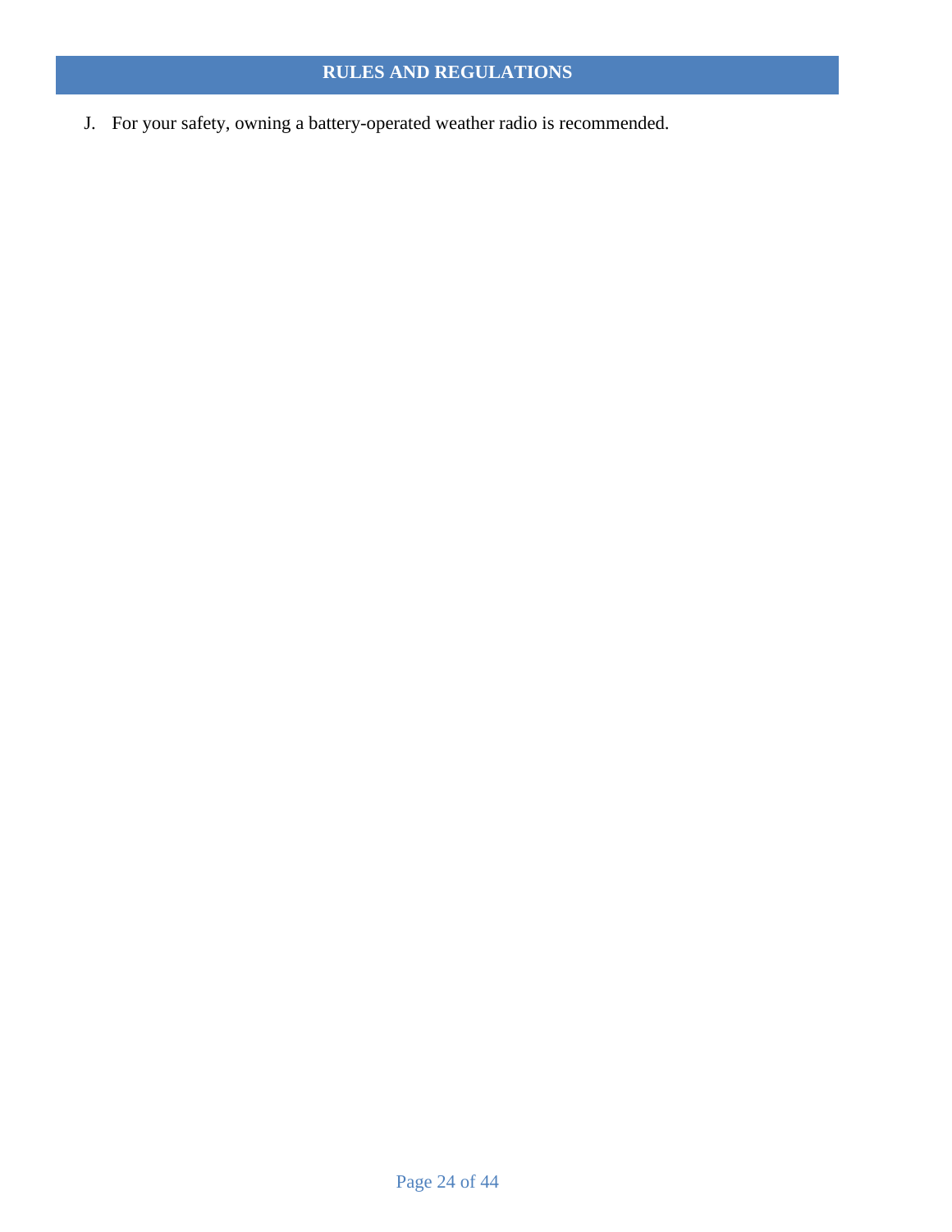## RULES AND REGULATIONS

J. For your safety, owning a battery-operated weather radio is recommended.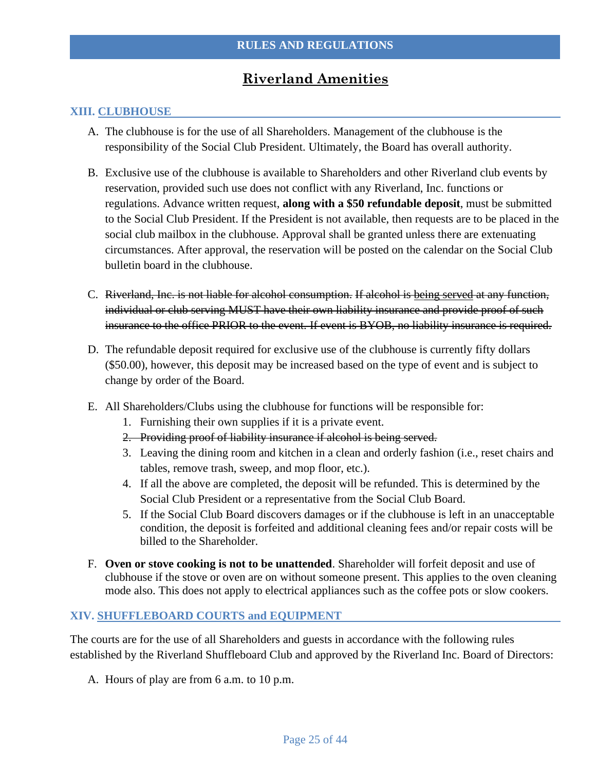**RULES AND REGULATIONS**

# Riverland Amenities

## XIII. CLUBHOUSE

A. The clubhouse is for the use of all Shareholders. Management of the clubhouse is the responsibility of the Social Club President. Ultimately, the Board has overall authority.

B. Exclusive use of the clubhouse is available to Shareholders and other Riverland club events by reservation, provided such use does not conflict with any Riverland, Inc. functions or regulations. Advance written request, **along with a $50 refundable deposit**, must be submitted to the Social Club President. If the President is not available, then requests are to be placed in the social club mailbox in the clubhouse. Approval shall be granted unless there are extenuating circumstances. After approval, the reservation will be posted on the calendar on the Social Club bulletin board in the clubhouse.

C. ~~Riverland, Inc. is not liable for alcohol consumption. If alcohol is being served at any function, individual or club serving MUST have their own liability insurance and provide proof of such insurance to the office PRIOR to the event. If event is BYOB, no liability insurance is required.~~

D. The refundable deposit required for exclusive use of the clubhouse is currently fifty dollars ($50.00), however, this deposit may be increased based on the type of event and is subject to change by order of the Board.

E. All Shareholders/Clubs using the clubhouse for functions will be responsible for:
   1. Furnishing their own supplies if it is a private event.
   2. ~~Providing proof of liability insurance if alcohol is being served.~~
   3. Leaving the dining room and kitchen in a clean and orderly fashion (i.e., reset chairs and tables, remove trash, sweep, and mop floor, etc.).
   4. If all the above are completed, the deposit will be refunded. This is determined by the Social Club President or a representative from the Social Club Board.
   5. If the Social Club Board discovers damages or if the clubhouse is left in an unacceptable condition, the deposit is forfeited and additional cleaning fees and/or repair costs will be billed to the Shareholder.

F. **Oven or stove cooking is not to be unattended**. Shareholder will forfeit deposit and use of clubhouse if the stove or oven are on without someone present. This applies to the oven cleaning mode also. This does not apply to electrical appliances such as the coffee pots or slow cookers.

## XIV. SHUFFLEBOARD COURTS and EQUIPMENT

The courts are for the use of all Shareholders and guests in accordance with the following rules established by the Riverland Shuffleboard Club and approved by the Riverland Inc. Board of Directors:

A. Hours of play are from 6 a.m. to 10 p.m.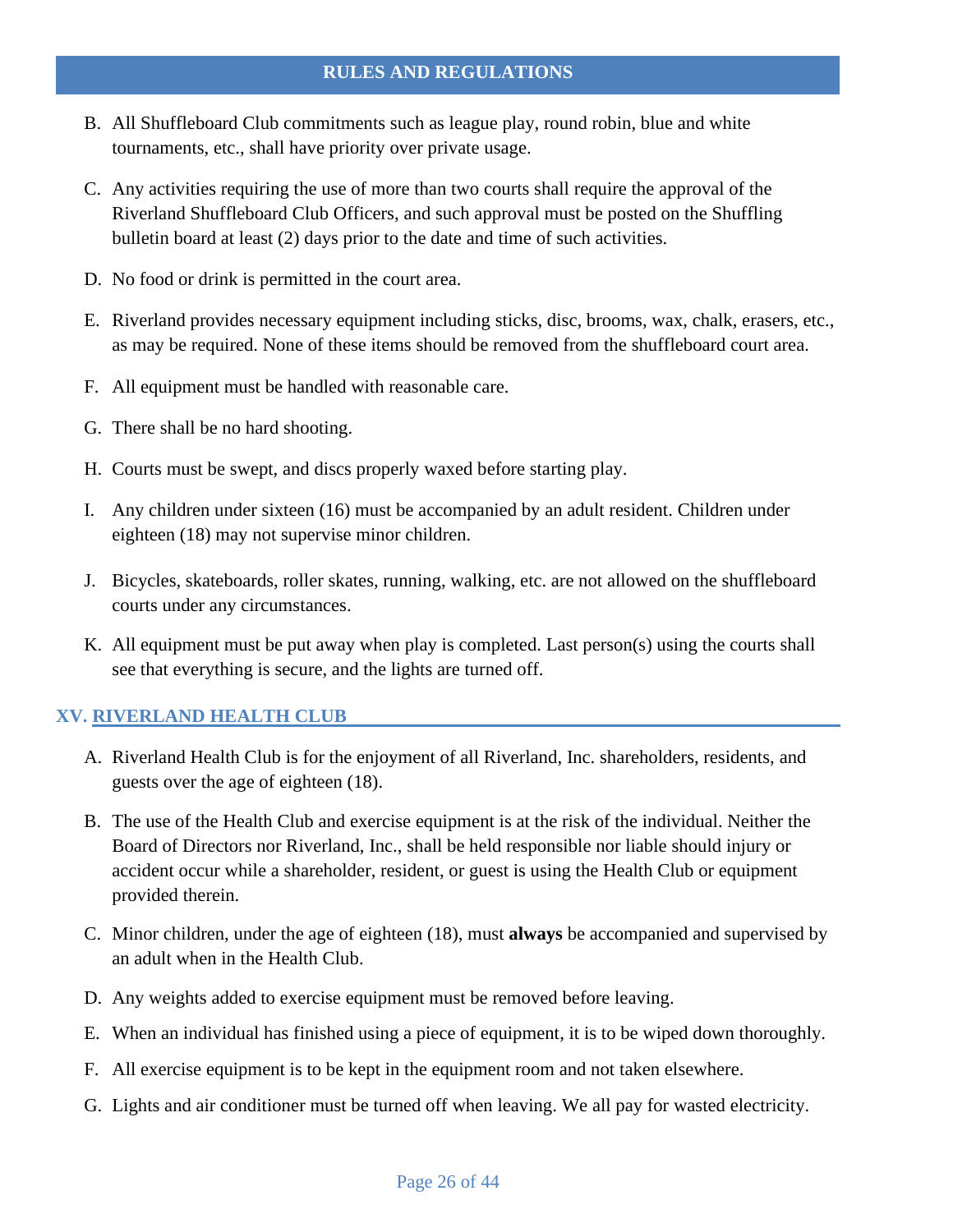B. All Shuffleboard Club commitments such as league play, round robin, blue and white tournaments, etc., shall have priority over private usage.

C. Any activities requiring the use of more than two courts shall require the approval of the Riverland Shuffleboard Club Officers, and such approval must be posted on the Shuffling bulletin board at least (2) days prior to the date and time of such activities.

D. No food or drink is permitted in the court area.

E. Riverland provides necessary equipment including sticks, disc, brooms, wax, chalk, erasers, etc., as may be required. None of these items should be removed from the shuffleboard court area.

F. All equipment must be handled with reasonable care.

G. There shall be no hard shooting.

H. Courts must be swept, and discs properly waxed before starting play.

I. Any children under sixteen (16) must be accompanied by an adult resident. Children under eighteen (18) may not supervise minor children.

J. Bicycles, skateboards, roller skates, running, walking, etc. are not allowed on the shuffleboard courts under any circumstances.

K. All equipment must be put away when play is completed. Last person(s) using the courts shall see that everything is secure, and the lights are turned off.

## XV. RIVERLAND HEALTH CLUB

A. Riverland Health Club is for the enjoyment of all Riverland, Inc. shareholders, residents, and guests over the age of eighteen (18).

B. The use of the Health Club and exercise equipment is at the risk of the individual. Neither the Board of Directors nor Riverland, Inc., shall be held responsible nor liable should injury or accident occur while a shareholder, resident, or guest is using the Health Club or equipment provided therein.

C. Minor children, under the age of eighteen (18), must **always** be accompanied and supervised by an adult when in the Health Club.

D. Any weights added to exercise equipment must be removed before leaving.

E. When an individual has finished using a piece of equipment, it is to be wiped down thoroughly.

F. All exercise equipment is to be kept in the equipment room and not taken elsewhere.

G. Lights and air conditioner must be turned off when leaving. We all pay for wasted electricity.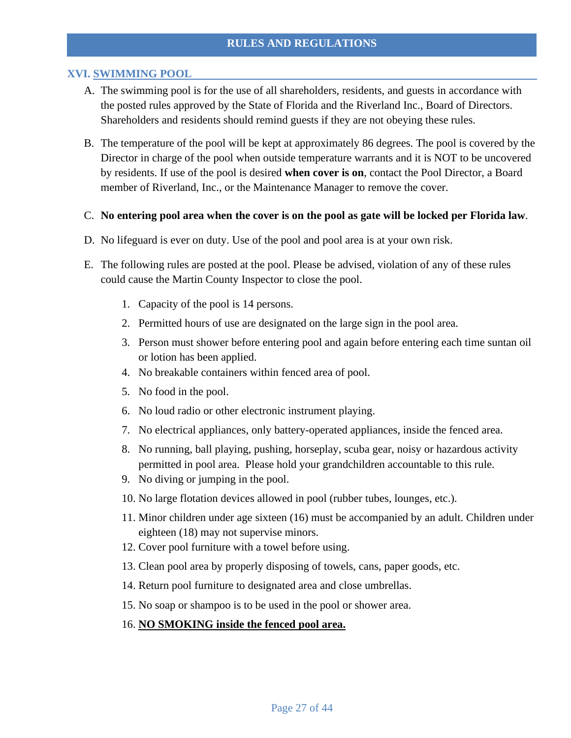# RULES AND REGULATIONS

## XVI. SWIMMING POOL

A. The swimming pool is for the use of all shareholders, residents, and guests in accordance with the posted rules approved by the State of Florida and the Riverland Inc., Board of Directors. Shareholders and residents should remind guests if they are not obeying these rules.

B. The temperature of the pool will be kept at approximately 86 degrees. The pool is covered by the Director in charge of the pool when outside temperature warrants and it is NOT to be uncovered by residents. If use of the pool is desired **when cover is on**, contact the Pool Director, a Board member of Riverland, Inc., or the Maintenance Manager to remove the cover.

C. **No entering pool area when the cover is on the pool as gate will be locked per Florida law**.

D. No lifeguard is ever on duty. Use of the pool and pool area is at your own risk.

E. The following rules are posted at the pool. Please be advised, violation of any of these rules could cause the Martin County Inspector to close the pool.

   1. Capacity of the pool is 14 persons.
   2. Permitted hours of use are designated on the large sign in the pool area.
   3. Person must shower before entering pool and again before entering each time suntan oil or lotion has been applied.
   4. No breakable containers within fenced area of pool.
   5. No food in the pool.
   6. No loud radio or other electronic instrument playing.
   7. No electrical appliances, only battery-operated appliances, inside the fenced area.
   8. No running, ball playing, pushing, horseplay, scuba gear, noisy or hazardous activity permitted in pool area. Please hold your grandchildren accountable to this rule.
   9. No diving or jumping in the pool.
   10. No large flotation devices allowed in pool (rubber tubes, lounges, etc.).
   11. Minor children under age sixteen (16) must be accompanied by an adult. Children under eighteen (18) may not supervise minors.
   12. Cover pool furniture with a towel before using.
   13. Clean pool area by properly disposing of towels, cans, paper goods, etc.
   14. Return pool furniture to designated area and close umbrellas.
   15. No soap or shampoo is to be used in the pool or shower area.
   16. **NO SMOKING inside the fenced pool area.**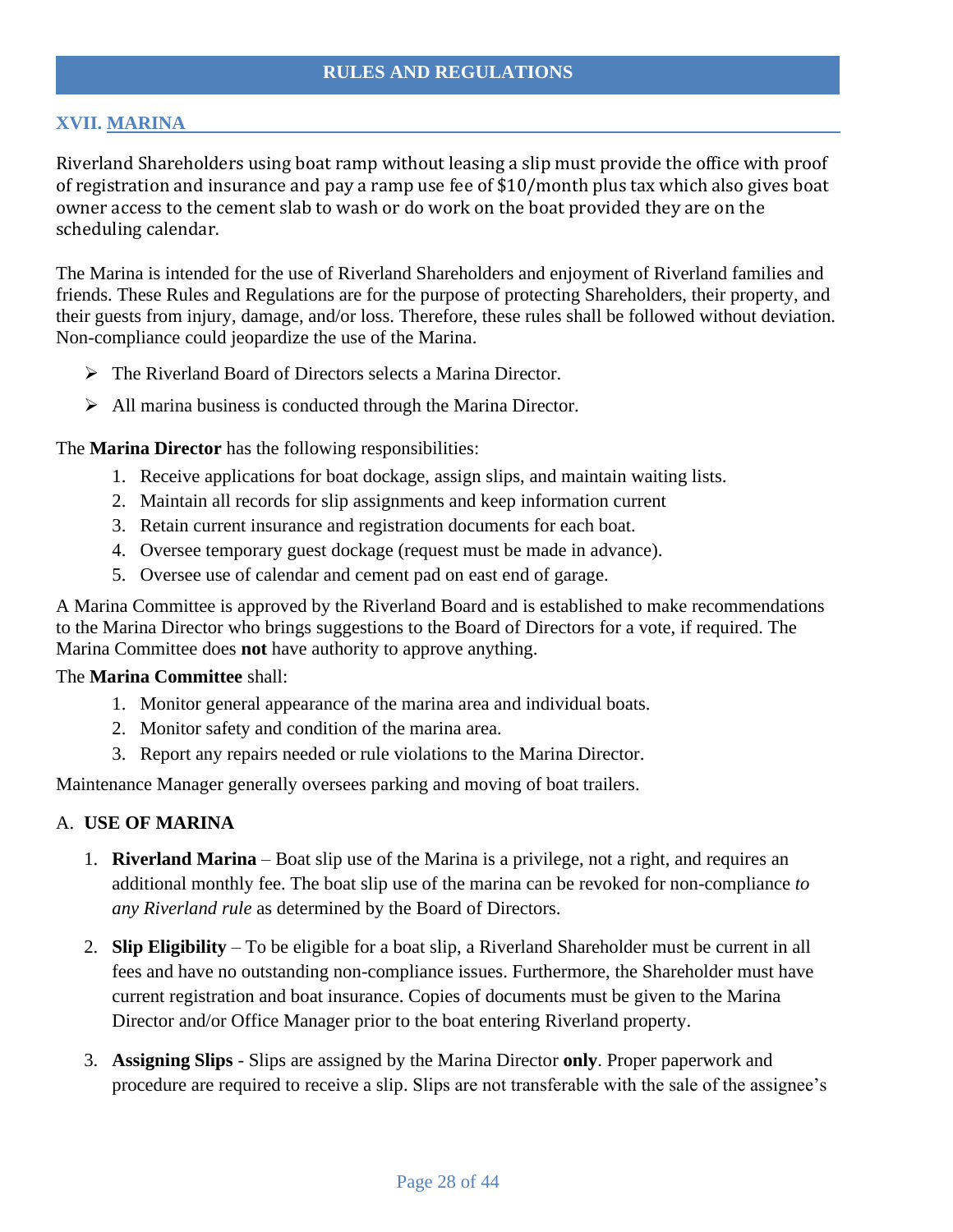## RULES AND REGULATIONS

### XVII. MARINA

Riverland Shareholders using boat ramp without leasing a slip must provide the office with proof of registration and insurance and pay a ramp use fee of $10/month plus tax which also gives boat owner access to the cement slab to wash or do work on the boat provided they are on the scheduling calendar.

The Marina is intended for the use of Riverland Shareholders and enjoyment of Riverland families and friends. These Rules and Regulations are for the purpose of protecting Shareholders, their property, and their guests from injury, damage, and/or loss. Therefore, these rules shall be followed without deviation. Non-compliance could jeopardize the use of the Marina.

- The Riverland Board of Directors selects a Marina Director.
- All marina business is conducted through the Marina Director.

The **Marina Director** has the following responsibilities:

1. Receive applications for boat dockage, assign slips, and maintain waiting lists.
2. Maintain all records for slip assignments and keep information current
3. Retain current insurance and registration documents for each boat.
4. Oversee temporary guest dockage (request must be made in advance).
5. Oversee use of calendar and cement pad on east end of garage.

A Marina Committee is approved by the Riverland Board and is established to make recommendations to the Marina Director who brings suggestions to the Board of Directors for a vote, if required. The Marina Committee does **not** have authority to approve anything.

The **Marina Committee** shall:

1. Monitor general appearance of the marina area and individual boats.
2. Monitor safety and condition of the marina area.
3. Report any repairs needed or rule violations to the Marina Director.

Maintenance Manager generally oversees parking and moving of boat trailers.

#### A. USE OF MARINA

1. **Riverland Marina** – Boat slip use of the Marina is a privilege, not a right, and requires an additional monthly fee. The boat slip use of the marina can be revoked for non-compliance *to any Riverland rule* as determined by the Board of Directors.

2. **Slip Eligibility** – To be eligible for a boat slip, a Riverland Shareholder must be current in all fees and have no outstanding non-compliance issues. Furthermore, the Shareholder must have current registration and boat insurance. Copies of documents must be given to the Marina Director and/or Office Manager prior to the boat entering Riverland property.

3. **Assigning Slips** - Slips are assigned by the Marina Director **only**. Proper paperwork and procedure are required to receive a slip. Slips are not transferable with the sale of the assignee's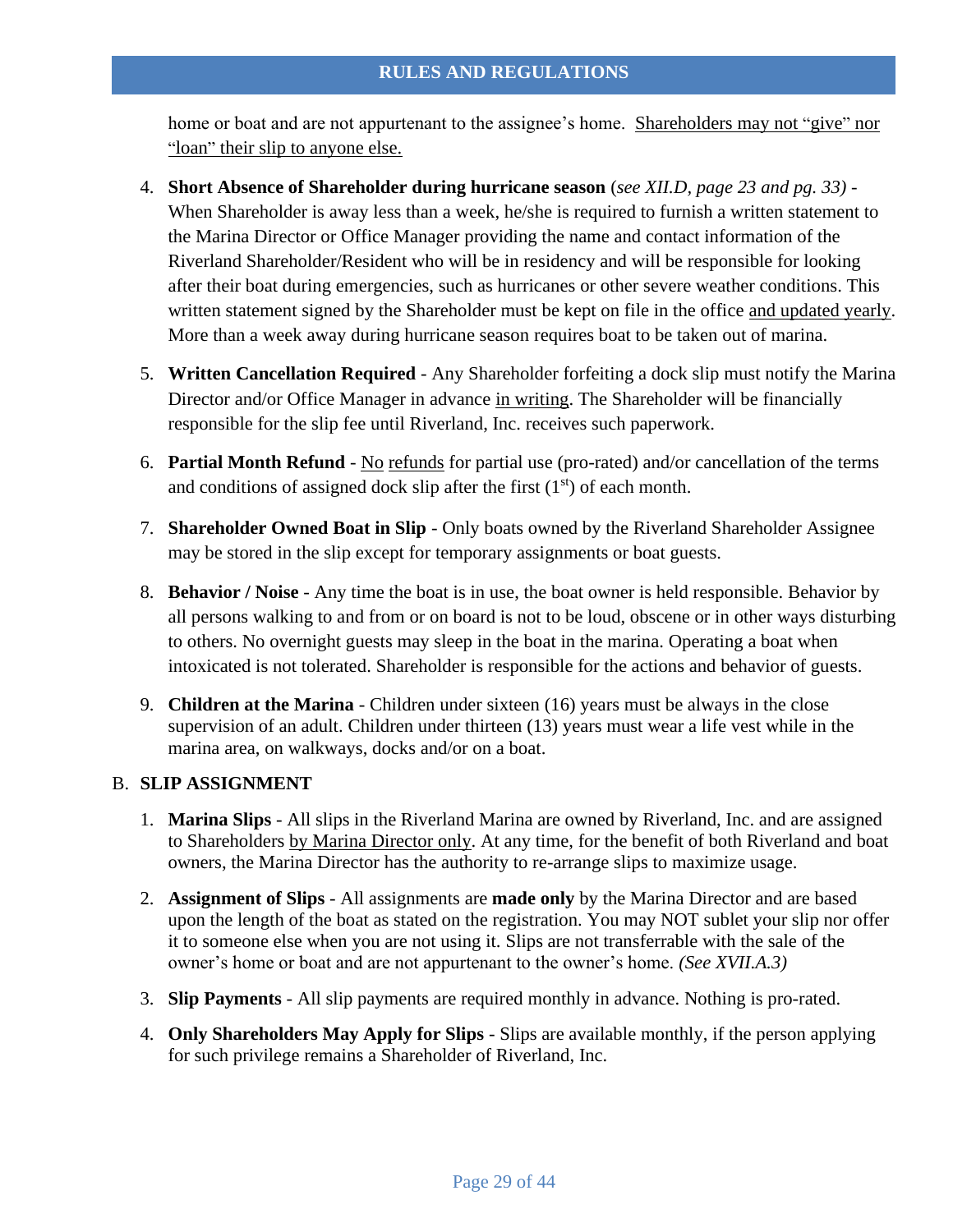home or boat and are not appurtenant to the assignee's home. <u>Shareholders may not "give" nor "loan" their slip to anyone else.</u>

4. **Short Absence of Shareholder during hurricane season** (*see XII.D, page 23 and pg. 33)* - When Shareholder is away less than a week, he/she is required to furnish a written statement to the Marina Director or Office Manager providing the name and contact information of the Riverland Shareholder/Resident who will be in residency and will be responsible for looking after their boat during emergencies, such as hurricanes or other severe weather conditions. This written statement signed by the Shareholder must be kept on file in the office <u>and updated yearly</u>. More than a week away during hurricane season requires boat to be taken out of marina.

5. **Written Cancellation Required** - Any Shareholder forfeiting a dock slip must notify the Marina Director and/or Office Manager in advance <u>in writing</u>. The Shareholder will be financially responsible for the slip fee until Riverland, Inc. receives such paperwork.

6. **Partial Month Refund** - <u>No</u> <u>refunds</u> for partial use (pro-rated) and/or cancellation of the terms and conditions of assigned dock slip after the first (1st) of each month.

7. **Shareholder Owned Boat in Slip** - Only boats owned by the Riverland Shareholder Assignee may be stored in the slip except for temporary assignments or boat guests.

8. **Behavior / Noise** - Any time the boat is in use, the boat owner is held responsible. Behavior by all persons walking to and from or on board is not to be loud, obscene or in other ways disturbing to others. No overnight guests may sleep in the boat in the marina. Operating a boat when intoxicated is not tolerated. Shareholder is responsible for the actions and behavior of guests.

9. **Children at the Marina** - Children under sixteen (16) years must be always in the close supervision of an adult. Children under thirteen (13) years must wear a life vest while in the marina area, on walkways, docks and/or on a boat.

B. **SLIP ASSIGNMENT**

1. **Marina Slips** - All slips in the Riverland Marina are owned by Riverland, Inc. and are assigned to Shareholders <u>by Marina Director only</u>. At any time, for the benefit of both Riverland and boat owners, the Marina Director has the authority to re-arrange slips to maximize usage.

2. **Assignment of Slips** - All assignments are **made only** by the Marina Director and are based upon the length of the boat as stated on the registration. You may NOT sublet your slip nor offer it to someone else when you are not using it. Slips are not transferrable with the sale of the owner's home or boat and are not appurtenant to the owner's home. *(See XVII.A.3)*

3. **Slip Payments** - All slip payments are required monthly in advance. Nothing is pro-rated.

4. **Only Shareholders May Apply for Slips** - Slips are available monthly, if the person applying for such privilege remains a Shareholder of Riverland, Inc.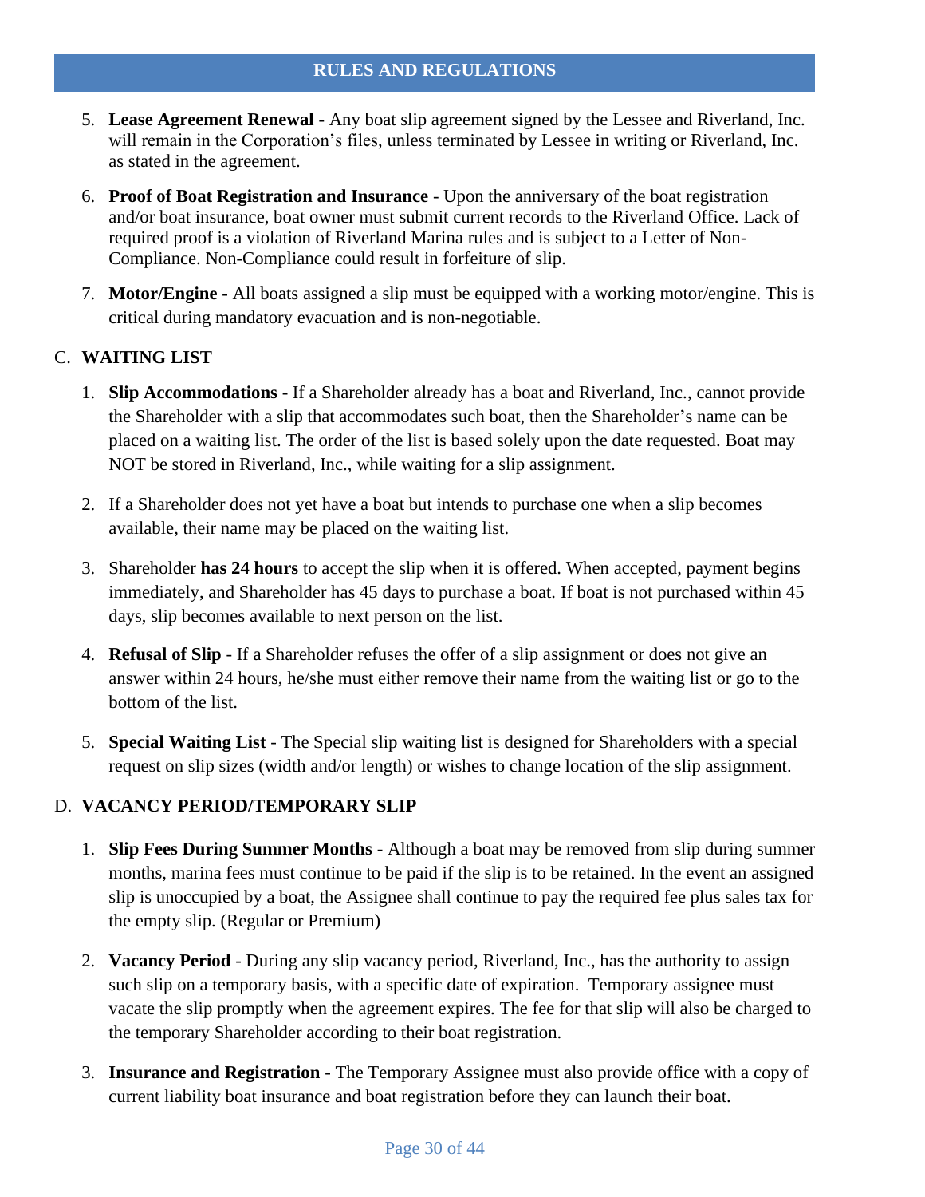## RULES AND REGULATIONS

5. **Lease Agreement Renewal** - Any boat slip agreement signed by the Lessee and Riverland, Inc. will remain in the Corporation's files, unless terminated by Lessee in writing or Riverland, Inc. as stated in the agreement.

6. **Proof of Boat Registration and Insurance** - Upon the anniversary of the boat registration and/or boat insurance, boat owner must submit current records to the Riverland Office. Lack of required proof is a violation of Riverland Marina rules and is subject to a Letter of Non-Compliance. Non-Compliance could result in forfeiture of slip.

7. **Motor/Engine** - All boats assigned a slip must be equipped with a working motor/engine. This is critical during mandatory evacuation and is non-negotiable.

### C. WAITING LIST

1. **Slip Accommodations** - If a Shareholder already has a boat and Riverland, Inc., cannot provide the Shareholder with a slip that accommodates such boat, then the Shareholder's name can be placed on a waiting list. The order of the list is based solely upon the date requested. Boat may NOT be stored in Riverland, Inc., while waiting for a slip assignment.

2. If a Shareholder does not yet have a boat but intends to purchase one when a slip becomes available, their name may be placed on the waiting list.

3. Shareholder **has 24 hours** to accept the slip when it is offered. When accepted, payment begins immediately, and Shareholder has 45 days to purchase a boat. If boat is not purchased within 45 days, slip becomes available to next person on the list.

4. **Refusal of Slip** - If a Shareholder refuses the offer of a slip assignment or does not give an answer within 24 hours, he/she must either remove their name from the waiting list or go to the bottom of the list.

5. **Special Waiting List** - The Special slip waiting list is designed for Shareholders with a special request on slip sizes (width and/or length) or wishes to change location of the slip assignment.

### D. VACANCY PERIOD/TEMPORARY SLIP

1. **Slip Fees During Summer Months** - Although a boat may be removed from slip during summer months, marina fees must continue to be paid if the slip is to be retained. In the event an assigned slip is unoccupied by a boat, the Assignee shall continue to pay the required fee plus sales tax for the empty slip. (Regular or Premium)

2. **Vacancy Period** - During any slip vacancy period, Riverland, Inc., has the authority to assign such slip on a temporary basis, with a specific date of expiration. Temporary assignee must vacate the slip promptly when the agreement expires. The fee for that slip will also be charged to the temporary Shareholder according to their boat registration.

3. **Insurance and Registration** - The Temporary Assignee must also provide office with a copy of current liability boat insurance and boat registration before they can launch their boat.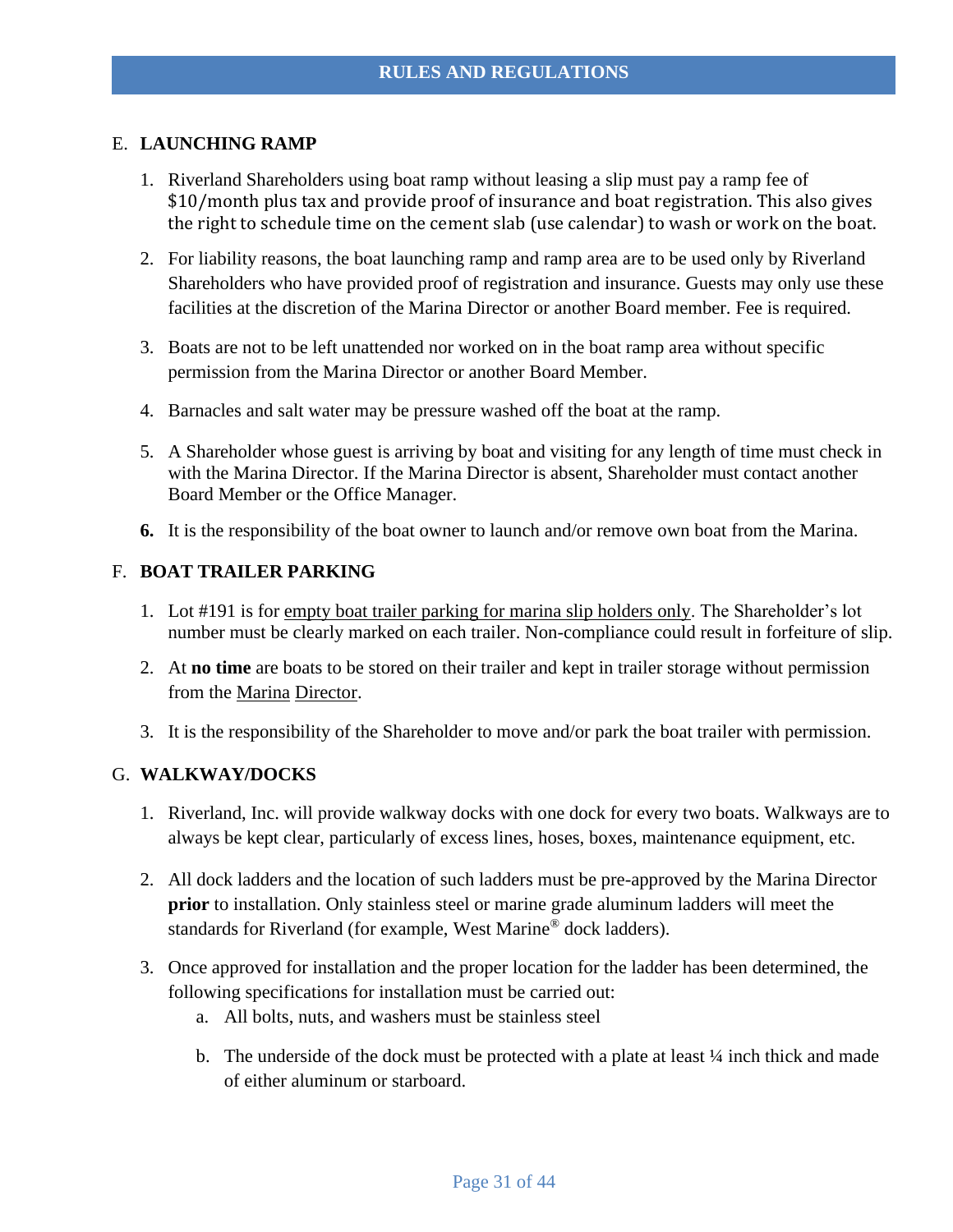## RULES AND REGULATIONS

E. **LAUNCHING RAMP**

1. Riverland Shareholders using boat ramp without leasing a slip must pay a ramp fee of $10/month plus tax and provide proof of insurance and boat registration. This also gives the right to schedule time on the cement slab (use calendar) to wash or work on the boat.

2. For liability reasons, the boat launching ramp and ramp area are to be used only by Riverland Shareholders who have provided proof of registration and insurance. Guests may only use these facilities at the discretion of the Marina Director or another Board member. Fee is required.

3. Boats are not to be left unattended nor worked on in the boat ramp area without specific permission from the Marina Director or another Board Member.

4. Barnacles and salt water may be pressure washed off the boat at the ramp.

5. A Shareholder whose guest is arriving by boat and visiting for any length of time must check in with the Marina Director. If the Marina Director is absent, Shareholder must contact another Board Member or the Office Manager.

6. It is the responsibility of the boat owner to launch and/or remove own boat from the Marina.

F. **BOAT TRAILER PARKING**

1. Lot #191 is for <u>empty boat trailer parking for marina slip holders only</u>. The Shareholder's lot number must be clearly marked on each trailer. Non-compliance could result in forfeiture of slip.

2. At **no time** are boats to be stored on their trailer and kept in trailer storage without permission from the <u>Marina Director</u>.

3. It is the responsibility of the Shareholder to move and/or park the boat trailer with permission.

G. **WALKWAY/DOCKS**

1. Riverland, Inc. will provide walkway docks with one dock for every two boats. Walkways are to always be kept clear, particularly of excess lines, hoses, boxes, maintenance equipment, etc.

2. All dock ladders and the location of such ladders must be pre-approved by the Marina Director **prior** to installation. Only stainless steel or marine grade aluminum ladders will meet the standards for Riverland (for example, West Marine® dock ladders).

3. Once approved for installation and the proper location for the ladder has been determined, the following specifications for installation must be carried out:
   a. All bolts, nuts, and washers must be stainless steel
   b. The underside of the dock must be protected with a plate at least ¼ inch thick and made of either aluminum or starboard.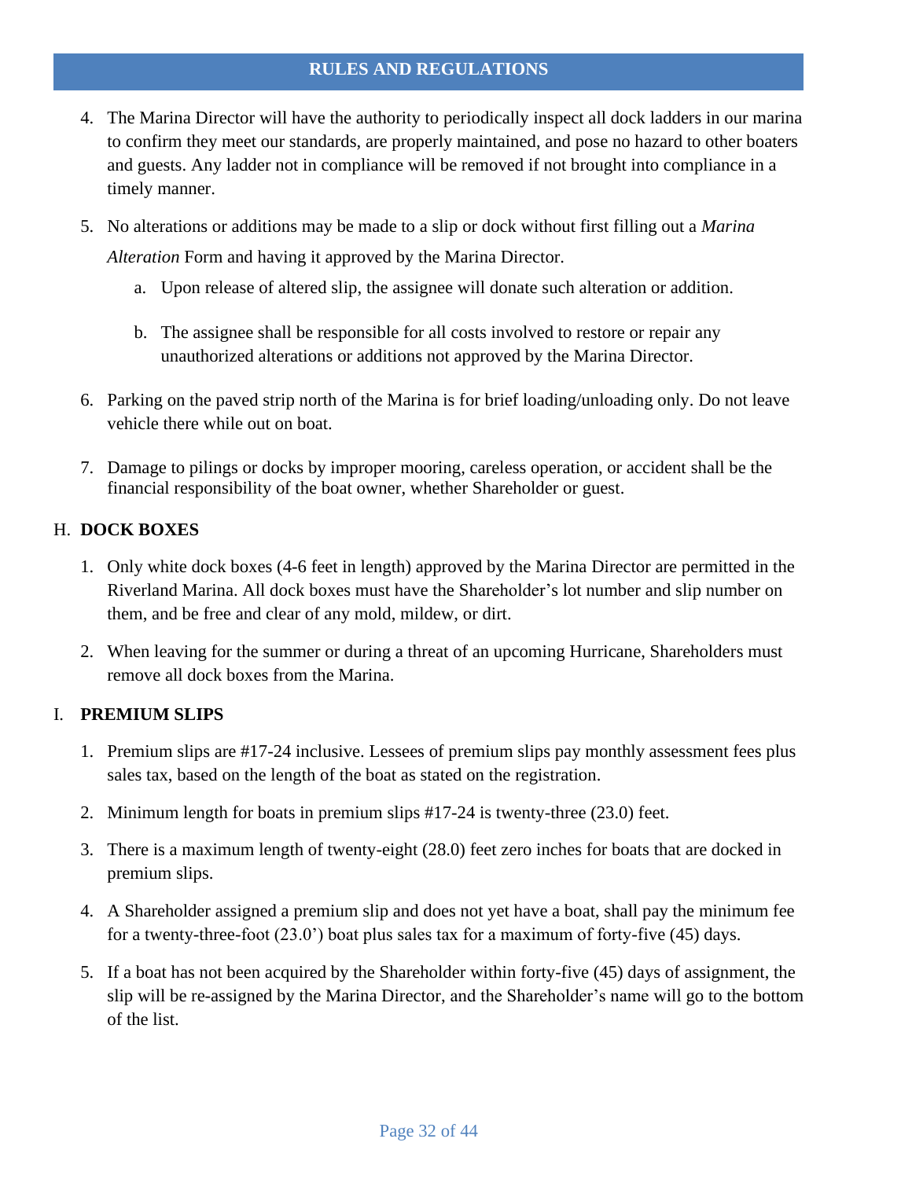## RULES AND REGULATIONS

4. The Marina Director will have the authority to periodically inspect all dock ladders in our marina to confirm they meet our standards, are properly maintained, and pose no hazard to other boaters and guests. Any ladder not in compliance will be removed if not brought into compliance in a timely manner.

5. No alterations or additions may be made to a slip or dock without first filling out a *Marina Alteration* Form and having it approved by the Marina Director.

   a. Upon release of altered slip, the assignee will donate such alteration or addition.

   b. The assignee shall be responsible for all costs involved to restore or repair any unauthorized alterations or additions not approved by the Marina Director.

6. Parking on the paved strip north of the Marina is for brief loading/unloading only. Do not leave vehicle there while out on boat.

7. Damage to pilings or docks by improper mooring, careless operation, or accident shall be the financial responsibility of the boat owner, whether Shareholder or guest.

### H. DOCK BOXES

1. Only white dock boxes (4-6 feet in length) approved by the Marina Director are permitted in the Riverland Marina. All dock boxes must have the Shareholder's lot number and slip number on them, and be free and clear of any mold, mildew, or dirt.

2. When leaving for the summer or during a threat of an upcoming Hurricane, Shareholders must remove all dock boxes from the Marina.

### I. PREMIUM SLIPS

1. Premium slips are #17-24 inclusive. Lessees of premium slips pay monthly assessment fees plus sales tax, based on the length of the boat as stated on the registration.

2. Minimum length for boats in premium slips #17-24 is twenty-three (23.0) feet.

3. There is a maximum length of twenty-eight (28.0) feet zero inches for boats that are docked in premium slips.

4. A Shareholder assigned a premium slip and does not yet have a boat, shall pay the minimum fee for a twenty-three-foot (23.0') boat plus sales tax for a maximum of forty-five (45) days.

5. If a boat has not been acquired by the Shareholder within forty-five (45) days of assignment, the slip will be re-assigned by the Marina Director, and the Shareholder's name will go to the bottom of the list.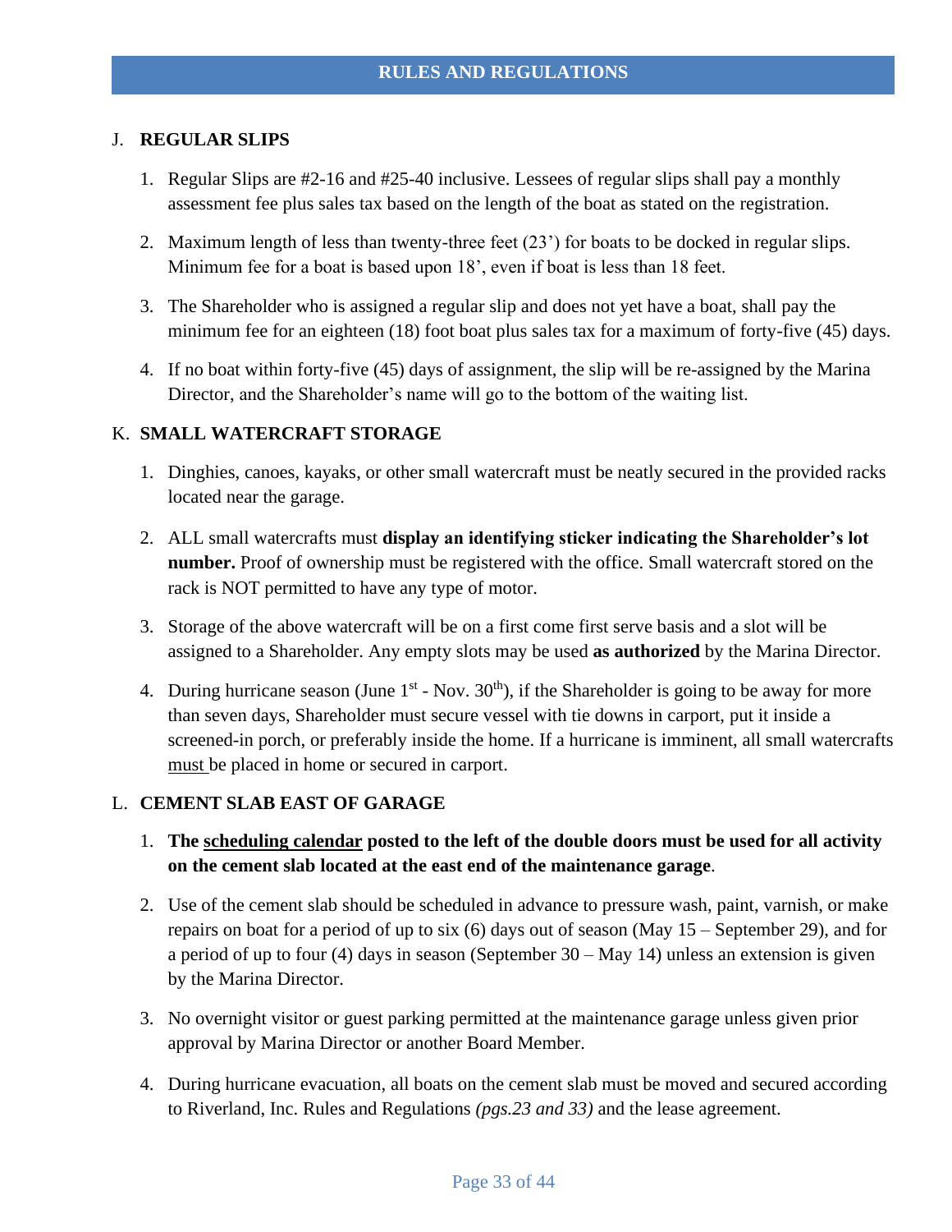## RULES AND REGULATIONS

### J. REGULAR SLIPS

1. Regular Slips are #2-16 and #25-40 inclusive. Lessees of regular slips shall pay a monthly assessment fee plus sales tax based on the length of the boat as stated on the registration.
2. Maximum length of less than twenty-three feet (23') for boats to be docked in regular slips. Minimum fee for a boat is based upon 18', even if boat is less than 18 feet.
3. The Shareholder who is assigned a regular slip and does not yet have a boat, shall pay the minimum fee for an eighteen (18) foot boat plus sales tax for a maximum of forty-five (45) days.
4. If no boat within forty-five (45) days of assignment, the slip will be re-assigned by the Marina Director, and the Shareholder's name will go to the bottom of the waiting list.

### K. SMALL WATERCRAFT STORAGE

1. Dinghies, canoes, kayaks, or other small watercraft must be neatly secured in the provided racks located near the garage.
2. ALL small watercrafts must **display an identifying sticker indicating the Shareholder's lot number.** Proof of ownership must be registered with the office. Small watercraft stored on the rack is NOT permitted to have any type of motor.
3. Storage of the above watercraft will be on a first come first serve basis and a slot will be assigned to a Shareholder. Any empty slots may be used **as authorized** by the Marina Director.
4. During hurricane season (June 1st - Nov. 30th), if the Shareholder is going to be away for more than seven days, Shareholder must secure vessel with tie downs in carport, put it inside a screened-in porch, or preferably inside the home. If a hurricane is imminent, all small watercrafts must be placed in home or secured in carport.

### L. CEMENT SLAB EAST OF GARAGE

1. **The scheduling calendar posted to the left of the double doors must be used for all activity on the cement slab located at the east end of the maintenance garage**.
2. Use of the cement slab should be scheduled in advance to pressure wash, paint, varnish, or make repairs on boat for a period of up to six (6) days out of season (May 15 – September 29), and for a period of up to four (4) days in season (September 30 – May 14) unless an extension is given by the Marina Director.
3. No overnight visitor or guest parking permitted at the maintenance garage unless given prior approval by Marina Director or another Board Member.
4. During hurricane evacuation, all boats on the cement slab must be moved and secured according to Riverland, Inc. Rules and Regulations *(pgs.23 and 33)* and the lease agreement.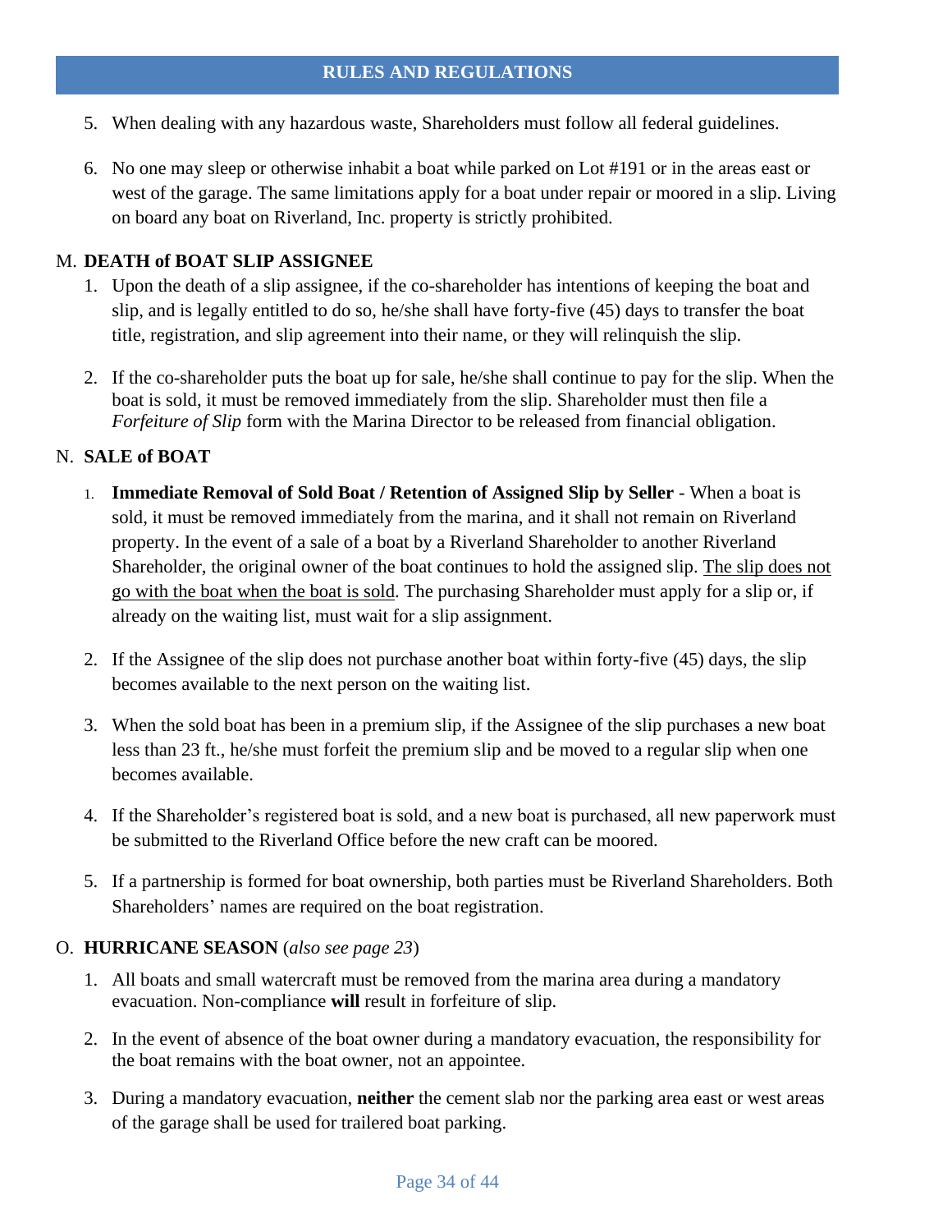5. When dealing with any hazardous waste, Shareholders must follow all federal guidelines.

6. No one may sleep or otherwise inhabit a boat while parked on Lot #191 or in the areas east or west of the garage. The same limitations apply for a boat under repair or moored in a slip. Living on board any boat on Riverland, Inc. property is strictly prohibited.

M. **DEATH of BOAT SLIP ASSIGNEE**

1. Upon the death of a slip assignee, if the co-shareholder has intentions of keeping the boat and slip, and is legally entitled to do so, he/she shall have forty-five (45) days to transfer the boat title, registration, and slip agreement into their name, or they will relinquish the slip.

2. If the co-shareholder puts the boat up for sale, he/she shall continue to pay for the slip. When the boat is sold, it must be removed immediately from the slip. Shareholder must then file a *Forfeiture of Slip* form with the Marina Director to be released from financial obligation.

N. **SALE of BOAT**

1. **Immediate Removal of Sold Boat / Retention of Assigned Slip by Seller** - When a boat is sold, it must be removed immediately from the marina, and it shall not remain on Riverland property. In the event of a sale of a boat by a Riverland Shareholder to another Riverland Shareholder, the original owner of the boat continues to hold the assigned slip. <u>The slip does not go with the boat when the boat is sold</u>. The purchasing Shareholder must apply for a slip or, if already on the waiting list, must wait for a slip assignment.

2. If the Assignee of the slip does not purchase another boat within forty-five (45) days, the slip becomes available to the next person on the waiting list.

3. When the sold boat has been in a premium slip, if the Assignee of the slip purchases a new boat less than 23 ft., he/she must forfeit the premium slip and be moved to a regular slip when one becomes available.

4. If the Shareholder's registered boat is sold, and a new boat is purchased, all new paperwork must be submitted to the Riverland Office before the new craft can be moored.

5. If a partnership is formed for boat ownership, both parties must be Riverland Shareholders. Both Shareholders' names are required on the boat registration.

O. **HURRICANE SEASON** (*also see page 23*)

1. All boats and small watercraft must be removed from the marina area during a mandatory evacuation. Non-compliance **will** result in forfeiture of slip.

2. In the event of absence of the boat owner during a mandatory evacuation, the responsibility for the boat remains with the boat owner, not an appointee.

3. During a mandatory evacuation, **neither** the cement slab nor the parking area east or west areas of the garage shall be used for trailered boat parking.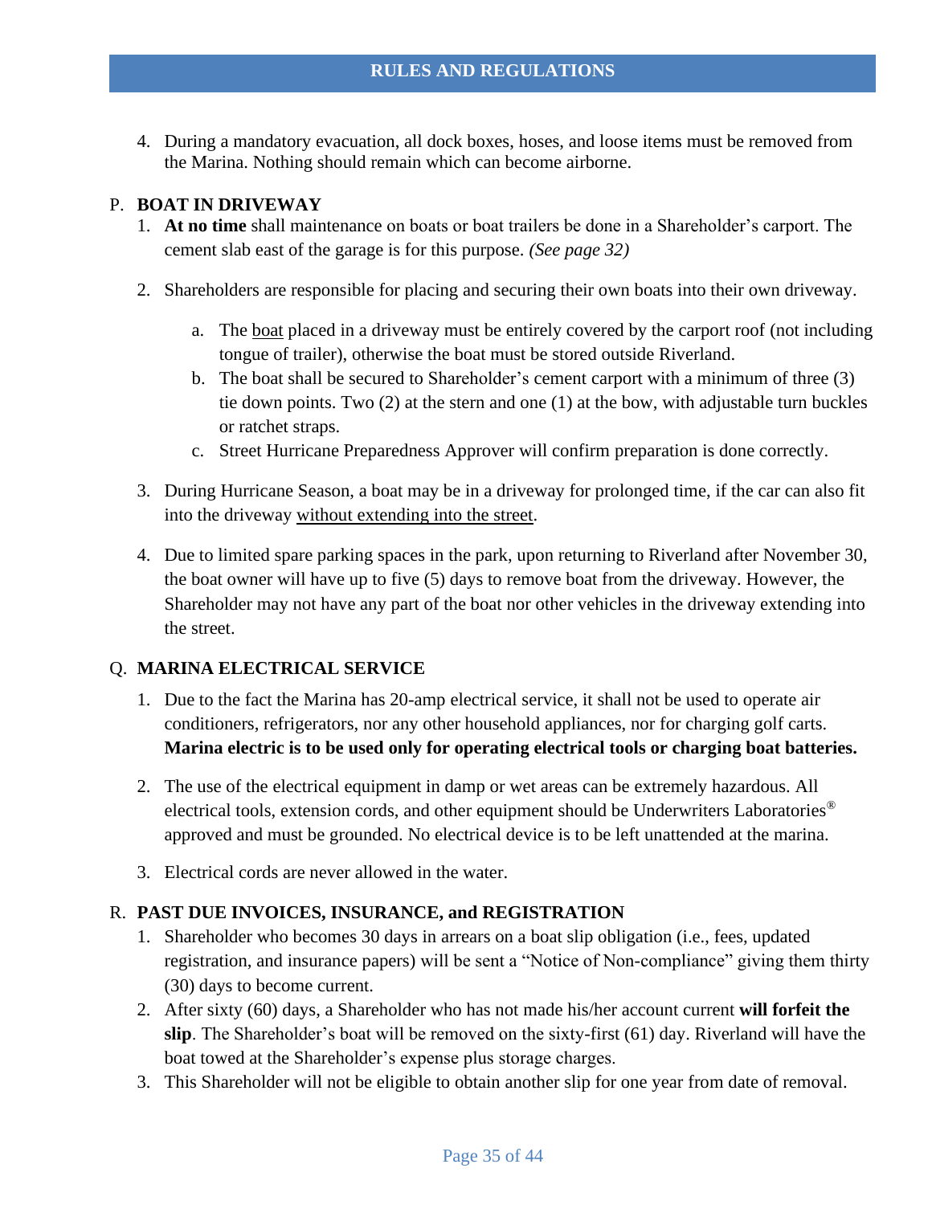4. During a mandatory evacuation, all dock boxes, hoses, and loose items must be removed from the Marina. Nothing should remain which can become airborne.

P. **BOAT IN DRIVEWAY**

1. **At no time** shall maintenance on boats or boat trailers be done in a Shareholder's carport. The cement slab east of the garage is for this purpose. *(See page 32)*

2. Shareholders are responsible for placing and securing their own boats into their own driveway.

   a. The <u>boat</u> placed in a driveway must be entirely covered by the carport roof (not including tongue of trailer), otherwise the boat must be stored outside Riverland.
   b. The boat shall be secured to Shareholder's cement carport with a minimum of three (3) tie down points. Two (2) at the stern and one (1) at the bow, with adjustable turn buckles or ratchet straps.
   c. Street Hurricane Preparedness Approver will confirm preparation is done correctly.

3. During Hurricane Season, a boat may be in a driveway for prolonged time, if the car can also fit into the driveway <u>without extending into the street</u>.

4. Due to limited spare parking spaces in the park, upon returning to Riverland after November 30, the boat owner will have up to five (5) days to remove boat from the driveway. However, the Shareholder may not have any part of the boat nor other vehicles in the driveway extending into the street.

Q. **MARINA ELECTRICAL SERVICE**

1. Due to the fact the Marina has 20-amp electrical service, it shall not be used to operate air conditioners, refrigerators, nor any other household appliances, nor for charging golf carts. **Marina electric is to be used only for operating electrical tools or charging boat batteries.**

2. The use of the electrical equipment in damp or wet areas can be extremely hazardous. All electrical tools, extension cords, and other equipment should be Underwriters Laboratories® approved and must be grounded. No electrical device is to be left unattended at the marina.

3. Electrical cords are never allowed in the water.

R. **PAST DUE INVOICES, INSURANCE, and REGISTRATION**

1. Shareholder who becomes 30 days in arrears on a boat slip obligation (i.e., fees, updated registration, and insurance papers) will be sent a "Notice of Non-compliance" giving them thirty (30) days to become current.
2. After sixty (60) days, a Shareholder who has not made his/her account current **will forfeit the slip**. The Shareholder's boat will be removed on the sixty-first (61) day. Riverland will have the boat towed at the Shareholder's expense plus storage charges.
3. This Shareholder will not be eligible to obtain another slip for one year from date of removal.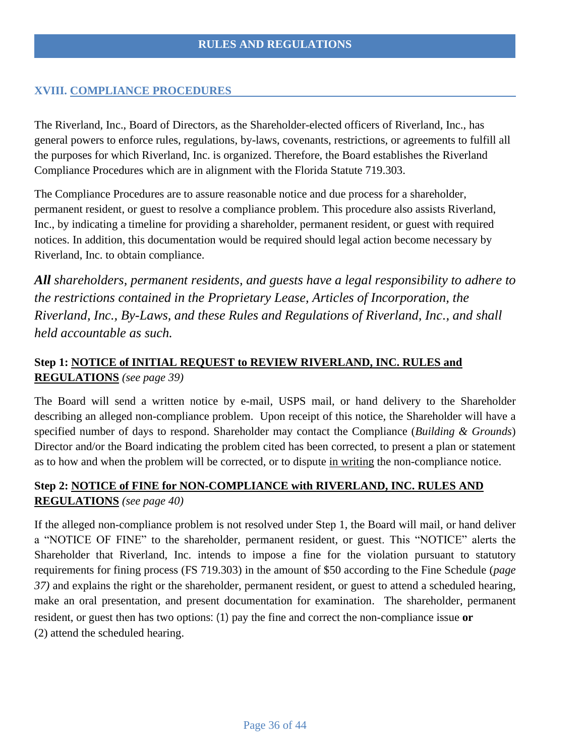## RULES AND REGULATIONS

### XVIII. COMPLIANCE PROCEDURES

The Riverland, Inc., Board of Directors, as the Shareholder-elected officers of Riverland, Inc., has general powers to enforce rules, regulations, by-laws, covenants, restrictions, or agreements to fulfill all the purposes for which Riverland, Inc. is organized. Therefore, the Board establishes the Riverland Compliance Procedures which are in alignment with the Florida Statute 719.303.

The Compliance Procedures are to assure reasonable notice and due process for a shareholder, permanent resident, or guest to resolve a compliance problem. This procedure also assists Riverland, Inc., by indicating a timeline for providing a shareholder, permanent resident, or guest with required notices. In addition, this documentation would be required should legal action become necessary by Riverland, Inc. to obtain compliance.

***All** shareholders, permanent residents, and guests have a legal responsibility to adhere to the restrictions contained in the Proprietary Lease, Articles of Incorporation, the Riverland, Inc., By-Laws, and these Rules and Regulations of Riverland, Inc., and shall held accountable as such.*

#### Step 1: NOTICE of INITIAL REQUEST to REVIEW RIVERLAND, INC. RULES and REGULATIONS *(see page 39)*

The Board will send a written notice by e-mail, USPS mail, or hand delivery to the Shareholder describing an alleged non-compliance problem. Upon receipt of this notice, the Shareholder will have a specified number of days to respond. Shareholder may contact the Compliance (*Building & Grounds*) Director and/or the Board indicating the problem cited has been corrected, to present a plan or statement as to how and when the problem will be corrected, or to dispute in writing the non-compliance notice.

#### Step 2: NOTICE of FINE for NON-COMPLIANCE with RIVERLAND, INC. RULES AND REGULATIONS *(see page 40)*

If the alleged non-compliance problem is not resolved under Step 1, the Board will mail, or hand deliver a "NOTICE OF FINE" to the shareholder, permanent resident, or guest. This "NOTICE" alerts the Shareholder that Riverland, Inc. intends to impose a fine for the violation pursuant to statutory requirements for fining process (FS 719.303) in the amount of $50 according to the Fine Schedule (*page 37)* and explains the right or the shareholder, permanent resident, or guest to attend a scheduled hearing, make an oral presentation, and present documentation for examination. The shareholder, permanent resident, or guest then has two options: (1) pay the fine and correct the non-compliance issue **or** (2) attend the scheduled hearing.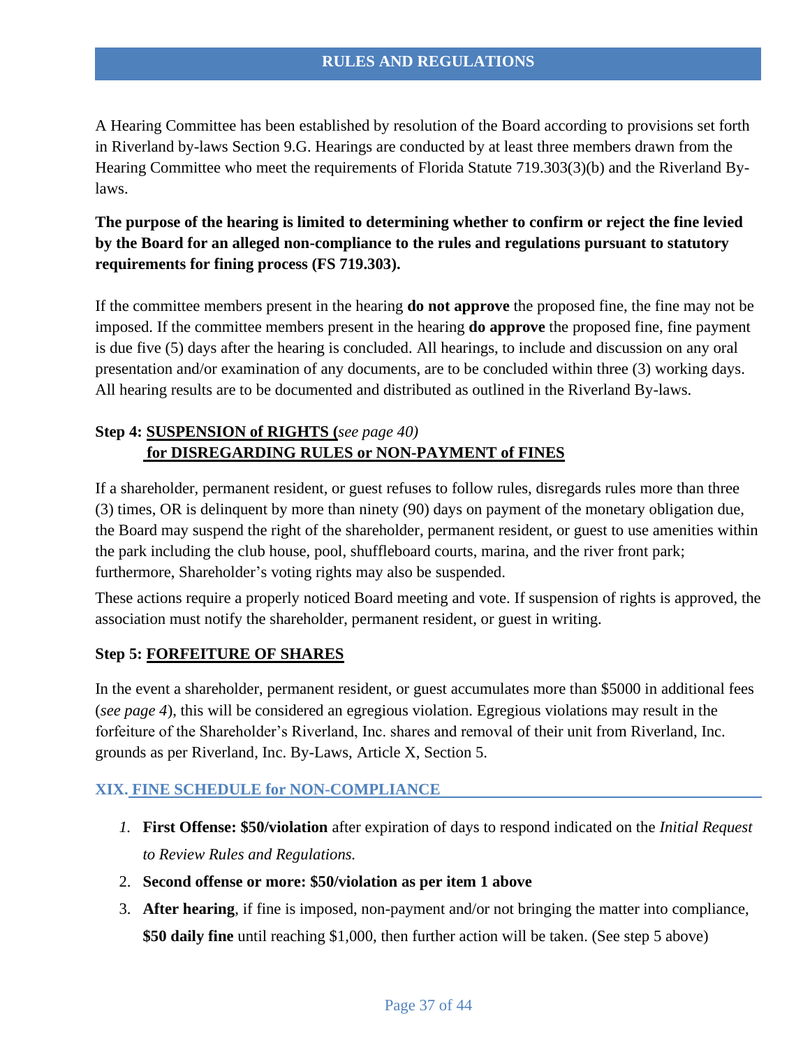## RULES AND REGULATIONS

A Hearing Committee has been established by resolution of the Board according to provisions set forth in Riverland by-laws Section 9.G. Hearings are conducted by at least three members drawn from the Hearing Committee who meet the requirements of Florida Statute 719.303(3)(b) and the Riverland By-laws.

**The purpose of the hearing is limited to determining whether to confirm or reject the fine levied by the Board for an alleged non-compliance to the rules and regulations pursuant to statutory requirements for fining process (FS 719.303).**

If the committee members present in the hearing **do not approve** the proposed fine, the fine may not be imposed. If the committee members present in the hearing **do approve** the proposed fine, fine payment is due five (5) days after the hearing is concluded. All hearings, to include and discussion on any oral presentation and/or examination of any documents, are to be concluded within three (3) working days. All hearing results are to be documented and distributed as outlined in the Riverland By-laws.

### Step 4: SUSPENSION of RIGHTS (*see page 40*) for DISREGARDING RULES or NON-PAYMENT of FINES

If a shareholder, permanent resident, or guest refuses to follow rules, disregards rules more than three (3) times, OR is delinquent by more than ninety (90) days on payment of the monetary obligation due, the Board may suspend the right of the shareholder, permanent resident, or guest to use amenities within the park including the club house, pool, shuffleboard courts, marina, and the river front park; furthermore, Shareholder's voting rights may also be suspended.

These actions require a properly noticed Board meeting and vote. If suspension of rights is approved, the association must notify the shareholder, permanent resident, or guest in writing.

### Step 5: FORFEITURE OF SHARES

In the event a shareholder, permanent resident, or guest accumulates more than $5000 in additional fees (*see page 4*), this will be considered an egregious violation. Egregious violations may result in the forfeiture of the Shareholder's Riverland, Inc. shares and removal of their unit from Riverland, Inc. grounds as per Riverland, Inc. By-Laws, Article X, Section 5.

## XIX. FINE SCHEDULE for NON-COMPLIANCE

1. **First Offense: $50/violation** after expiration of days to respond indicated on the *Initial Request to Review Rules and Regulations.*
2. **Second offense or more: $50/violation as per item 1 above**
3. **After hearing**, if fine is imposed, non-payment and/or not bringing the matter into compliance, **$50 daily fine** until reaching $1,000, then further action will be taken. (See step 5 above)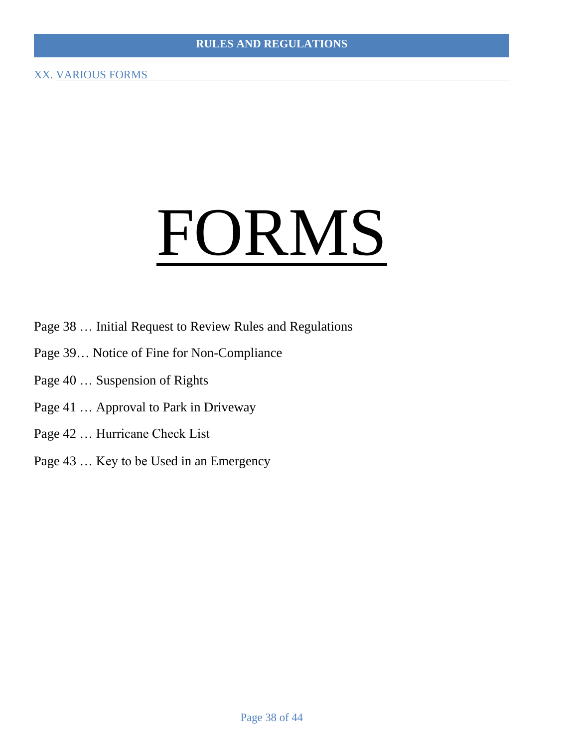## XX. VARIOUS FORMS

# FORMS

Page 38 … Initial Request to Review Rules and Regulations

Page 39… Notice of Fine for Non-Compliance

Page 40 … Suspension of Rights

Page 41 … Approval to Park in Driveway

Page 42 … Hurricane Check List

Page 43 … Key to be Used in an Emergency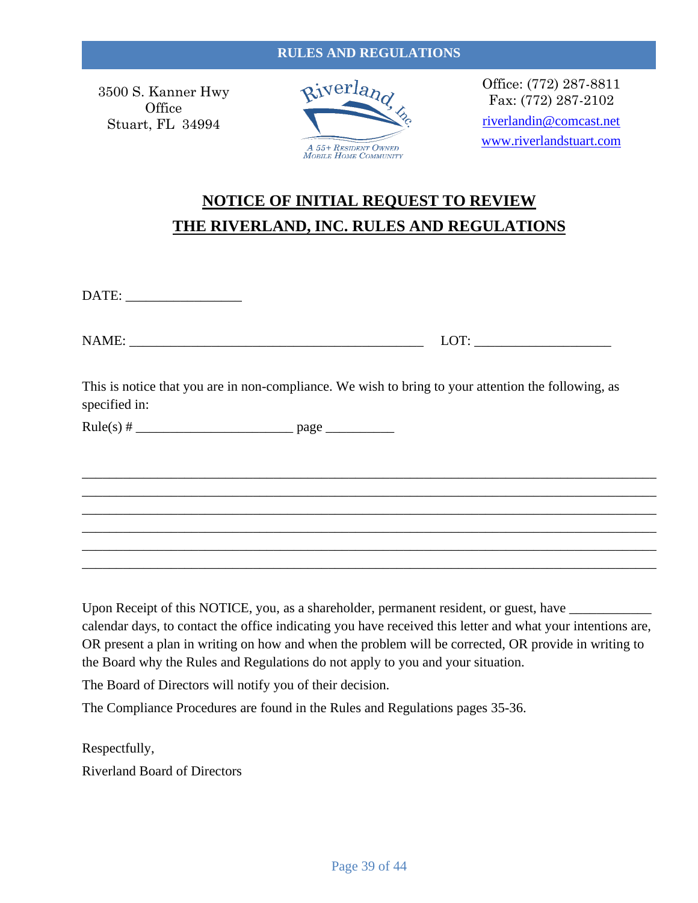3500 S. Kanner Hwy
Office
Stuart, FL 34994

Riverland, Inc.
A 55+ Resident Owned Mobile Home Community

Office: (772) 287-8811
Fax: (772) 287-2102
riverlandin@comcast.net
www.riverlandstuart.com

# NOTICE OF INITIAL REQUEST TO REVIEW THE RIVERLAND, INC. RULES AND REGULATIONS

DATE: _________________

NAME: ____________________________________________ LOT: ____________________

This is notice that you are in non-compliance. We wish to bring to your attention the following, as specified in:

Rule(s) # _______________________ page __________

_____________________________________________________________________________

_____________________________________________________________________________

_____________________________________________________________________________

_____________________________________________________________________________

_____________________________________________________________________________

_____________________________________________________________________________

Upon Receipt of this NOTICE, you, as a shareholder, permanent resident, or guest, have ____________ calendar days, to contact the office indicating you have received this letter and what your intentions are, OR present a plan in writing on how and when the problem will be corrected, OR provide in writing to the Board why the Rules and Regulations do not apply to you and your situation.

The Board of Directors will notify you of their decision.

The Compliance Procedures are found in the Rules and Regulations pages 35-36.

Respectfully,

Riverland Board of Directors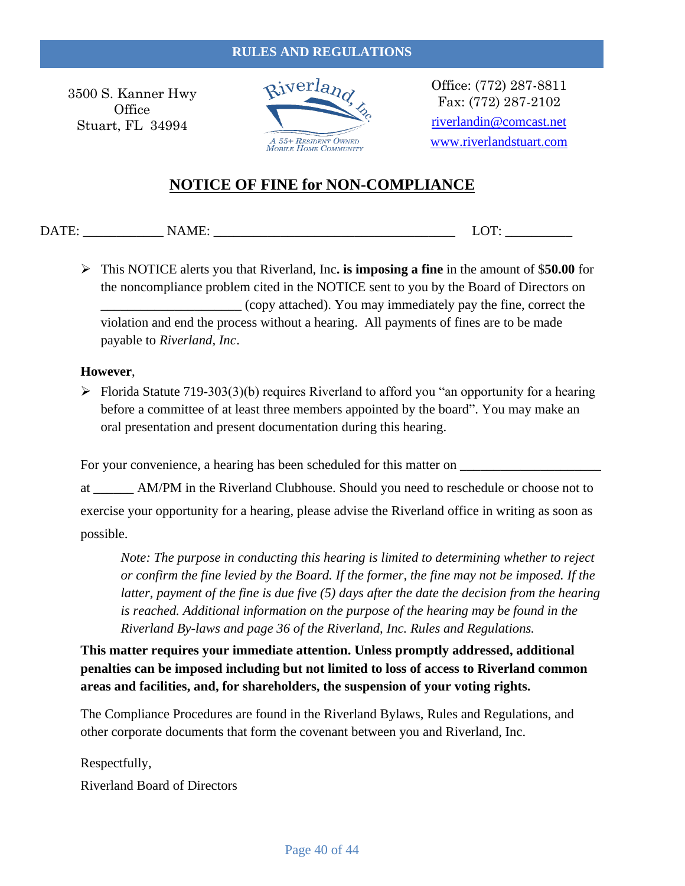**RULES AND REGULATIONS**

3500 S. Kanner Hwy
Office
Stuart, FL 34994

Riverland, Inc.
A 55+ Resident Owned Mobile Home Community

Office: (772) 287-8811
Fax: (772) 287-2102
riverlandin@comcast.net
www.riverlandstuart.com

# NOTICE OF FINE for NON-COMPLIANCE

DATE: ____________ NAME: ____________________________________ LOT: __________

- This NOTICE alerts you that Riverland, Inc**. is imposing a fine** in the amount of $**50.00** for the noncompliance problem cited in the NOTICE sent to you by the Board of Directors on ____________________ (copy attached). You may immediately pay the fine, correct the violation and end the process without a hearing. All payments of fines are to be made payable to *Riverland, Inc*.

**However**,

- Florida Statute 719-303(3)(b) requires Riverland to afford you "an opportunity for a hearing before a committee of at least three members appointed by the board". You may make an oral presentation and present documentation during this hearing.

For your convenience, a hearing has been scheduled for this matter on ____________________ at ______ AM/PM in the Riverland Clubhouse. Should you need to reschedule or choose not to exercise your opportunity for a hearing, please advise the Riverland office in writing as soon as possible.

> *Note: The purpose in conducting this hearing is limited to determining whether to reject or confirm the fine levied by the Board. If the former, the fine may not be imposed. If the latter, payment of the fine is due five (5) days after the date the decision from the hearing is reached. Additional information on the purpose of the hearing may be found in the Riverland By-laws and page 36 of the Riverland, Inc. Rules and Regulations.*

**This matter requires your immediate attention. Unless promptly addressed, additional penalties can be imposed including but not limited to loss of access to Riverland common areas and facilities, and, for shareholders, the suspension of your voting rights.**

The Compliance Procedures are found in the Riverland Bylaws, Rules and Regulations, and other corporate documents that form the covenant between you and Riverland, Inc.

Respectfully,

Riverland Board of Directors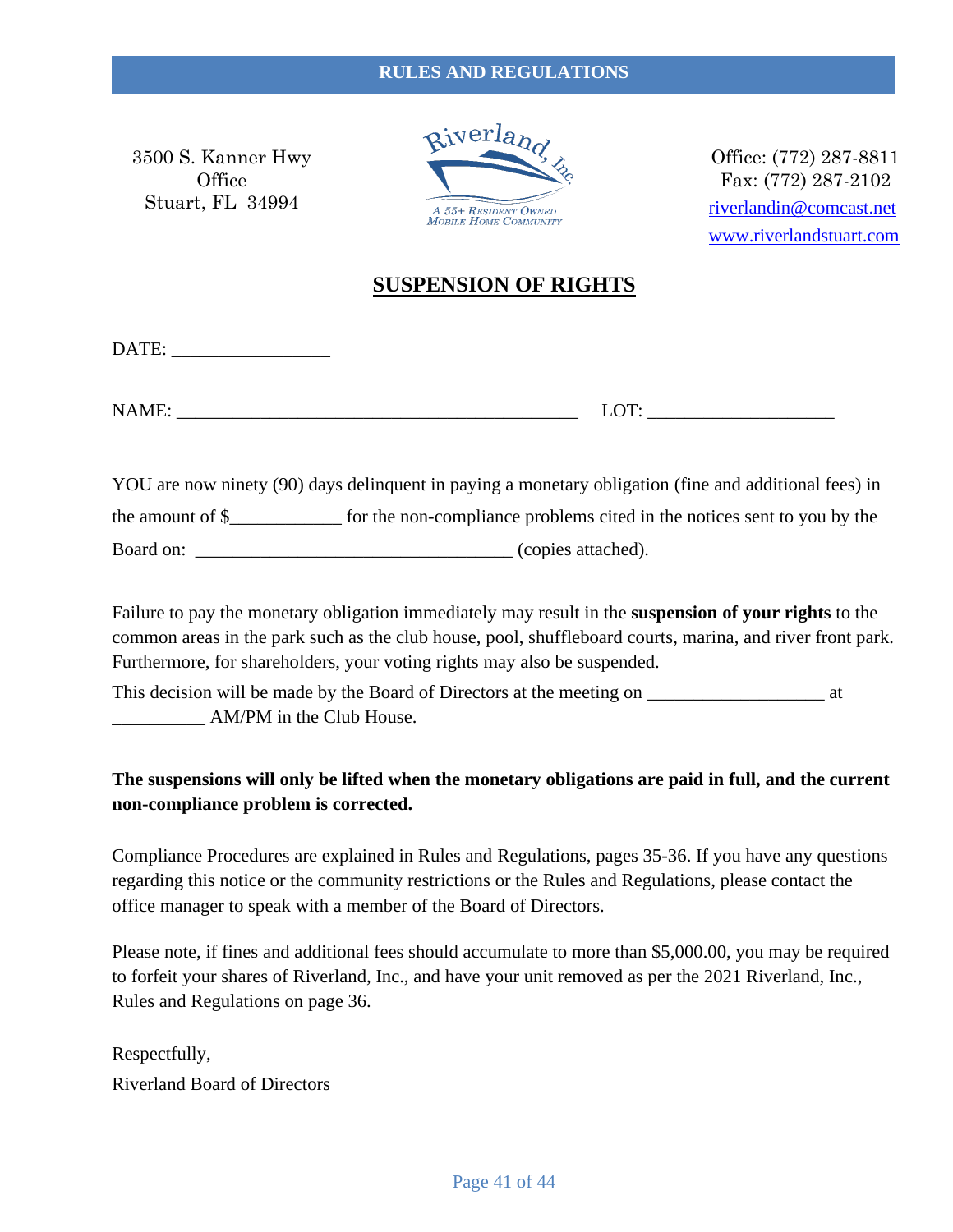3500 S. Kanner Hwy
Office
Stuart, FL 34994

Riverland, Inc.
A 55+ Resident Owned Mobile Home Community

Office: (772) 287-8811
Fax: (772) 287-2102
riverlandin@comcast.net
www.riverlandstuart.com

# SUSPENSION OF RIGHTS

DATE: ________________

NAME: ____________________________________________ LOT: ___________________

YOU are now ninety (90) days delinquent in paying a monetary obligation (fine and additional fees) in the amount of $____________ for the non-compliance problems cited in the notices sent to you by the Board on: __________________________________ (copies attached).

Failure to pay the monetary obligation immediately may result in the **suspension of your rights** to the common areas in the park such as the club house, pool, shuffleboard courts, marina, and river front park. Furthermore, for shareholders, your voting rights may also be suspended.

This decision will be made by the Board of Directors at the meeting on ___________________ at __________ AM/PM in the Club House.

**The suspensions will only be lifted when the monetary obligations are paid in full, and the current non-compliance problem is corrected.**

Compliance Procedures are explained in Rules and Regulations, pages 35-36. If you have any questions regarding this notice or the community restrictions or the Rules and Regulations, please contact the office manager to speak with a member of the Board of Directors.

Please note, if fines and additional fees should accumulate to more than $5,000.00, you may be required to forfeit your shares of Riverland, Inc., and have your unit removed as per the 2021 Riverland, Inc., Rules and Regulations on page 36.

Respectfully,
Riverland Board of Directors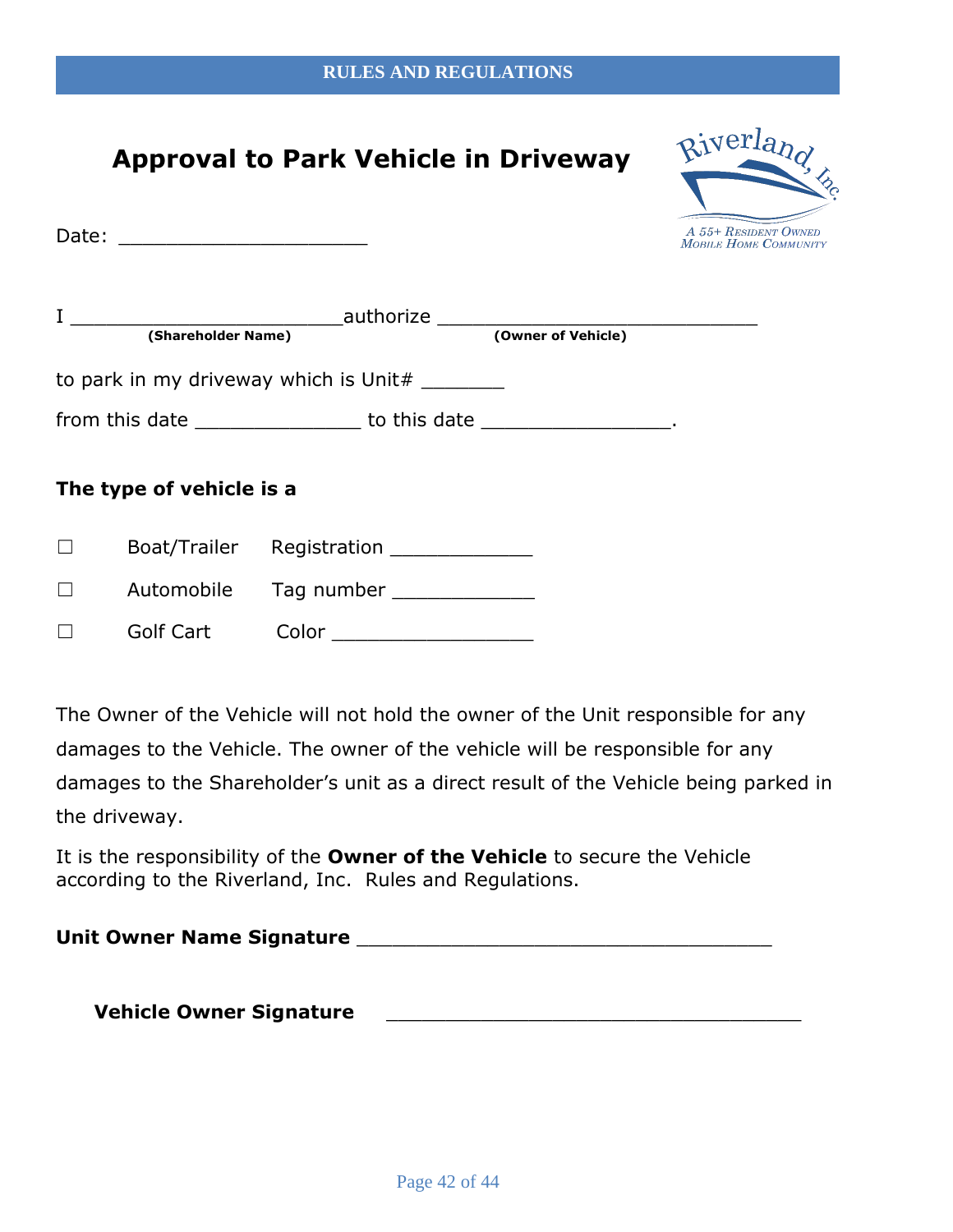# Approval to Park Vehicle in Driveway

Date: ____________________

I ______________________ authorize __________________________
(Shareholder Name) (Owner of Vehicle)

to park in my driveway which is Unit# _______

from this date _____________ to this date _______________.

**The type of vehicle is a**

☐ Boat/Trailer Registration ____________

☐ Automobile Tag number ____________

☐ Golf Cart Color _________________

The Owner of the Vehicle will not hold the owner of the Unit responsible for any damages to the Vehicle. The owner of the vehicle will be responsible for any damages to the Shareholder's unit as a direct result of the Vehicle being parked in the driveway.

It is the responsibility of the **Owner of the Vehicle** to secure the Vehicle according to the Riverland, Inc. Rules and Regulations.

**Unit Owner Name Signature** _________________________________

**Vehicle Owner Signature** _________________________________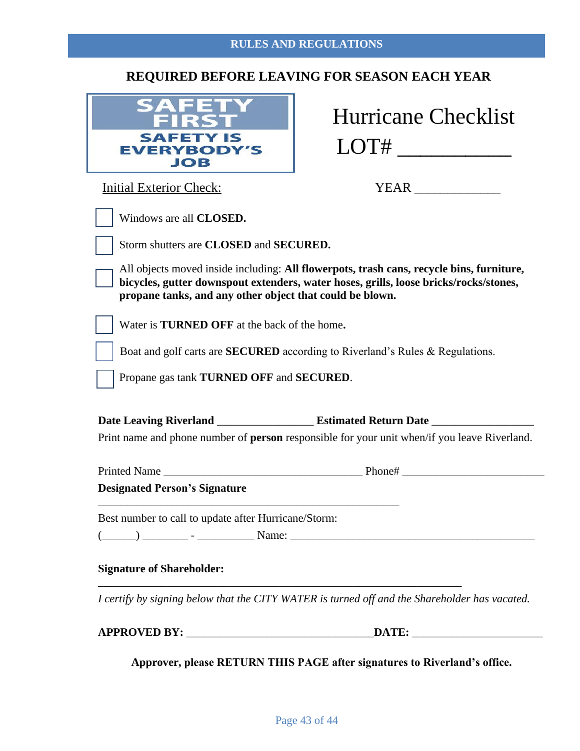RULES AND REGULATIONS

## REQUIRED BEFORE LEAVING FOR SEASON EACH YEAR

**SAFETY FIRST**
**SAFETY IS EVERYBODY'S JOB**

# Hurricane Checklist

LOT# ___________

Initial Exterior Check:

YEAR _____________

- [ ] Windows are all **CLOSED.**
- [ ] Storm shutters are **CLOSED** and **SECURED.**
- [ ] All objects moved inside including: **All flowerpots, trash cans, recycle bins, furniture, bicycles, gutter downspout extenders, water hoses, grills, loose bricks/rocks/stones, propane tanks, and any other object that could be blown.**
- [ ] Water is **TURNED OFF** at the back of the home**.**
- [ ] Boat and golf carts are **SECURED** according to Riverland's Rules & Regulations.
- [ ] Propane gas tank **TURNED OFF** and **SECURED**.

**Date Leaving Riverland** _________________ **Estimated Return Date** __________________

Print name and phone number of **person** responsible for your unit when/if you leave Riverland.

Printed Name ____________________________________ Phone# _________________________

**Designated Person's Signature**

_______________________________________________________

Best number to call to update after Hurricane/Storm:

(______) ________ - __________ Name: ____________________________________________

**Signature of Shareholder:**

___________________________________________________________________

*I certify by signing below that the CITY WATER is turned off and the Shareholder has vacated.*

**APPROVED BY:** _________________________________**DATE:** _______________________

**Approver, please RETURN THIS PAGE after signatures to Riverland's office.**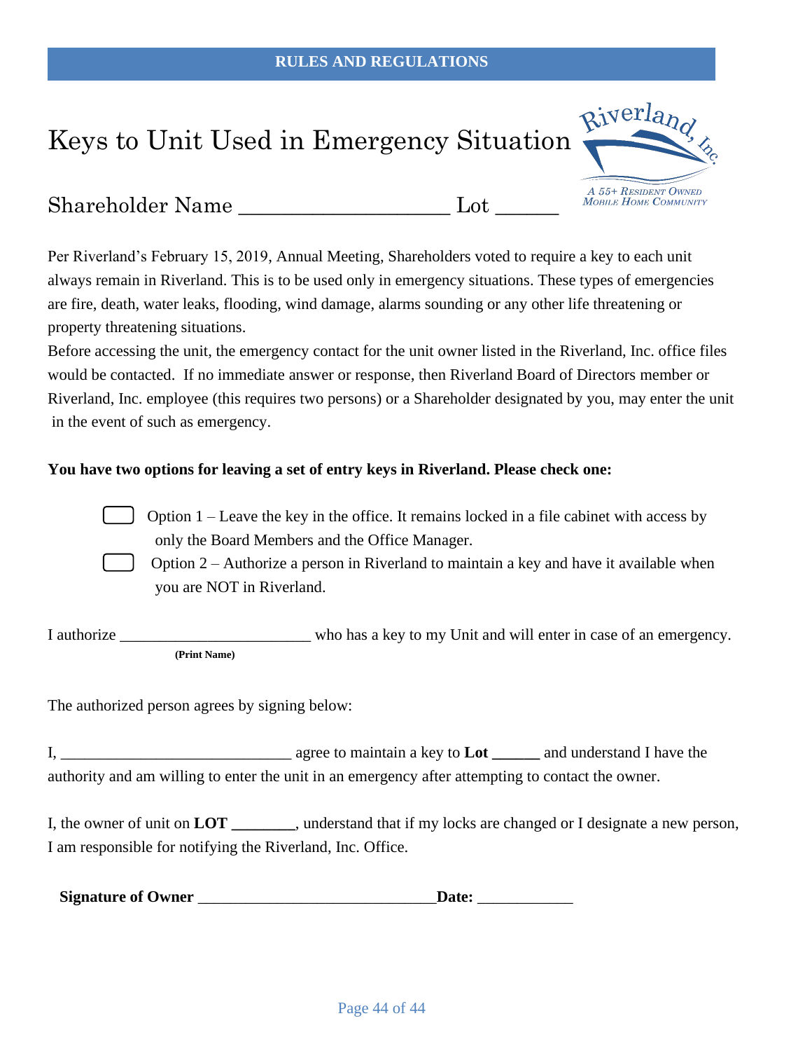# Keys to Unit Used in Emergency Situation

Shareholder Name ____________________ Lot ______

Per Riverland's February 15, 2019, Annual Meeting, Shareholders voted to require a key to each unit always remain in Riverland. This is to be used only in emergency situations. These types of emergencies are fire, death, water leaks, flooding, wind damage, alarms sounding or any other life threatening or property threatening situations.

Before accessing the unit, the emergency contact for the unit owner listed in the Riverland, Inc. office files would be contacted. If no immediate answer or response, then Riverland Board of Directors member or Riverland, Inc. employee (this requires two persons) or a Shareholder designated by you, may enter the unit in the event of such as emergency.

**You have two options for leaving a set of entry keys in Riverland. Please check one:**

- ☐ Option 1 – Leave the key in the office. It remains locked in a file cabinet with access by only the Board Members and the Office Manager.
- ☐ Option 2 – Authorize a person in Riverland to maintain a key and have it available when you are NOT in Riverland.

I authorize ________________________ who has a key to my Unit and will enter in case of an emergency.
**(Print Name)**

The authorized person agrees by signing below:

I, _____________________________ agree to maintain a key to **Lot ______** and understand I have the authority and am willing to enter the unit in an emergency after attempting to contact the owner.

I, the owner of unit on **LOT ________**, understand that if my locks are changed or I designate a new person, I am responsible for notifying the Riverland, Inc. Office.

**Signature of Owner** ______________________________**Date:** ____________